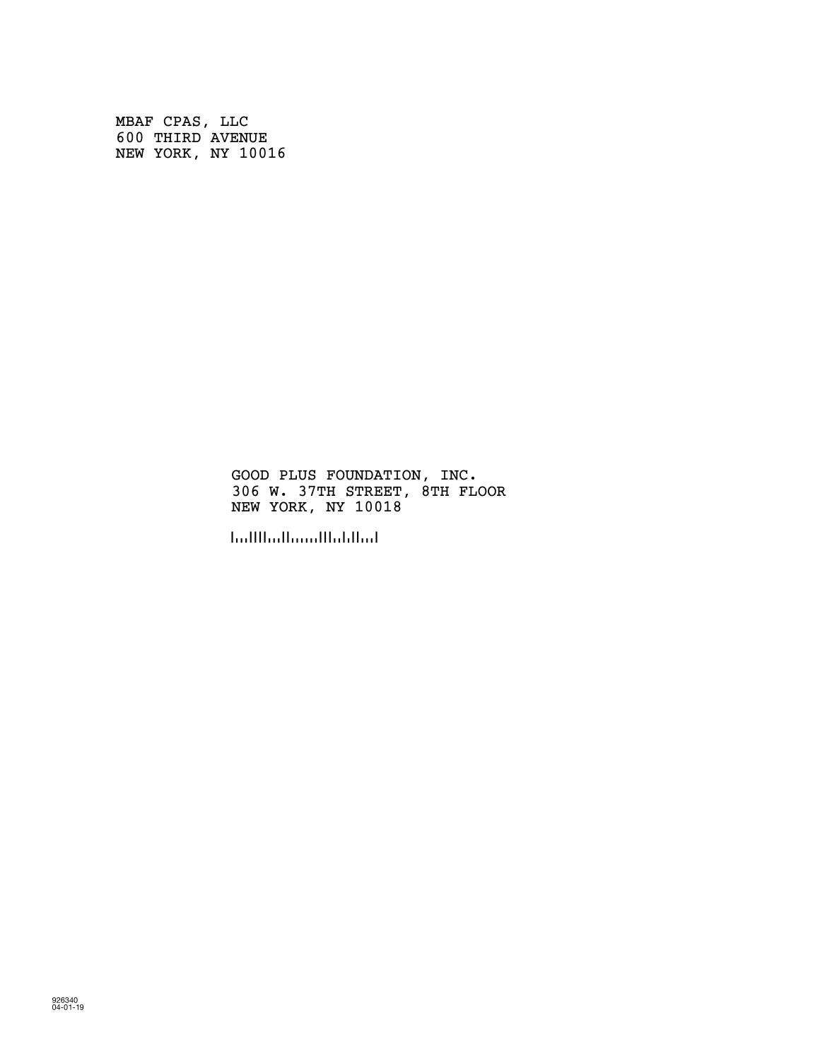MBAF CPAS, LLC
600 THIRD AVENUE
NEW YORK, NY 10016

GOOD PLUS FOUNDATION, INC.
306 W. 37TH STREET, 8TH FLOOR
NEW YORK, NY 10018

926340
04-01-19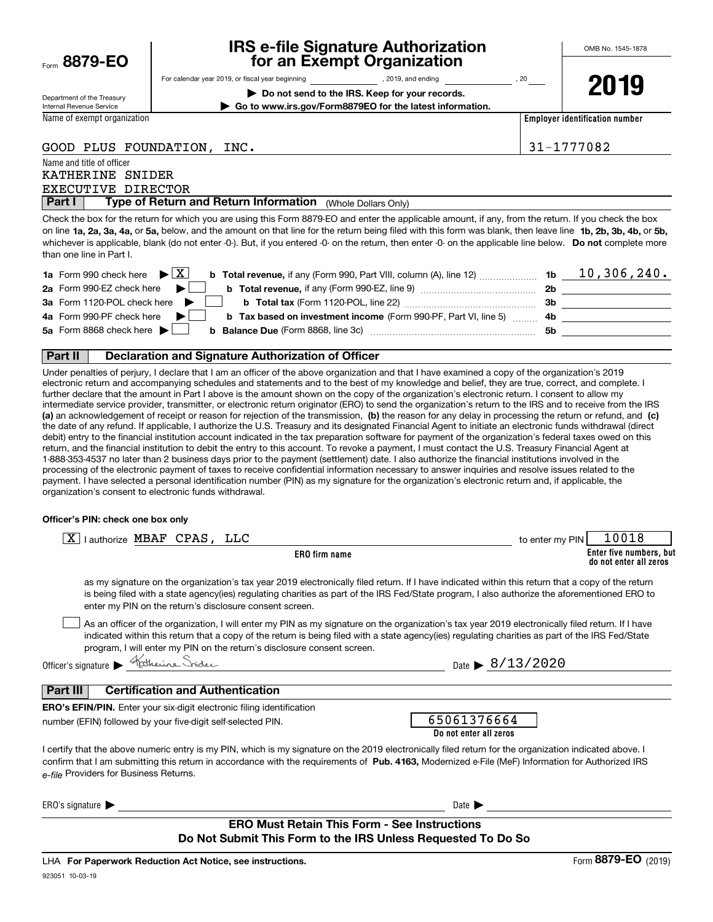Form **8879-EO**

Department of the Treasury
Internal Revenue Service

# IRS e-file Signature Authorization for an Exempt Organization

For calendar year 2019, or fiscal year beginning ______, 2019, and ending ______, 20___

▶ **Do not send to the IRS. Keep for your records.**

▶ **Go to www.irs.gov/Form8879EO for the latest information.**

OMB No. 1545-1878

**2019**

Name of exempt organization: GOOD PLUS FOUNDATION, INC.

**Employer identification number:** 31-1777082

Name and title of officer:
KATHERINE SNIDER
EXECUTIVE DIRECTOR

## Part I — Type of Return and Return Information (Whole Dollars Only)

Check the box for the return for which you are using this Form 8879-EO and enter the applicable amount, if any, from the return. If you check the box on line **1a, 2a, 3a, 4a,** or **5a,** below, and the amount on that line for the return being filed with this form was blank, then leave line **1b, 2b, 3b, 4b,** or **5b,** whichever is applicable, blank (do not enter -0-). But, if you entered -0- on the return, then enter -0- on the applicable line below. **Do not** complete more than one line in Part I.

| | | | | |
|---|---|---|---|---|
| **1a** Form 990 check here ▶ | X | **b Total revenue,** if any (Form 990, Part VIII, column (A), line 12) | **1b** | 10,306,240. |
| **2a** Form 990-EZ check here ▶ | | **b Total revenue,** if any (Form 990-EZ, line 9) | **2b** | |
| **3a** Form 1120-POL check here ▶ | | **b Total tax** (Form 1120-POL, line 22) | **3b** | |
| **4a** Form 990-PF check here ▶ | | **b Tax based on investment income** (Form 990-PF, Part VI, line 5) | **4b** | |
| **5a** Form 8868 check here ▶ | | **b Balance Due** (Form 8868, line 3c) | **5b** | |

## Part II — Declaration and Signature Authorization of Officer

Under penalties of perjury, I declare that I am an officer of the above organization and that I have examined a copy of the organization's 2019 electronic return and accompanying schedules and statements and to the best of my knowledge and belief, they are true, correct, and complete. I further declare that the amount in Part I above is the amount shown on the copy of the organization's electronic return. I consent to allow my intermediate service provider, transmitter, or electronic return originator (ERO) to send the organization's return to the IRS and to receive from the IRS **(a)** an acknowledgement of receipt or reason for rejection of the transmission, **(b)** the reason for any delay in processing the return or refund, and **(c)** the date of any refund. If applicable, I authorize the U.S. Treasury and its designated Financial Agent to initiate an electronic funds withdrawal (direct debit) entry to the financial institution account indicated in the tax preparation software for payment of the organization's federal taxes owed on this return, and the financial institution to debit the entry to this account. To revoke a payment, I must contact the U.S. Treasury Financial Agent at 1-888-353-4537 no later than 2 business days prior to the payment (settlement) date. I also authorize the financial institutions involved in the processing of the electronic payment of taxes to receive confidential information necessary to answer inquiries and resolve issues related to the payment. I have selected a personal identification number (PIN) as my signature for the organization's electronic return and, if applicable, the organization's consent to electronic funds withdrawal.

**Officer's PIN: check one box only**

[X] I authorize MBAF CPAS, LLC (**ERO firm name**) to enter my PIN 10018 (**Enter five numbers, but do not enter all zeros**)

as my signature on the organization's tax year 2019 electronically filed return. If I have indicated within this return that a copy of the return is being filed with a state agency(ies) regulating charities as part of the IRS Fed/State program, I also authorize the aforementioned ERO to enter my PIN on the return's disclosure consent screen.

[ ] As an officer of the organization, I will enter my PIN as my signature on the organization's tax year 2019 electronically filed return. If I have indicated within this return that a copy of the return is being filed with a state agency(ies) regulating charities as part of the IRS Fed/State program, I will enter my PIN on the return's disclosure consent screen.

Officer's signature ▶ Katherine Snider    Date ▶ 8/13/2020

## Part III — Certification and Authentication

**ERO's EFIN/PIN.** Enter your six-digit electronic filing identification number (EFIN) followed by your five-digit self-selected PIN.

65061376664
**Do not enter all zeros**

I certify that the above numeric entry is my PIN, which is my signature on the 2019 electronically filed return for the organization indicated above. I confirm that I am submitting this return in accordance with the requirements of **Pub. 4163,** Modernized e-File (MeF) Information for Authorized IRS *e-file* Providers for Business Returns.

ERO's signature ▶ ______    Date ▶ ______

**ERO Must Retain This Form - See Instructions**
**Do Not Submit This Form to the IRS Unless Requested To Do So**

LHA **For Paperwork Reduction Act Notice, see instructions.**    Form **8879-EO** (2019)

923051 10-03-19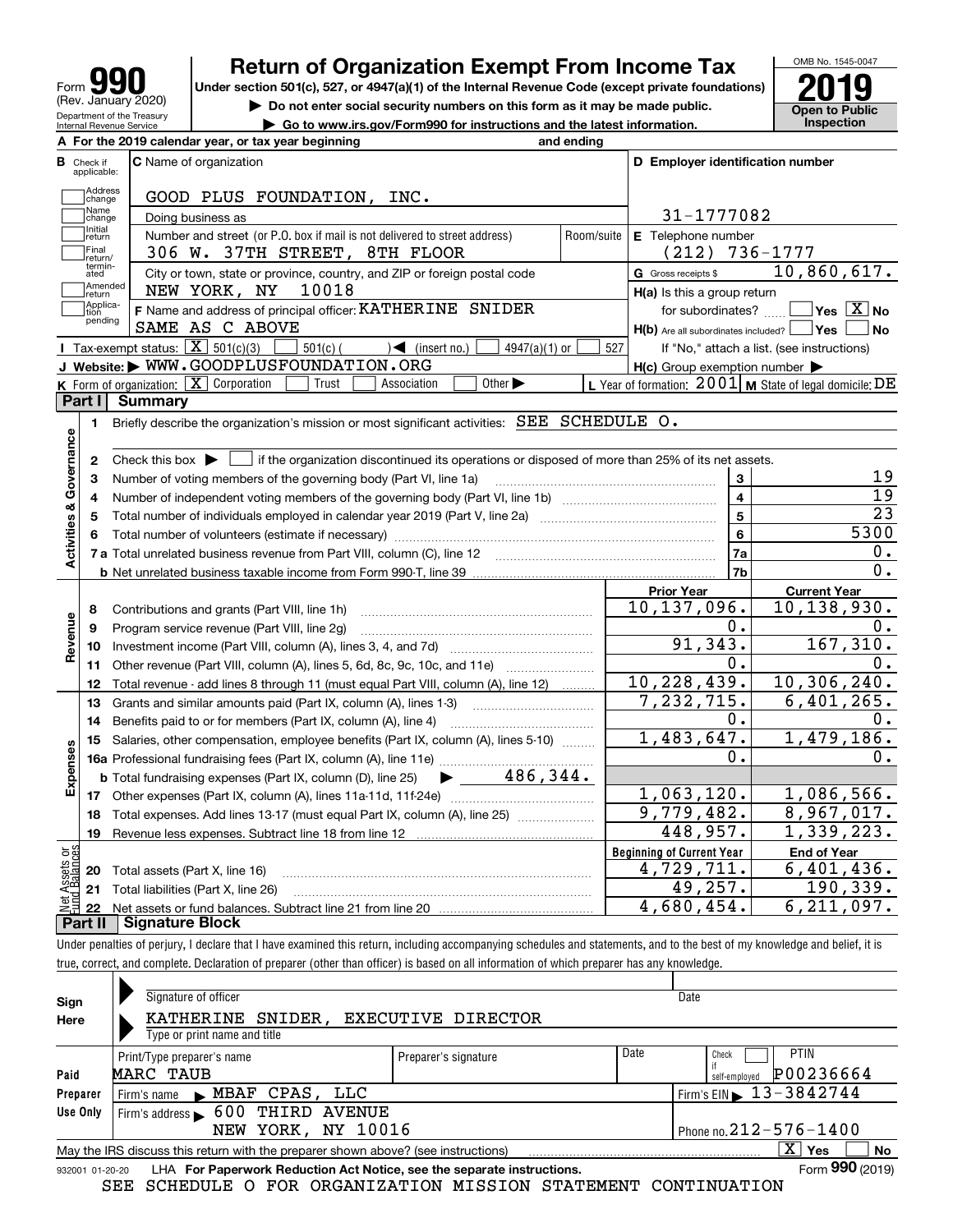# Form 990 — Return of Organization Exempt From Income Tax — 2019

Under section 501(c), 527, or 4947(a)(1) of the Internal Revenue Code (except private foundations)

▶ Do not enter social security numbers on this form as it may be made public.

▶ Go to www.irs.gov/Form990 for instructions and the latest information.

Form 990 (Rev. January 2020)
Department of the Treasury
Internal Revenue Service

OMB No. 1545-0047
Open to Public Inspection

**A** For the 2019 calendar year, or tax year beginning and ending

**B** Check if applicable: Address change, Name change, Initial return, Final return/terminated, Amended return, Application pending

**C** Name of organization: GOOD PLUS FOUNDATION, INC.

Doing business as

Number and street (or P.O. box if mail is not delivered to street address): 306 W. 37TH STREET, 8TH FLOOR — Room/suite

City or town, state or province, country, and ZIP or foreign postal code: NEW YORK, NY 10018

**D** Employer identification number: 31-1777082

**E** Telephone number: (212) 736-1777

**G** Gross receipts $ 10,860,617.

**F** Name and address of principal officer: KATHERINE SNIDER
SAME AS C ABOVE

**H(a)** Is this a group return for subordinates? ☐ Yes ☒ No

**H(b)** Are all subordinates included? ☐ Yes ☐ No
If "No," attach a list. (see instructions)

**H(c)** Group exemption number ▶

**I** Tax-exempt status: ☒ 501(c)(3) ☐ 501(c) ( ) ◀ (insert no.) ☐ 4947(a)(1) or ☐ 527

**J** Website: ▶ WWW.GOODPLUSFOUNDATION.ORG

**K** Form of organization: ☒ Corporation ☐ Trust ☐ Association ☐ Other ▶

**L** Year of formation: 2001 **M** State of legal domicile: DE

## Part I Summary

**Activities & Governance**

1. Briefly describe the organization's mission or most significant activities: SEE SCHEDULE O.
2. Check this box ▶ ☐ if the organization discontinued its operations or disposed of more than 25% of its net assets.

| | | | |
|---|---|---|---|
| 3 | Number of voting members of the governing body (Part VI, line 1a) | 3 | 19 |
| 4 | Number of independent voting members of the governing body (Part VI, line 1b) | 4 | 19 |
| 5 | Total number of individuals employed in calendar year 2019 (Part V, line 2a) | 5 | 23 |
| 6 | Total number of volunteers (estimate if necessary) | 6 | 5300 |
| 7a | Total unrelated business revenue from Part VIII, column (C), line 12 | 7a | 0. |
| b | Net unrelated business taxable income from Form 990-T, line 39 | 7b | 0. |

| | | Prior Year | Current Year |
|---|---|---|---|
| **Revenue** | | | |
| 8 | Contributions and grants (Part VIII, line 1h) | 10,137,096. | 10,138,930. |
| 9 | Program service revenue (Part VIII, line 2g) | 0. | 0. |
| 10 | Investment income (Part VIII, column (A), lines 3, 4, and 7d) | 91,343. | 167,310. |
| 11 | Other revenue (Part VIII, column (A), lines 5, 6d, 8c, 9c, 10c, and 11e) | 0. | 0. |
| 12 | Total revenue - add lines 8 through 11 (must equal Part VIII, column (A), line 12) | 10,228,439. | 10,306,240. |
| **Expenses** | | | |
| 13 | Grants and similar amounts paid (Part IX, column (A), lines 1-3) | 7,232,715. | 6,401,265. |
| 14 | Benefits paid to or for members (Part IX, column (A), line 4) | 0. | 0. |
| 15 | Salaries, other compensation, employee benefits (Part IX, column (A), lines 5-10) | 1,483,647. | 1,479,186. |
| 16a | Professional fundraising fees (Part IX, column (A), line 11e) | 0. | 0. |
| b | Total fundraising expenses (Part IX, column (D), line 25) ▶ 486,344. | | |
| 17 | Other expenses (Part IX, column (A), lines 11a-11d, 11f-24e) | 1,063,120. | 1,086,566. |
| 18 | Total expenses. Add lines 13-17 (must equal Part IX, column (A), line 25) | 9,779,482. | 8,967,017. |
| 19 | Revenue less expenses. Subtract line 18 from line 12 | 448,957. | 1,339,223. |

| **Net Assets or Fund Balances** | | Beginning of Current Year | End of Year |
|---|---|---|---|
| 20 | Total assets (Part X, line 16) | 4,729,711. | 6,401,436. |
| 21 | Total liabilities (Part X, line 26) | 49,257. | 190,339. |
| 22 | Net assets or fund balances. Subtract line 21 from line 20 | 4,680,454. | 6,211,097. |

## Part II Signature Block

Under penalties of perjury, I declare that I have examined this return, including accompanying schedules and statements, and to the best of my knowledge and belief, it is true, correct, and complete. Declaration of preparer (other than officer) is based on all information of which preparer has any knowledge.

**Sign Here**

Signature of officer — Date

KATHERINE SNIDER, EXECUTIVE DIRECTOR
Type or print name and title

**Paid Preparer Use Only**

| Print/Type preparer's name | Preparer's signature | Date | Check ☐ if self-employed | PTIN |
|---|---|---|---|---|
| MARC TAUB | | | | P00236664 |

Firm's name ▶ MBAF CPAS, LLC — Firm's EIN ▶ 13-3842744

Firm's address ▶ 600 THIRD AVENUE, NEW YORK, NY 10016 — Phone no. 212-576-1400

May the IRS discuss this return with the preparer shown above? (see instructions) ☒ Yes ☐ No

932001 01-20-20 LHA For Paperwork Reduction Act Notice, see the separate instructions. Form 990 (2019)

SEE SCHEDULE O FOR ORGANIZATION MISSION STATEMENT CONTINUATION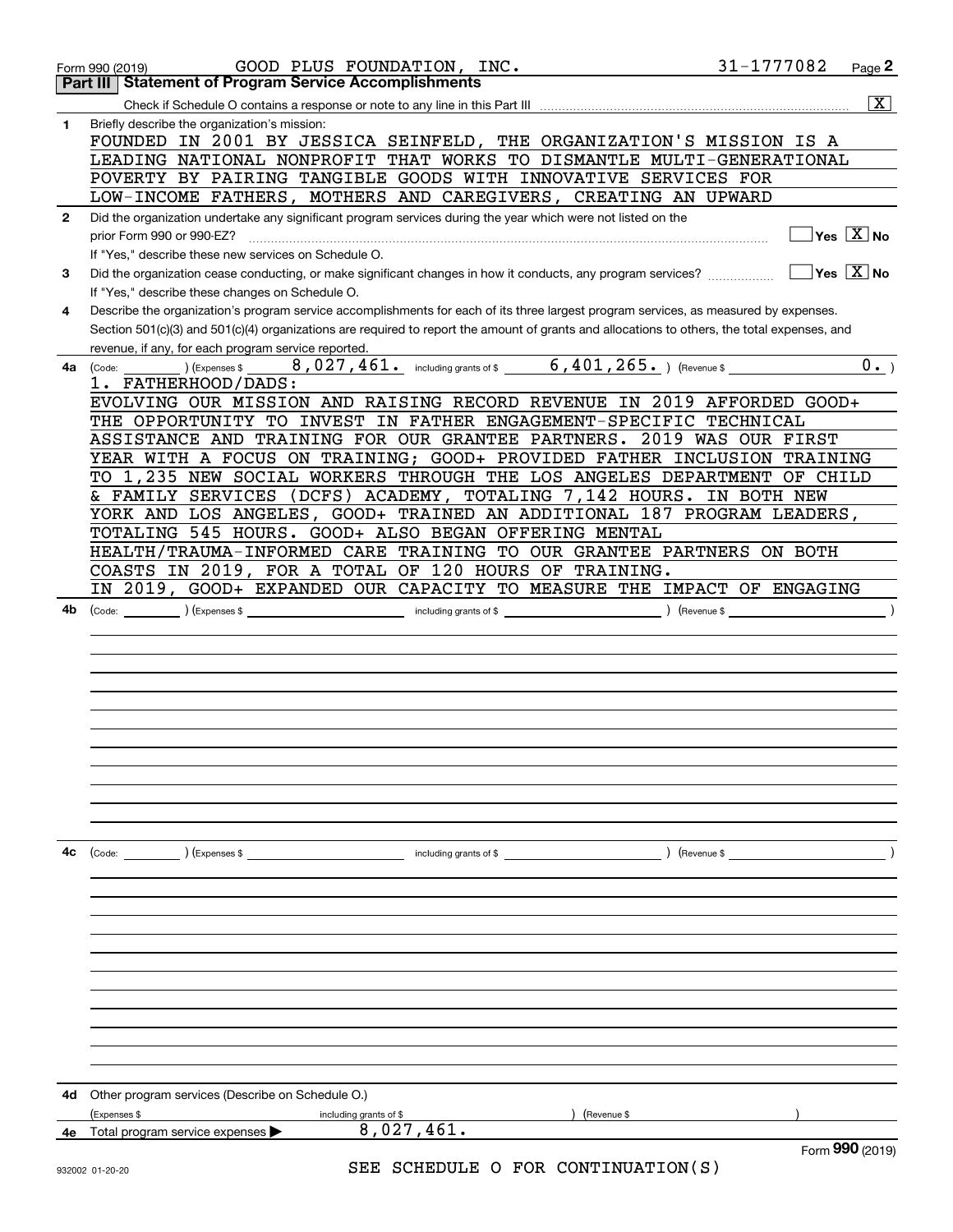Form 990 (2019) GOOD PLUS FOUNDATION, INC. 31-1777082 Page 2

## Part III Statement of Program Service Accomplishments

Check if Schedule O contains a response or note to any line in this Part III [X]

**1** Briefly describe the organization's mission:

FOUNDED IN 2001 BY JESSICA SEINFELD, THE ORGANIZATION'S MISSION IS A LEADING NATIONAL NONPROFIT THAT WORKS TO DISMANTLE MULTI-GENERATIONAL POVERTY BY PAIRING TANGIBLE GOODS WITH INNOVATIVE SERVICES FOR LOW-INCOME FATHERS, MOTHERS AND CAREGIVERS, CREATING AN UPWARD

**2** Did the organization undertake any significant program services during the year which were not listed on the prior Form 990 or 990-EZ? [ ] Yes [X] No

If "Yes," describe these new services on Schedule O.

**3** Did the organization cease conducting, or make significant changes in how it conducts, any program services? [ ] Yes [X] No

If "Yes," describe these changes on Schedule O.

**4** Describe the organization's program service accomplishments for each of its three largest program services, as measured by expenses. Section 501(c)(3) and 501(c)(4) organizations are required to report the amount of grants and allocations to others, the total expenses, and revenue, if any, for each program service reported.

**4a** (Code: ) (Expenses $ 8,027,461. including grants of $ 6,401,265. ) (Revenue $ 0. )

1. FATHERHOOD/DADS:

EVOLVING OUR MISSION AND RAISING RECORD REVENUE IN 2019 AFFORDED GOOD+ THE OPPORTUNITY TO INVEST IN FATHER ENGAGEMENT-SPECIFIC TECHNICAL ASSISTANCE AND TRAINING FOR OUR GRANTEE PARTNERS. 2019 WAS OUR FIRST YEAR WITH A FOCUS ON TRAINING; GOOD+ PROVIDED FATHER INCLUSION TRAINING TO 1,235 NEW SOCIAL WORKERS THROUGH THE LOS ANGELES DEPARTMENT OF CHILD & FAMILY SERVICES (DCFS) ACADEMY, TOTALING 7,142 HOURS. IN BOTH NEW YORK AND LOS ANGELES, GOOD+ TRAINED AN ADDITIONAL 187 PROGRAM LEADERS, TOTALING 545 HOURS. GOOD+ ALSO BEGAN OFFERING MENTAL HEALTH/TRAUMA-INFORMED CARE TRAINING TO OUR GRANTEE PARTNERS ON BOTH COASTS IN 2019, FOR A TOTAL OF 120 HOURS OF TRAINING. IN 2019, GOOD+ EXPANDED OUR CAPACITY TO MEASURE THE IMPACT OF ENGAGING

**4b** (Code: ) (Expenses $ including grants of $ ) (Revenue $ )

**4c** (Code: ) (Expenses $ including grants of $ ) (Revenue $ )

**4d** Other program services (Describe on Schedule O.)

(Expenses $ including grants of $ ) (Revenue $ )

**4e** Total program services expenses ▶ 8,027,461.

SEE SCHEDULE O FOR CONTINUATION(S)

Form 990 (2019)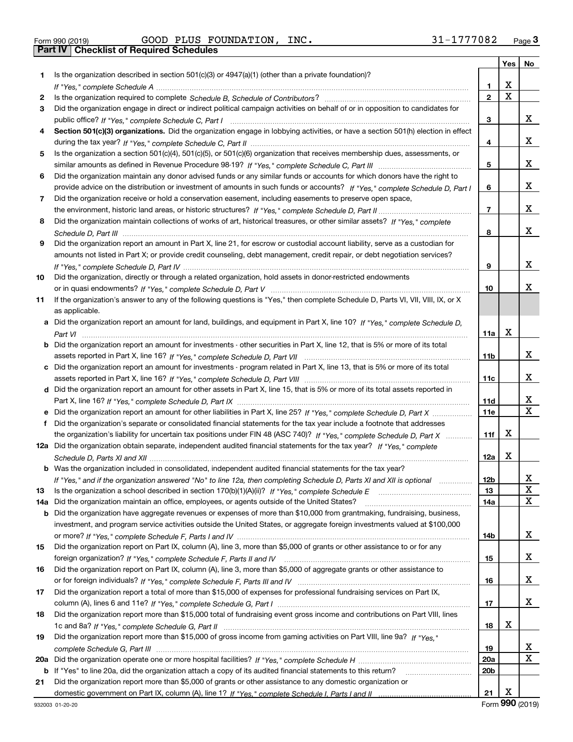Form 990 (2019) GOOD PLUS FOUNDATION, INC. 31-1777082 Page **3**

## Part IV Checklist of Required Schedules

| | | | Yes | No |
|---|---|---|---|---|
| 1 | Is the organization described in section 501(c)(3) or 4947(a)(1) (other than a private foundation)? *If "Yes," complete Schedule A* | 1 | X | |
| 2 | Is the organization required to complete *Schedule B, Schedule of Contributors*? | 2 | X | |
| 3 | Did the organization engage in direct or indirect political campaign activities on behalf of or in opposition to candidates for public office? *If "Yes," complete Schedule C, Part I* | 3 | | X |
| 4 | **Section 501(c)(3) organizations.** Did the organization engage in lobbying activities, or have a section 501(h) election in effect during the tax year? *If "Yes," complete Schedule C, Part II* | 4 | | X |
| 5 | Is the organization a section 501(c)(4), 501(c)(5), or 501(c)(6) organization that receives membership dues, assessments, or similar amounts as defined in Revenue Procedure 98-19? *If "Yes," complete Schedule C, Part III* | 5 | | X |
| 6 | Did the organization maintain any donor advised funds or any similar funds or accounts for which donors have the right to provide advice on the distribution or investment of amounts in such funds or accounts? *If "Yes," complete Schedule D, Part I* | 6 | | X |
| 7 | Did the organization receive or hold a conservation easement, including easements to preserve open space, the environment, historic land areas, or historic structures? *If "Yes," complete Schedule D, Part II* | 7 | | X |
| 8 | Did the organization maintain collections of works of art, historical treasures, or other similar assets? *If "Yes," complete Schedule D, Part III* | 8 | | X |
| 9 | Did the organization report an amount in Part X, line 21, for escrow or custodial account liability, serve as a custodian for amounts not listed in Part X; or provide credit counseling, debt management, credit repair, or debt negotiation services? *If "Yes," complete Schedule D, Part IV* | 9 | | X |
| 10 | Did the organization, directly or through a related organization, hold assets in donor-restricted endowments or in quasi endowments? *If "Yes," complete Schedule D, Part V* | 10 | | X |
| 11 | If the organization's answer to any of the following questions is "Yes," then complete Schedule D, Parts VI, VII, VIII, IX, or X as applicable. | | | |
| a | Did the organization report an amount for land, buildings, and equipment in Part X, line 10? *If "Yes," complete Schedule D, Part VI* | 11a | X | |
| b | Did the organization report an amount for investments - other securities in Part X, line 12, that is 5% or more of its total assets reported in Part X, line 16? *If "Yes," complete Schedule D, Part VII* | 11b | | X |
| c | Did the organization report an amount for investments - program related in Part X, line 13, that is 5% or more of its total assets reported in Part X, line 16? *If "Yes," complete Schedule D, Part VIII* | 11c | | X |
| d | Did the organization report an amount for other assets in Part X, line 15, that is 5% or more of its total assets reported in Part X, line 16? *If "Yes," complete Schedule D, Part IX* | 11d | | X |
| e | Did the organization report an amount for other liabilities in Part X, line 25? *If "Yes," complete Schedule D, Part X* | 11e | | X |
| f | Did the organization's separate or consolidated financial statements for the tax year include a footnote that addresses the organization's liability for uncertain tax positions under FIN 48 (ASC 740)? *If "Yes," complete Schedule D, Part X* | 11f | X | |
| 12a | Did the organization obtain separate, independent audited financial statements for the tax year? *If "Yes," complete Schedule D, Parts XI and XII* | 12a | X | |
| b | Was the organization included in consolidated, independent audited financial statements for the tax year? *If "Yes," and if the organization answered "No" to line 12a, then completing Schedule D, Parts XI and XII is optional* | 12b | | X |
| 13 | Is the organization a school described in section 170(b)(1)(A)(ii)? *If "Yes," complete Schedule E* | 13 | | X |
| 14a | Did the organization maintain an office, employees, or agents outside of the United States? | 14a | | X |
| b | Did the organization have aggregate revenues or expenses of more than $10,000 from grantmaking, fundraising, business, investment, and program service activities outside the United States, or aggregate foreign investments valued at $100,000 or more? *If "Yes," complete Schedule F, Parts I and IV* | 14b | | X |
| 15 | Did the organization report on Part IX, column (A), line 3, more than $5,000 of grants or other assistance to or for any foreign organization? *If "Yes," complete Schedule F, Parts II and IV* | 15 | | X |
| 16 | Did the organization report on Part IX, column (A), line 3, more than $5,000 of aggregate grants or other assistance to or for foreign individuals? *If "Yes," complete Schedule F, Parts III and IV* | 16 | | X |
| 17 | Did the organization report a total of more than $15,000 of expenses for professional fundraising services on Part IX, column (A), lines 6 and 11e? *If "Yes," complete Schedule G, Part I* | 17 | | X |
| 18 | Did the organization report more than $15,000 total of fundraising event gross income and contributions on Part VIII, lines 1c and 8a? *If "Yes," complete Schedule G, Part II* | 18 | X | |
| 19 | Did the organization report more than $15,000 of gross income from gaming activities on Part VIII, line 9a? *If "Yes," complete Schedule G, Part III* | 19 | | X |
| 20a | Did the organization operate one or more hospital facilities? *If "Yes," complete Schedule H* | 20a | | X |
| b | If "Yes" to line 20a, did the organization attach a copy of its audited financial statements to this return? | 20b | | |
| 21 | Did the organization report more than $5,000 of grants or other assistance to any domestic organization or domestic government on Part IX, column (A), line 1? *If "Yes," complete Schedule I, Parts I and II* | 21 | X | |

932003 01-20-20 Form **990** (2019)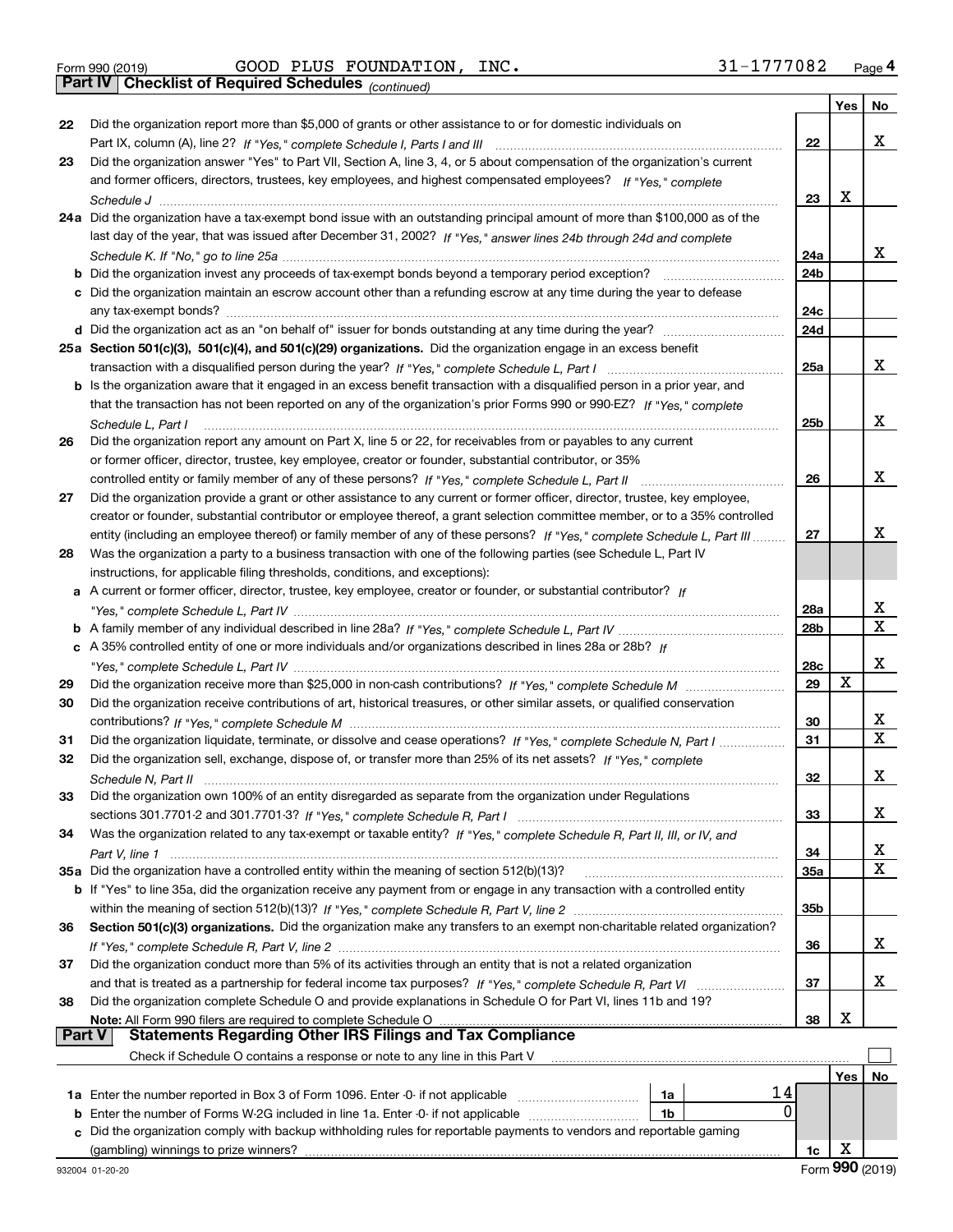Form 990 (2019) GOOD PLUS FOUNDATION, INC. 31-1777082 Page 4

**Part IV Checklist of Required Schedules** *(continued)*

| | | | Yes | No |
|---|---|---|---|---|
| 22 | Did the organization report more than $5,000 of grants or other assistance to or for domestic individuals on Part IX, column (A), line 2? *If "Yes," complete Schedule I, Parts I and III* | 22 | | X |
| 23 | Did the organization answer "Yes" to Part VII, Section A, line 3, 4, or 5 about compensation of the organization's current and former officers, directors, trustees, key employees, and highest compensated employees? *If "Yes," complete Schedule J* | 23 | X | |
| 24a | Did the organization have a tax-exempt bond issue with an outstanding principal amount of more than $100,000 as of the last day of the year, that was issued after December 31, 2002? *If "Yes," answer lines 24b through 24d and complete Schedule K. If "No," go to line 25a* | 24a | | X |
| b | Did the organization invest any proceeds of tax-exempt bonds beyond a temporary period exception? | 24b | | |
| c | Did the organization maintain an escrow account other than a refunding escrow at any time during the year to defease any tax-exempt bonds? | 24c | | |
| d | Did the organization act as an "on behalf of" issuer for bonds outstanding at any time during the year? | 24d | | |
| 25a | **Section 501(c)(3), 501(c)(4), and 501(c)(29) organizations.** Did the organization engage in an excess benefit transaction with a disqualified person during the year? *If "Yes," complete Schedule L, Part I* | 25a | | X |
| b | Is the organization aware that it engaged in an excess benefit transaction with a disqualified person in a prior year, and that the transaction has not been reported on any of the organization's prior Forms 990 or 990-EZ? *If "Yes," complete Schedule L, Part I* | 25b | | X |
| 26 | Did the organization report any amount on Part X, line 5 or 22, for receivables from or payables to any current or former officer, director, trustee, key employee, creator or founder, substantial contributor, or 35% controlled entity or family member of any of these persons? *If "Yes," complete Schedule L, Part II* | 26 | | X |
| 27 | Did the organization provide a grant or other assistance to any current or former officer, director, trustee, key employee, creator or founder, substantial contributor or employee thereof, a grant selection committee member, or to a 35% controlled entity (including an employee thereof) or family member of any of these persons? *If "Yes," complete Schedule L, Part III* | 27 | | X |
| 28 | Was the organization a party to a business transaction with one of the following parties (see Schedule L, Part IV instructions, for applicable filing thresholds, conditions, and exceptions): | | | |
| a | A current or former officer, director, trustee, key employee, creator or founder, or substantial contributor? *If "Yes," complete Schedule L, Part IV* | 28a | | X |
| b | A family member of any individual described in line 28a? *If "Yes," complete Schedule L, Part IV* | 28b | | X |
| c | A 35% controlled entity of one or more individuals and/or organizations described in lines 28a or 28b? *If "Yes," complete Schedule L, Part IV* | 28c | | X |
| 29 | Did the organization receive more than $25,000 in non-cash contributions? *If "Yes," complete Schedule M* | 29 | X | |
| 30 | Did the organization receive contributions of art, historical treasures, or other similar assets, or qualified conservation contributions? *If "Yes," complete Schedule M* | 30 | | X |
| 31 | Did the organization liquidate, terminate, or dissolve and cease operations? *If "Yes," complete Schedule N, Part I* | 31 | | X |
| 32 | Did the organization sell, exchange, dispose of, or transfer more than 25% of its net assets? *If "Yes," complete Schedule N, Part II* | 32 | | X |
| 33 | Did the organization own 100% of an entity disregarded as separate from the organization under Regulations sections 301.7701-2 and 301.7701-3? *If "Yes," complete Schedule R, Part I* | 33 | | X |
| 34 | Was the organization related to any tax-exempt or taxable entity? *If "Yes," complete Schedule R, Part II, III, or IV, and Part V, line 1* | 34 | | X |
| 35a | Did the organization have a controlled entity within the meaning of section 512(b)(13)? | 35a | | X |
| b | If "Yes" to line 35a, did the organization receive any payment from or engage in any transaction with a controlled entity within the meaning of section 512(b)(13)? *If "Yes," complete Schedule R, Part V, line 2* | 35b | | |
| 36 | **Section 501(c)(3) organizations.** Did the organization make any transfers to an exempt non-charitable related organization? *If "Yes," complete Schedule R, Part V, line 2* | 36 | | X |
| 37 | Did the organization conduct more than 5% of its activities through an entity that is not a related organization and that is treated as a partnership for federal income tax purposes? *If "Yes," complete Schedule R, Part VI* | 37 | | X |
| 38 | Did the organization complete Schedule O and provide explanations in Schedule O for Part VI, lines 11b and 19? **Note:** All Form 990 filers are required to complete Schedule O | 38 | X | |

**Part V Statements Regarding Other IRS Filings and Tax Compliance**

Check if Schedule O contains a response or note to any line in this Part V ☐

| | | | | | Yes | No |
|---|---|---|---|---|---|---|
| 1a | Enter the number reported in Box 3 of Form 1096. Enter -0- if not applicable | 1a | 14 | | | |
| b | Enter the number of Forms W-2G included in line 1a. Enter -0- if not applicable | 1b | 0 | | | |
| c | Did the organization comply with backup withholding rules for reportable payments to vendors and reportable gaming (gambling) winnings to prize winners? | | | 1c | X | |

932004 01-20-20 Form **990** (2019)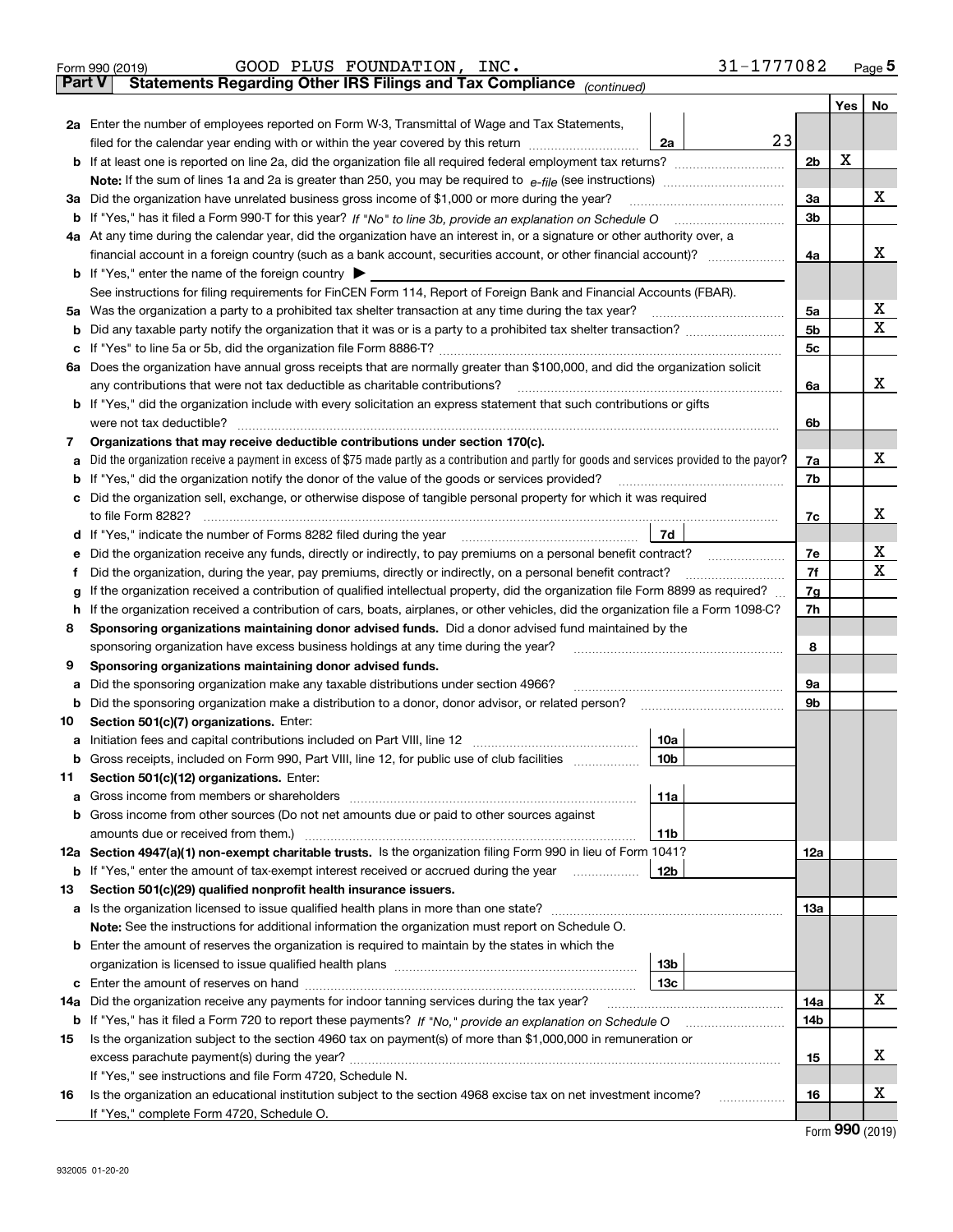Form 990 (2019) GOOD PLUS FOUNDATION, INC. 31-1777082 Page 5

**Part V Statements Regarding Other IRS Filings and Tax Compliance** *(continued)*

| | | | | | Yes | No |
|---|---|---|---|---|---|---|
| **2a** | Enter the number of employees reported on Form W-3, Transmittal of Wage and Tax Statements, filed for the calendar year ending with or within the year covered by this return | 2a | 23 | | | |
| **b** | If at least one is reported on line 2a, did the organization file all required federal employment tax returns? | | | 2b | X | |
| | **Note:** If the sum of lines 1a and 2a is greater than 250, you may be required to *e-file* (see instructions) | | | | | |
| **3a** | Did the organization have unrelated business gross income of $1,000 or more during the year? | | | 3a | | X |
| **b** | If "Yes," has it filed a Form 990-T for this year? *If "No" to line 3b, provide an explanation on Schedule O* | | | 3b | | |
| **4a** | At any time during the calendar year, did the organization have an interest in, or a signature or other authority over, a financial account in a foreign country (such as a bank account, securities account, or other financial account)? | | | 4a | | X |
| **b** | If "Yes," enter the name of the foreign country ▶ | | | | | |
| | See instructions for filing requirements for FinCEN Form 114, Report of Foreign Bank and Financial Accounts (FBAR). | | | | | |
| **5a** | Was the organization a party to a prohibited tax shelter transaction at any time during the tax year? | | | 5a | | X |
| **b** | Did any taxable party notify the organization that it was or is a party to a prohibited tax shelter transaction? | | | 5b | | X |
| **c** | If "Yes" to line 5a or 5b, did the organization file Form 8886-T? | | | 5c | | |
| **6a** | Does the organization have annual gross receipts that are normally greater than $100,000, and did the organization solicit any contributions that were not tax deductible as charitable contributions? | | | 6a | | X |
| **b** | If "Yes," did the organization include with every solicitation an express statement that such contributions or gifts were not tax deductible? | | | 6b | | |
| **7** | **Organizations that may receive deductible contributions under section 170(c).** | | | | | |
| **a** | Did the organization receive a payment in excess of $75 made partly as a contribution and partly for goods and services provided to the payor? | | | 7a | | X |
| **b** | If "Yes," did the organization notify the donor of the value of the goods or services provided? | | | 7b | | |
| **c** | Did the organization sell, exchange, or otherwise dispose of tangible personal property for which it was required to file Form 8282? | | | 7c | | X |
| **d** | If "Yes," indicate the number of Forms 8282 filed during the year | 7d | | | | |
| **e** | Did the organization receive any funds, directly or indirectly, to pay premiums on a personal benefit contract? | | | 7e | | X |
| **f** | Did the organization, during the year, pay premiums, directly or indirectly, on a personal benefit contract? | | | 7f | | X |
| **g** | If the organization received a contribution of qualified intellectual property, did the organization file Form 8899 as required? | | | 7g | | |
| **h** | If the organization received a contribution of cars, boats, airplanes, or other vehicles, did the organization file a Form 1098-C? | | | 7h | | |
| **8** | **Sponsoring organizations maintaining donor advised funds.** Did a donor advised fund maintained by the sponsoring organization have excess business holdings at any time during the year? | | | 8 | | |
| **9** | **Sponsoring organizations maintaining donor advised funds.** | | | | | |
| **a** | Did the sponsoring organization make any taxable distributions under section 4966? | | | 9a | | |
| **b** | Did the sponsoring organization make a distribution to a donor, donor advisor, or related person? | | | 9b | | |
| **10** | **Section 501(c)(7) organizations.** Enter: | | | | | |
| **a** | Initiation fees and capital contributions included on Part VIII, line 12 | 10a | | | | |
| **b** | Gross receipts, included on Form 990, Part VIII, line 12, for public use of club facilities | 10b | | | | |
| **11** | **Section 501(c)(12) organizations.** Enter: | | | | | |
| **a** | Gross income from members or shareholders | 11a | | | | |
| **b** | Gross income from other sources (Do not net amounts due or paid to other sources against amounts due or received from them.) | 11b | | | | |
| **12a** | **Section 4947(a)(1) non-exempt charitable trusts.** Is the organization filing Form 990 in lieu of Form 1041? | | | 12a | | |
| **b** | If "Yes," enter the amount of tax-exempt interest received or accrued during the year | 12b | | | | |
| **13** | **Section 501(c)(29) qualified nonprofit health insurance issuers.** | | | | | |
| **a** | Is the organization licensed to issue qualified health plans in more than one state? | | | 13a | | |
| | **Note:** See the instructions for additional information the organization must report on Schedule O. | | | | | |
| **b** | Enter the amount of reserves the organization is required to maintain by the states in which the organization is licensed to issue qualified health plans | 13b | | | | |
| **c** | Enter the amount of reserves on hand | 13c | | | | |
| **14a** | Did the organization receive any payments for indoor tanning services during the tax year? | | | 14a | | X |
| **b** | If "Yes," has it filed a Form 720 to report these payments? *If "No," provide an explanation on Schedule O* | | | 14b | | |
| **15** | Is the organization subject to the section 4960 tax on payment(s) of more than $1,000,000 in remuneration or excess parachute payment(s) during the year? | | | 15 | | X |
| | If "Yes," see instructions and file Form 4720, Schedule N. | | | | | |
| **16** | Is the organization an educational institution subject to the section 4968 excise tax on net investment income? | | | 16 | | X |
| | If "Yes," complete Form 4720, Schedule O. | | | | | |

Form **990** (2019)

932005 01-20-20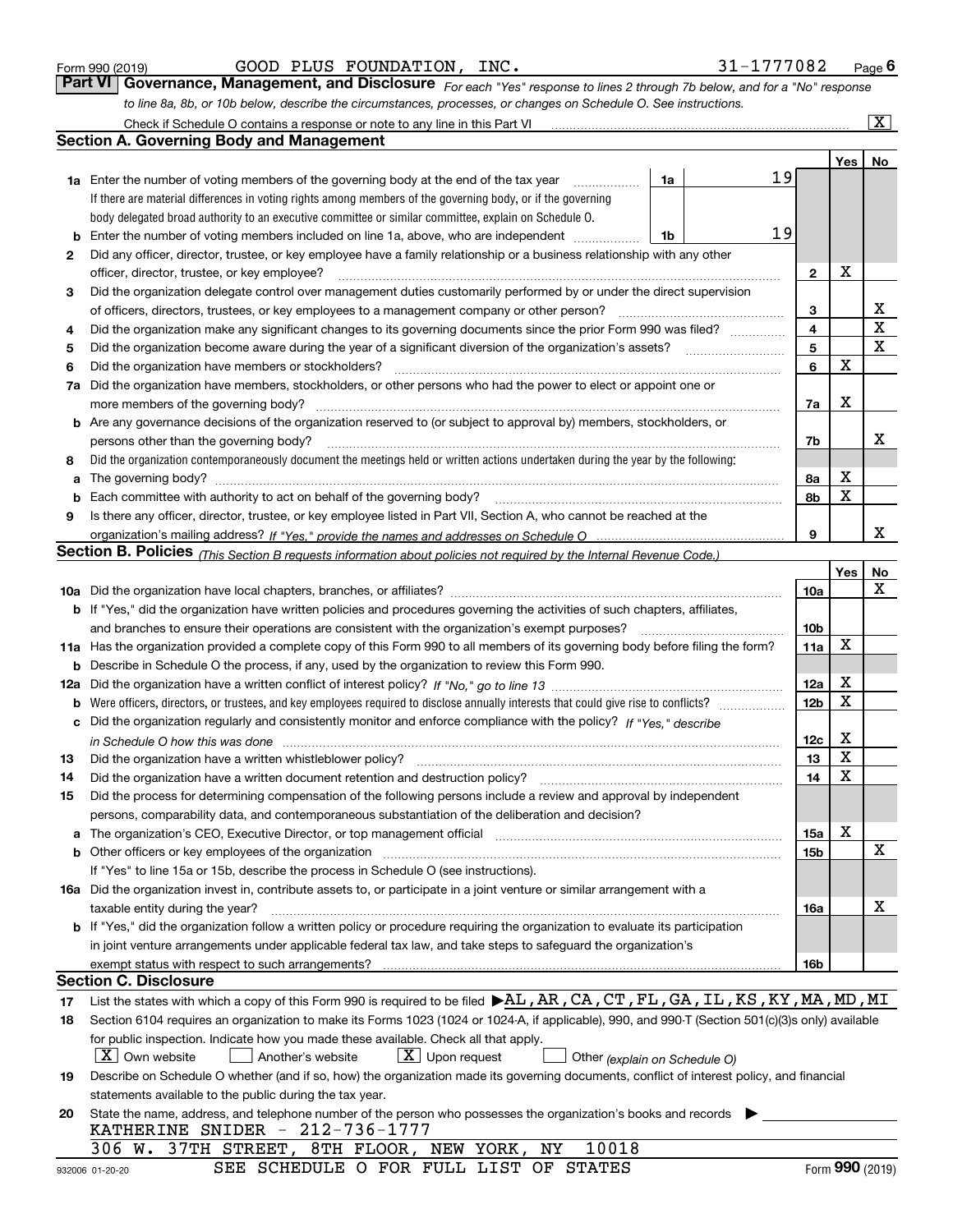Form 990 (2019) GOOD PLUS FOUNDATION, INC. 31-1777082 Page 6

**Part VI Governance, Management, and Disclosure** *For each "Yes" response to lines 2 through 7b below, and for a "No" response to line 8a, 8b, or 10b below, describe the circumstances, processes, or changes on Schedule O. See instructions.*

Check if Schedule O contains a response or note to any line in this Part VI ..... [X]

## Section A. Governing Body and Management

| | | | | | Yes | No |
|---|---|---|---|---|---|---|
| **1a** | Enter the number of voting members of the governing body at the end of the tax year | 1a | 19 | | | |
| | If there are material differences in voting rights among members of the governing body, or if the governing body delegated broad authority to an executive committee or similar committee, explain on Schedule O. | | | | | |
| **b** | Enter the number of voting members included on line 1a, above, who are independent | 1b | 19 | | | |
| **2** | Did any officer, director, trustee, or key employee have a family relationship or a business relationship with any other officer, director, trustee, or key employee? | | | 2 | X | |
| **3** | Did the organization delegate control over management duties customarily performed by or under the direct supervision of officers, directors, trustees, or key employees to a management company or other person? | | | 3 | | X |
| **4** | Did the organization make any significant changes to its governing documents since the prior Form 990 was filed? | | | 4 | | X |
| **5** | Did the organization become aware during the year of a significant diversion of the organization's assets? | | | 5 | | X |
| **6** | Did the organization have members or stockholders? | | | 6 | X | |
| **7a** | Did the organization have members, stockholders, or other persons who had the power to elect or appoint one or more members of the governing body? | | | 7a | X | |
| **b** | Are any governance decisions of the organization reserved to (or subject to approval by) members, stockholders, or persons other than the governing body? | | | 7b | | X |
| **8** | Did the organization contemporaneously document the meetings held or written actions undertaken during the year by the following: | | | | | |
| **a** | The governing body? | | | 8a | X | |
| **b** | Each committee with authority to act on behalf of the governing body? | | | 8b | X | |
| **9** | Is there any officer, director, trustee, or key employee listed in Part VII, Section A, who cannot be reached at the organization's mailing address? *If "Yes," provide the names and addresses on Schedule O* | | | 9 | | X |

## Section B. Policies *(This Section B requests information about policies not required by the Internal Revenue Code.)*

| | | | Yes | No |
|---|---|---|---|---|
| **10a** | Did the organization have local chapters, branches, or affiliates? | 10a | | X |
| **b** | If "Yes," did the organization have written policies and procedures governing the activities of such chapters, affiliates, and branches to ensure their operations are consistent with the organization's exempt purposes? | 10b | | |
| **11a** | Has the organization provided a complete copy of this Form 990 to all members of its governing body before filing the form? | 11a | X | |
| **b** | Describe in Schedule O the process, if any, used by the organization to review this Form 990. | | | |
| **12a** | Did the organization have a written conflict of interest policy? *If "No," go to line 13* | 12a | X | |
| **b** | Were officers, directors, or trustees, and key employees required to disclose annually interests that could give rise to conflicts? | 12b | X | |
| **c** | Did the organization regularly and consistently monitor and enforce compliance with the policy? *If "Yes," describe in Schedule O how this was done* | 12c | X | |
| **13** | Did the organization have a written whistleblower policy? | 13 | X | |
| **14** | Did the organization have a written document retention and destruction policy? | 14 | X | |
| **15** | Did the process for determining compensation of the following persons include a review and approval by independent persons, comparability data, and contemporaneous substantiation of the deliberation and decision? | | | |
| **a** | The organization's CEO, Executive Director, or top management official | 15a | X | |
| **b** | Other officers or key employees of the organization | 15b | | X |
| | If "Yes" to line 15a or 15b, describe the process in Schedule O (see instructions). | | | |
| **16a** | Did the organization invest in, contribute assets to, or participate in a joint venture or similar arrangement with a taxable entity during the year? | 16a | | X |
| **b** | If "Yes," did the organization follow a written policy or procedure requiring the organization to evaluate its participation in joint venture arrangements under applicable federal tax law, and take steps to safeguard the organization's exempt status with respect to such arrangements? | 16b | | |

## Section C. Disclosure

**17** List the states with which a copy of this Form 990 is required to be filed ▶AL,AR,CA,CT,FL,GA,IL,KS,KY,MA,MD,MI

**18** Section 6104 requires an organization to make its Forms 1023 (1024 or 1024-A, if applicable), 990, and 990-T (Section 501(c)(3)s only) available for public inspection. Indicate how you made these available. Check all that apply.

[X] Own website [ ] Another's website [X] Upon request [ ] Other *(explain on Schedule O)*

**19** Describe on Schedule O whether (and if so, how) the organization made its governing documents, conflict of interest policy, and financial statements available to the public during the tax year.

**20** State the name, address, and telephone number of the person who possesses the organization's books and records ▶

KATHERINE SNIDER - 212-736-1777
306 W. 37TH STREET, 8TH FLOOR, NEW YORK, NY 10018

SEE SCHEDULE O FOR FULL LIST OF STATES

932006 01-20-20 Form **990** (2019)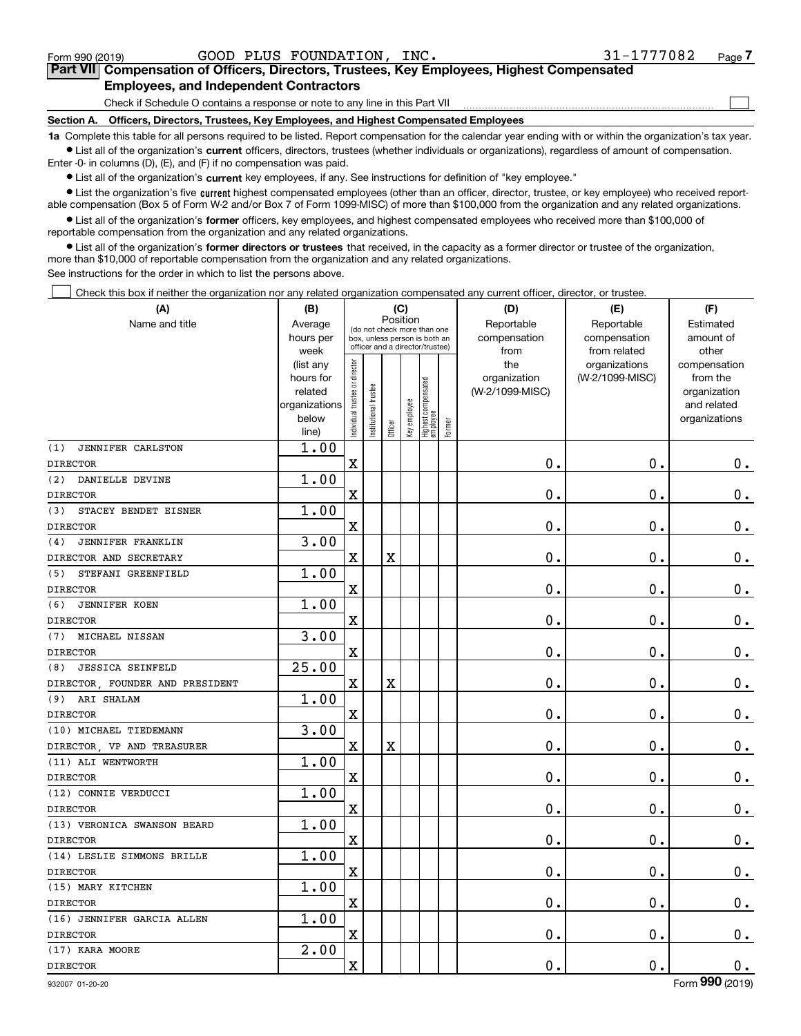Form 990 (2019) GOOD PLUS FOUNDATION, INC. 31-1777082 Page 7

## Part VII Compensation of Officers, Directors, Trustees, Key Employees, Highest Compensated Employees, and Independent Contractors

Check if Schedule O contains a response or note to any line in this Part VII

### Section A. Officers, Directors, Trustees, Key Employees, and Highest Compensated Employees

**1a** Complete this table for all persons required to be listed. Report compensation for the calendar year ending with or within the organization's tax year.

- List all of the organization's **current** officers, directors, trustees (whether individuals or organizations), regardless of amount of compensation. Enter -0- in columns (D), (E), and (F) if no compensation was paid.
- List all of the organization's **current** key employees, if any. See instructions for definition of "key employee."
- List the organization's five **current** highest compensated employees (other than an officer, director, trustee, or key employee) who received reportable compensation (Box 5 of Form W-2 and/or Box 7 of Form 1099-MISC) of more than $100,000 from the organization and any related organizations.
- List all of the organization's **former** officers, key employees, and highest compensated employees who received more than $100,000 of reportable compensation from the organization and any related organizations.
- List all of the organization's **former directors or trustees** that received, in the capacity as a former director or trustee of the organization, more than $10,000 of reportable compensation from the organization and any related organizations.

See instructions for the order in which to list the persons above.

Check this box if neither the organization nor any related organization compensated any current officer, director, or trustee.

| (A) Name and title | (B) Average hours per week (list any hours for related organizations below line) | (C) Position: Individual trustee or director | Institutional trustee | Officer | Key employee | Highest compensated employee | Former | (D) Reportable compensation from the organization (W-2/1099-MISC) | (E) Reportable compensation from related organizations (W-2/1099-MISC) | (F) Estimated amount of other compensation from the organization and related organizations |
|---|---|---|---|---|---|---|---|---|---|---|
| (1) JENNIFER CARLSTON<br>DIRECTOR | 1.00 | X | | | | | | 0. | 0. | 0. |
| (2) DANIELLE DEVINE<br>DIRECTOR | 1.00 | X | | | | | | 0. | 0. | 0. |
| (3) STACEY BENDET EISNER<br>DIRECTOR | 1.00 | X | | | | | | 0. | 0. | 0. |
| (4) JENNIFER FRANKLIN<br>DIRECTOR AND SECRETARY | 3.00 | X | | X | | | | 0. | 0. | 0. |
| (5) STEFANI GREENFIELD<br>DIRECTOR | 1.00 | X | | | | | | 0. | 0. | 0. |
| (6) JENNIFER KOEN<br>DIRECTOR | 1.00 | X | | | | | | 0. | 0. | 0. |
| (7) MICHAEL NISSAN<br>DIRECTOR | 3.00 | X | | | | | | 0. | 0. | 0. |
| (8) JESSICA SEINFELD<br>DIRECTOR, FOUNDER AND PRESIDENT | 25.00 | X | | X | | | | 0. | 0. | 0. |
| (9) ARI SHALAM<br>DIRECTOR | 1.00 | X | | | | | | 0. | 0. | 0. |
| (10) MICHAEL TIEDEMANN<br>DIRECTOR, VP AND TREASURER | 3.00 | X | | X | | | | 0. | 0. | 0. |
| (11) ALI WENTWORTH<br>DIRECTOR | 1.00 | X | | | | | | 0. | 0. | 0. |
| (12) CONNIE VERDUCCI<br>DIRECTOR | 1.00 | X | | | | | | 0. | 0. | 0. |
| (13) VERONICA SWANSON BEARD<br>DIRECTOR | 1.00 | X | | | | | | 0. | 0. | 0. |
| (14) LESLIE SIMMONS BRILLE<br>DIRECTOR | 1.00 | X | | | | | | 0. | 0. | 0. |
| (15) MARY KITCHEN<br>DIRECTOR | 1.00 | X | | | | | | 0. | 0. | 0. |
| (16) JENNIFER GARCIA ALLEN<br>DIRECTOR | 1.00 | X | | | | | | 0. | 0. | 0. |
| (17) KARA MOORE<br>DIRECTOR | 2.00 | X | | | | | | 0. | 0. | 0. |

932007 01-20-20 Form 990 (2019)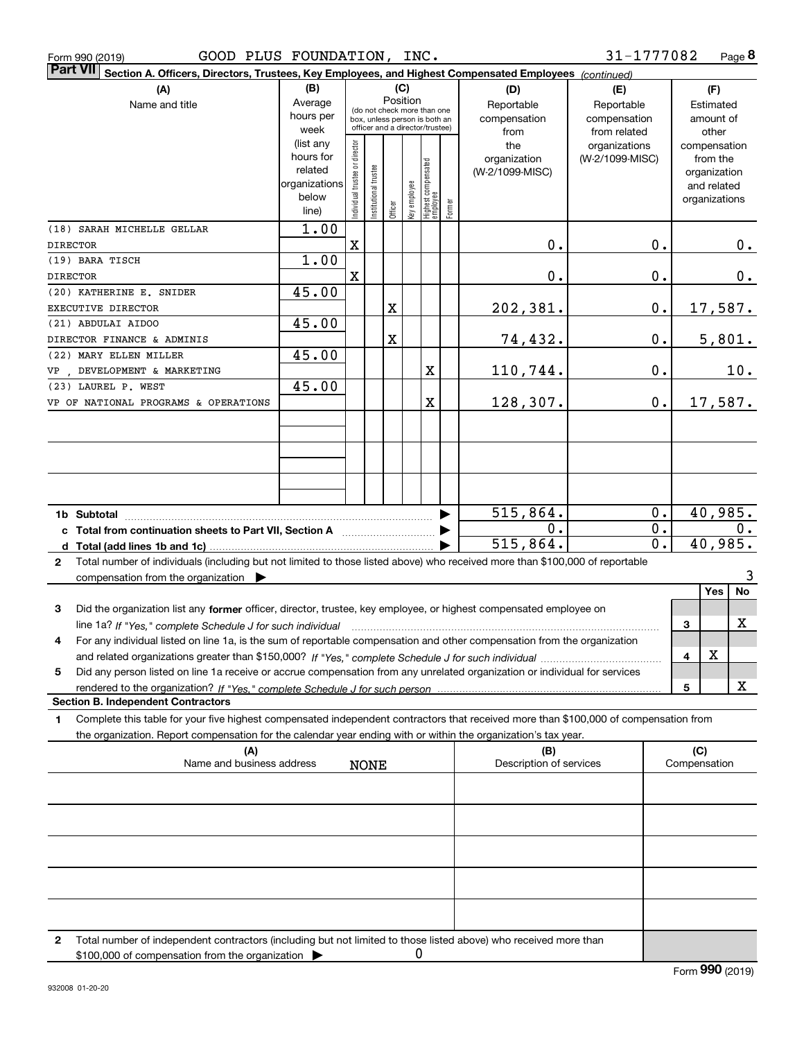Form 990 (2019) GOOD PLUS FOUNDATION, INC. 31-1777082 Page 8

**Part VII** **Section A. Officers, Directors, Trustees, Key Employees, and Highest Compensated Employees** *(continued)*

| (A) Name and title | (B) Average hours per week (list any hours for related organizations below line) | (C) Position: Individual trustee or director | Institutional trustee | Officer | Key employee | Highest compensated employee | Former | (D) Reportable compensation from the organization (W-2/1099-MISC) | (E) Reportable compensation from related organizations (W-2/1099-MISC) | (F) Estimated amount of other compensation from the organization and related organizations |
|---|---|---|---|---|---|---|---|---|---|---|
| (18) SARAH MICHELLE GELLAR<br>DIRECTOR | 1.00 | X | | | | | | 0. | 0. | 0. |
| (19) BARA TISCH<br>DIRECTOR | 1.00 | X | | | | | | 0. | 0. | 0. |
| (20) KATHERINE E. SNIDER<br>EXECUTIVE DIRECTOR | 45.00 | | | X | | | | 202,381. | 0. | 17,587. |
| (21) ABDULAI AIDOO<br>DIRECTOR FINANCE & ADMINIS | 45.00 | | | X | | | | 74,432. | 0. | 5,801. |
| (22) MARY ELLEN MILLER<br>VP , DEVELOPMENT & MARKETING | 45.00 | | | | | X | | 110,744. | 0. | 10. |
| (23) LAUREL P. WEST<br>VP OF NATIONAL PROGRAMS & OPERATIONS | 45.00 | | | | | X | | 128,307. | 0. | 17,587. |
| | | | | | | | | | | |
| | | | | | | | | | | |
| | | | | | | | | | | |
| | | | | | | | | | | |
| **1b Subtotal** | | | | | | | | 515,864. | 0. | 40,985. |
| **c Total from continuation sheets to Part VII, Section A** | | | | | | | | 0. | 0. | 0. |
| **d Total (add lines 1b and 1c)** | | | | | | | | 515,864. | 0. | 40,985. |

**2** Total number of individuals (including but not limited to those listed above) who received more than $100,000 of reportable compensation from the organization ▶ 3

| | | Yes | No |
|---|---|---|---|
| **3** Did the organization list any **former** officer, director, trustee, key employee, or highest compensated employee on line 1a? *If "Yes," complete Schedule J for such individual* | 3 | | X |
| **4** For any individual listed on line 1a, is the sum of reportable compensation and other compensation from the organization and related organizations greater than $150,000? *If "Yes," complete Schedule J for such individual* | 4 | X | |
| **5** Did any person listed on line 1a receive or accrue compensation from any unrelated organization or individual for services rendered to the organization? *If "Yes," complete Schedule J for such person* | 5 | | X |

**Section B. Independent Contractors**

**1** Complete this table for your five highest compensated independent contractors that received more than $100,000 of compensation from the organization. Report compensation for the calendar year ending with or within the organization's tax year.

| (A) Name and business address | (B) Description of services | (C) Compensation |
|---|---|---|
| NONE | | |
| | | |
| | | |
| | | |
| | | |

**2** Total number of independent contractors (including but not limited to those listed above) who received more than $100,000 of compensation from the organization ▶ 0

Form **990** (2019)

932008 01-20-20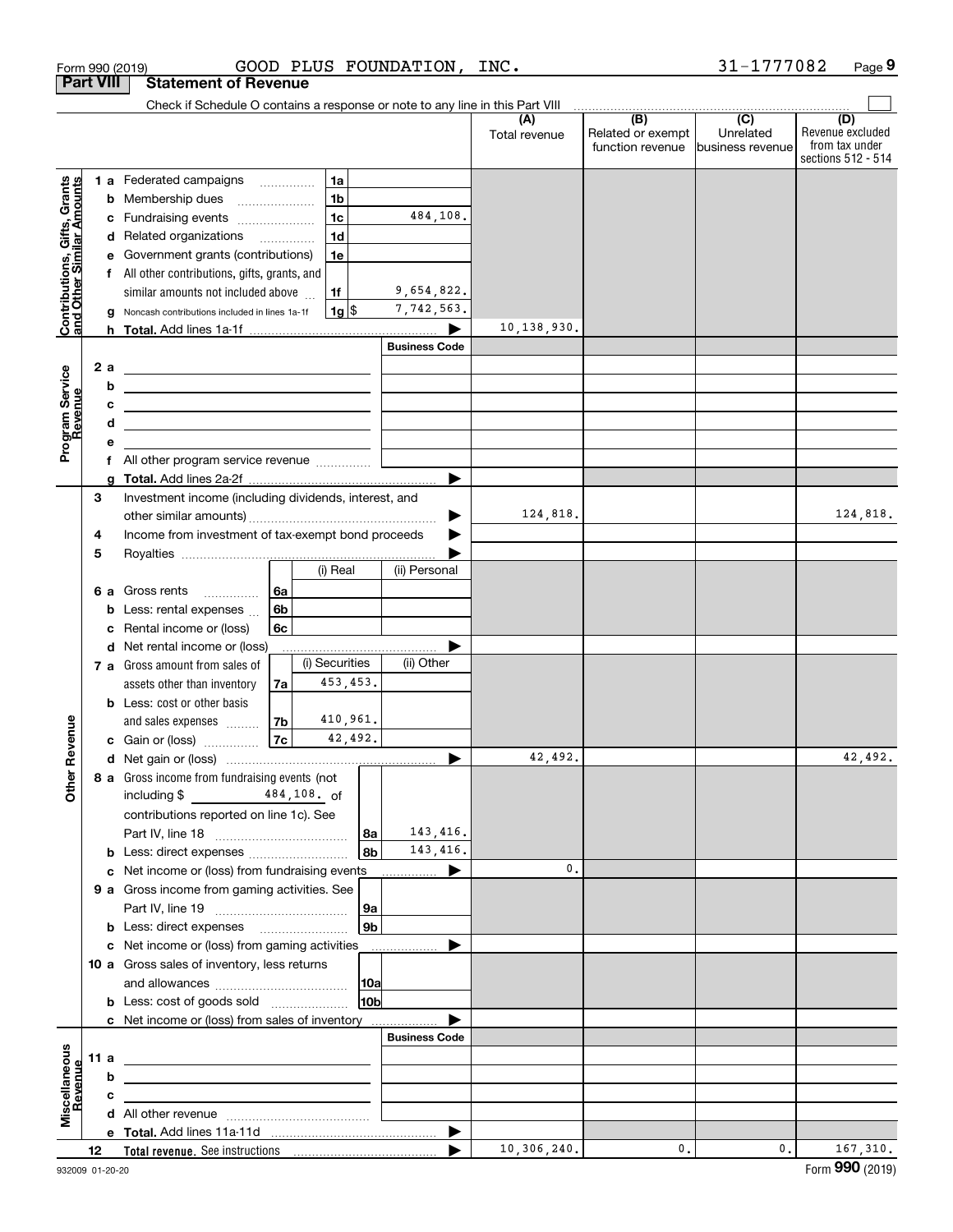Form 990 (2019) GOOD PLUS FOUNDATION, INC. 31-1777082 Page 9

## Part VIII Statement of Revenue

Check if Schedule O contains a response or note to any line in this Part VIII

| | | | | (A) Total revenue | (B) Related or exempt function revenue | (C) Unrelated business revenue | (D) Revenue excluded from tax under sections 512 - 514 |
|---|---|---|---|---|---|---|---|
| Contributions, Gifts, Grants and Other Similar Amounts | 1 a Federated campaigns | 1a | | | | | |
| | b Membership dues | 1b | | | | | |
| | c Fundraising events | 1c | 484,108. | | | | |
| | d Related organizations | 1d | | | | | |
| | e Government grants (contributions) | 1e | | | | | |
| | f All other contributions, gifts, grants, and similar amounts not included above | 1f | 9,654,822. | | | | |
| | g Noncash contributions included in lines 1a-1f | 1g $ | 7,742,563. | | | | |
| | h Total. Add lines 1a-1f | | | 10,138,930. | | | |
| Program Service Revenue | | | Business Code | | | | |
| | 2 a | | | | | | |
| | b | | | | | | |
| | c | | | | | | |
| | d | | | | | | |
| | e | | | | | | |
| | f All other program service revenue | | | | | | |
| | g Total. Add lines 2a-2f | | | | | | |
| Other Revenue | 3 Investment income (including dividends, interest, and other similar amounts) | | | 124,818. | | | 124,818. |
| | 4 Income from investment of tax-exempt bond proceeds | | | | | | |
| | 5 Royalties | | | | | | |
| | | (i) Real | (ii) Personal | | | | |
| | 6 a Gross rents 6a | | | | | | |
| | b Less: rental expenses 6b | | | | | | |
| | c Rental income or (loss) 6c | | | | | | |
| | d Net rental income or (loss) | | | | | | |
| | | (i) Securities | (ii) Other | | | | |
| | 7 a Gross amount from sales of assets other than inventory 7a | 453,453. | | | | | |
| | b Less: cost or other basis and sales expenses 7b | 410,961. | | | | | |
| | c Gain or (loss) 7c | 42,492. | | | | | |
| | d Net gain or (loss) | | | 42,492. | | | 42,492. |
| | 8 a Gross income from fundraising events (not including $ 484,108. of contributions reported on line 1c). See Part IV, line 18 | 8a | 143,416. | | | | |
| | b Less: direct expenses | 8b | 143,416. | | | | |
| | c Net income or (loss) from fundraising events | | | 0. | | | |
| | 9 a Gross income from gaming activities. See Part IV, line 19 | 9a | | | | | |
| | b Less: direct expenses | 9b | | | | | |
| | c Net income or (loss) from gaming activities | | | | | | |
| | 10 a Gross sales of inventory, less returns and allowances | 10a | | | | | |
| | b Less: cost of goods sold | 10b | | | | | |
| | c Net income or (loss) from sales of inventory | | | | | | |
| Miscellaneous Revenue | | | Business Code | | | | |
| | 11 a | | | | | | |
| | b | | | | | | |
| | c | | | | | | |
| | d All other revenue | | | | | | |
| | e Total. Add lines 11a-11d | | | | | | |
| | 12 Total revenue. See instructions | | | 10,306,240. | 0. | 0. | 167,310. |

932009 01-20-20 Form 990 (2019)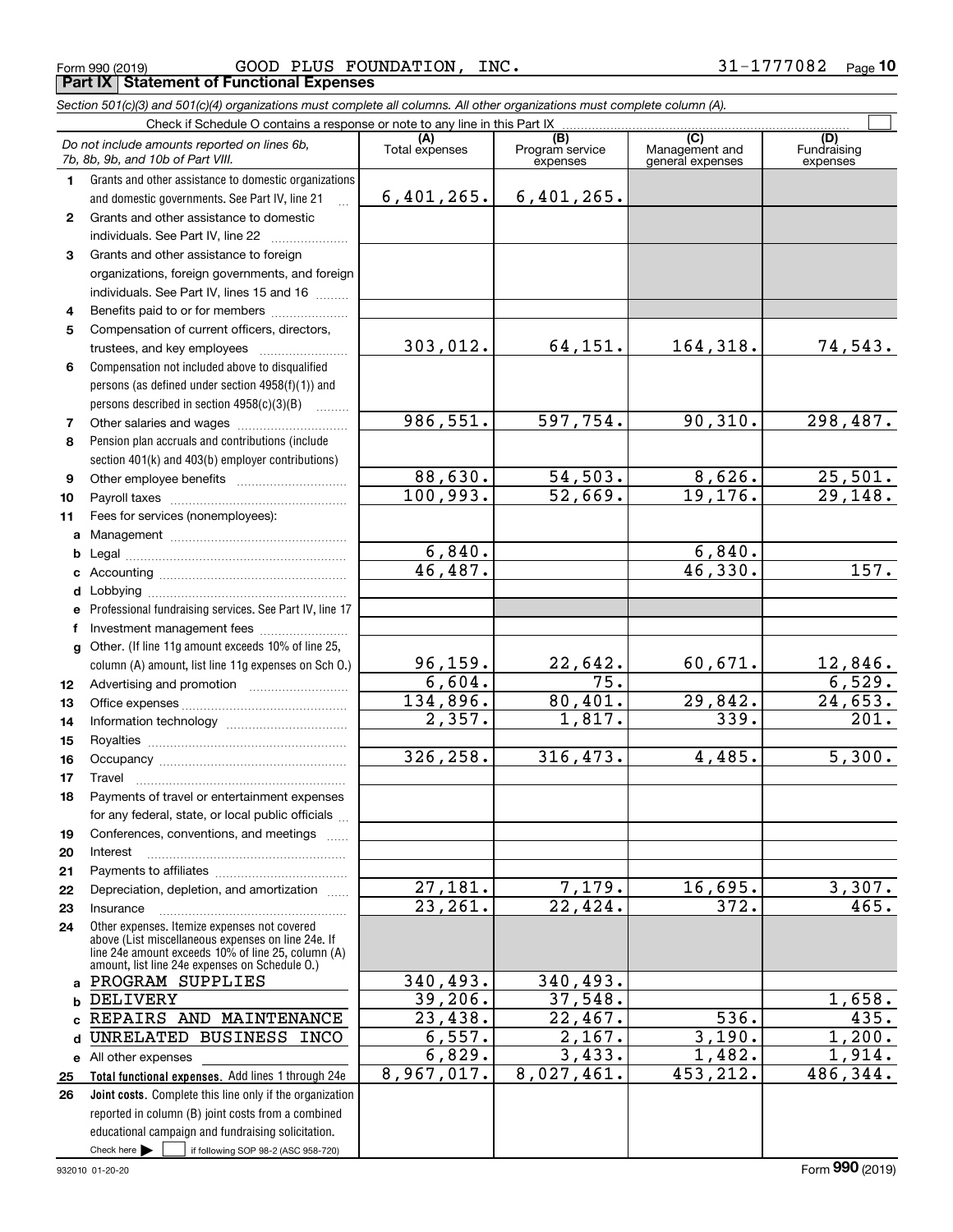Form 990 (2019) GOOD PLUS FOUNDATION, INC. 31-1777082 Page **10**

**Part IX Statement of Functional Expenses**

*Section 501(c)(3) and 501(c)(4) organizations must complete all columns. All other organizations must complete column (A).*

Check if Schedule O contains a response or note to any line in this Part IX ☐

| *Do not include amounts reported on lines 6b, 7b, 8b, 9b, and 10b of Part VIII.* | (A) Total expenses | (B) Program service expenses | (C) Management and general expenses | (D) Fundraising expenses |
|---|---|---|---|---|
| **1** Grants and other assistance to domestic organizations and domestic governments. See Part IV, line 21 | 6,401,265. | 6,401,265. | | |
| **2** Grants and other assistance to domestic individuals. See Part IV, line 22 | | | | |
| **3** Grants and other assistance to foreign organizations, foreign governments, and foreign individuals. See Part IV, lines 15 and 16 | | | | |
| **4** Benefits paid to or for members | | | | |
| **5** Compensation of current officers, directors, trustees, and key employees | 303,012. | 64,151. | 164,318. | 74,543. |
| **6** Compensation not included above to disqualified persons (as defined under section 4958(f)(1)) and persons described in section 4958(c)(3)(B) | | | | |
| **7** Other salaries and wages | 986,551. | 597,754. | 90,310. | 298,487. |
| **8** Pension plan accruals and contributions (include section 401(k) and 403(b) employer contributions) | | | | |
| **9** Other employee benefits | 88,630. | 54,503. | 8,626. | 25,501. |
| **10** Payroll taxes | 100,993. | 52,669. | 19,176. | 29,148. |
| **11** Fees for services (nonemployees): | | | | |
| **a** Management | | | | |
| **b** Legal | 6,840. | | 6,840. | |
| **c** Accounting | 46,487. | | 46,330. | 157. |
| **d** Lobbying | | | | |
| **e** Professional fundraising services. See Part IV, line 17 | | | | |
| **f** Investment management fees | | | | |
| **g** Other. (If line 11g amount exceeds 10% of line 25, column (A) amount, list line 11g expenses on Sch O.) | 96,159. | 22,642. | 60,671. | 12,846. |
| **12** Advertising and promotion | 6,604. | 75. | | 6,529. |
| **13** Office expenses | 134,896. | 80,401. | 29,842. | 24,653. |
| **14** Information technology | 2,357. | 1,817. | 339. | 201. |
| **15** Royalties | | | | |
| **16** Occupancy | 326,258. | 316,473. | 4,485. | 5,300. |
| **17** Travel | | | | |
| **18** Payments of travel or entertainment expenses for any federal, state, or local public officials | | | | |
| **19** Conferences, conventions, and meetings | | | | |
| **20** Interest | | | | |
| **21** Payments to affiliates | | | | |
| **22** Depreciation, depletion, and amortization | 27,181. | 7,179. | 16,695. | 3,307. |
| **23** Insurance | 23,261. | 22,424. | 372. | 465. |
| **24** Other expenses. Itemize expenses not covered above (List miscellaneous expenses on line 24e. If line 24e amount exceeds 10% of line 25, column (A) amount, list line 24e expenses on Schedule O.) | | | | |
| **a** PROGRAM SUPPLIES | 340,493. | 340,493. | | |
| **b** DELIVERY | 39,206. | 37,548. | | 1,658. |
| **c** REPAIRS AND MAINTENANCE | 23,438. | 22,467. | 536. | 435. |
| **d** UNRELATED BUSINESS INCO | 6,557. | 2,167. | 3,190. | 1,200. |
| **e** All other expenses | 6,829. | 3,433. | 1,482. | 1,914. |
| **25 Total functional expenses.** Add lines 1 through 24e | 8,967,017. | 8,027,461. | 453,212. | 486,344. |
| **26 Joint costs.** Complete this line only if the organization reported in column (B) joint costs from a combined educational campaign and fundraising solicitation. Check here ☐ if following SOP 98-2 (ASC 958-720) | | | | |

932010 01-20-20 Form **990** (2019)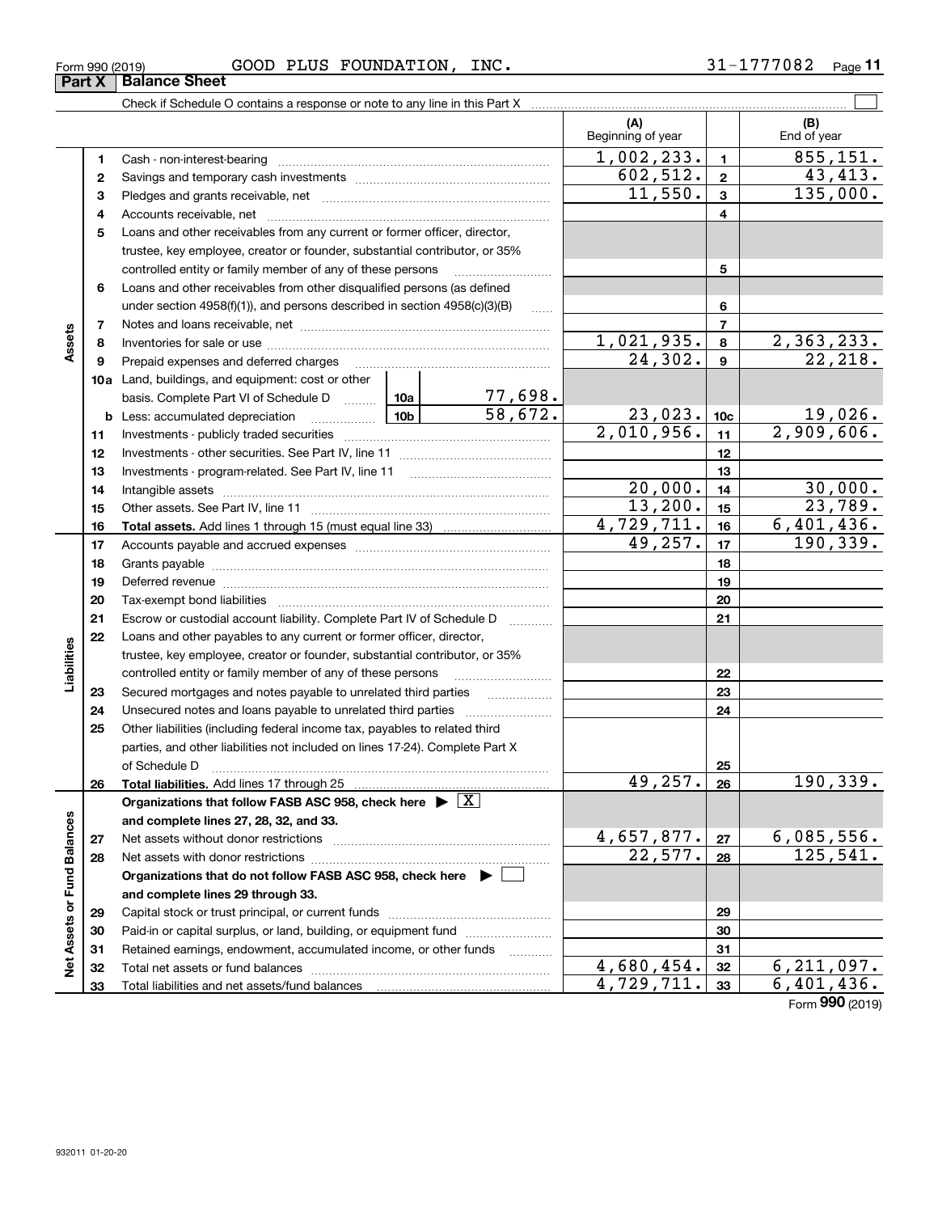Form 990 (2019) GOOD PLUS FOUNDATION, INC. 31-1777082 Page **11**

## Part X Balance Sheet

Check if Schedule O contains a response or note to any line in this Part X

| | | | | (A) Beginning of year | | (B) End of year |
|---|---|---|---|---|---|---|
| Assets | 1 | Cash - non-interest-bearing | | 1,002,233. | 1 | 855,151. |
| | 2 | Savings and temporary cash investments | | 602,512. | 2 | 43,413. |
| | 3 | Pledges and grants receivable, net | | 11,550. | 3 | 135,000. |
| | 4 | Accounts receivable, net | | | 4 | |
| | 5 | Loans and other receivables from any current or former officer, director, trustee, key employee, creator or founder, substantial contributor, or 35% controlled entity or family member of any of these persons | | | 5 | |
| | 6 | Loans and other receivables from other disqualified persons (as defined under section 4958(f)(1)), and persons described in section 4958(c)(3)(B) | | | 6 | |
| | 7 | Notes and loans receivable, net | | | 7 | |
| | 8 | Inventories for sale or use | | 1,021,935. | 8 | 2,363,233. |
| | 9 | Prepaid expenses and deferred charges | | 24,302. | 9 | 22,218. |
| | 10a | Land, buildings, and equipment: cost or other basis. Complete Part VI of Schedule D | 10a 77,698. | | | |
| | b | Less: accumulated depreciation | 10b 58,672. | 23,023. | 10c | 19,026. |
| | 11 | Investments - publicly traded securities | | 2,010,956. | 11 | 2,909,606. |
| | 12 | Investments - other securities. See Part IV, line 11 | | | 12 | |
| | 13 | Investments - program-related. See Part IV, line 11 | | | 13 | |
| | 14 | Intangible assets | | 20,000. | 14 | 30,000. |
| | 15 | Other assets. See Part IV, line 11 | | 13,200. | 15 | 23,789. |
| | 16 | **Total assets.** Add lines 1 through 15 (must equal line 33) | | 4,729,711. | 16 | 6,401,436. |
| Liabilities | 17 | Accounts payable and accrued expenses | | 49,257. | 17 | 190,339. |
| | 18 | Grants payable | | | 18 | |
| | 19 | Deferred revenue | | | 19 | |
| | 20 | Tax-exempt bond liabilities | | | 20 | |
| | 21 | Escrow or custodial account liability. Complete Part IV of Schedule D | | | 21 | |
| | 22 | Loans and other payables to any current or former officer, director, trustee, key employee, creator or founder, substantial contributor, or 35% controlled entity or family member of any of these persons | | | 22 | |
| | 23 | Secured mortgages and notes payable to unrelated third parties | | | 23 | |
| | 24 | Unsecured notes and loans payable to unrelated third parties | | | 24 | |
| | 25 | Other liabilities (including federal income tax, payables to related third parties, and other liabilities not included on lines 17-24). Complete Part X of Schedule D | | | 25 | |
| | 26 | **Total liabilities.** Add lines 17 through 25 | | 49,257. | 26 | 190,339. |
| Net Assets or Fund Balances | | **Organizations that follow FASB ASC 958, check here ▶ [X] and complete lines 27, 28, 32, and 33.** | | | | |
| | 27 | Net assets without donor restrictions | | 4,657,877. | 27 | 6,085,556. |
| | 28 | Net assets with donor restrictions | | 22,577. | 28 | 125,541. |
| | | **Organizations that do not follow FASB ASC 958, check here ▶ [ ] and complete lines 29 through 33.** | | | | |
| | 29 | Capital stock or trust principal, or current funds | | | 29 | |
| | 30 | Paid-in or capital surplus, or land, building, or equipment fund | | | 30 | |
| | 31 | Retained earnings, endowment, accumulated income, or other funds | | | 31 | |
| | 32 | Total net assets or fund balances | | 4,680,454. | 32 | 6,211,097. |
| | 33 | Total liabilities and net assets/fund balances | | 4,729,711. | 33 | 6,401,436. |

Form **990** (2019)

932011 01-20-20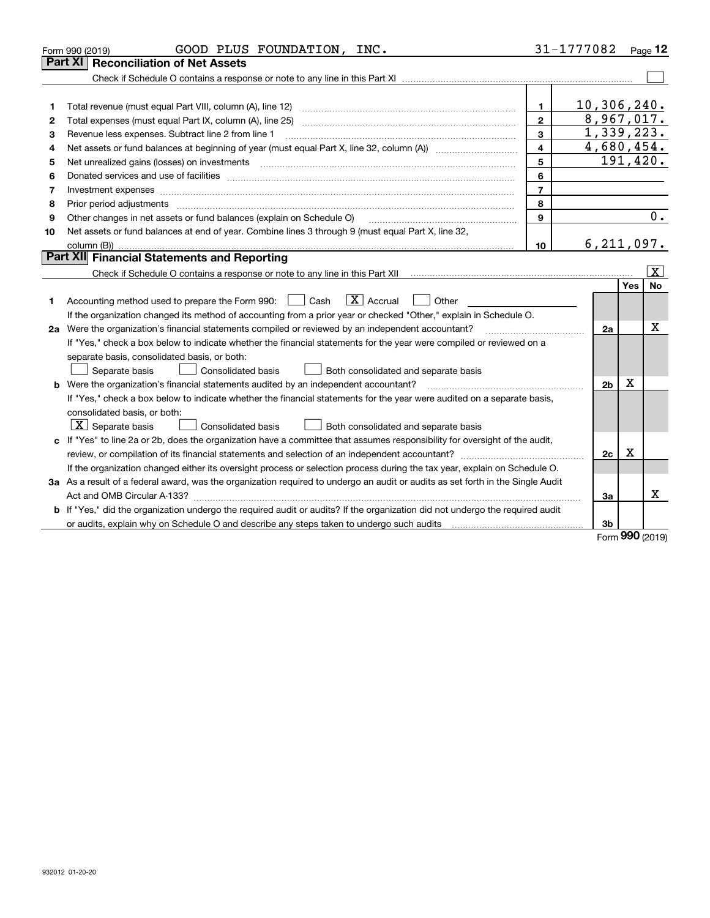Form 990 (2019) GOOD PLUS FOUNDATION, INC. 31-1777082 Page 12

## Part XI Reconciliation of Net Assets

Check if Schedule O contains a response or note to any line in this Part XI ☐

| | | | |
|---|---|---|---|
| 1 | Total revenue (must equal Part VIII, column (A), line 12) | 1 | 10,306,240. |
| 2 | Total expenses (must equal Part IX, column (A), line 25) | 2 | 8,967,017. |
| 3 | Revenue less expenses. Subtract line 2 from line 1 | 3 | 1,339,223. |
| 4 | Net assets or fund balances at beginning of year (must equal Part X, line 32, column (A)) | 4 | 4,680,454. |
| 5 | Net unrealized gains (losses) on investments | 5 | 191,420. |
| 6 | Donated services and use of facilities | 6 | |
| 7 | Investment expenses | 7 | |
| 8 | Prior period adjustments | 8 | |
| 9 | Other changes in net assets or fund balances (explain on Schedule O) | 9 | 0. |
| 10 | Net assets or fund balances at end of year. Combine lines 3 through 9 (must equal Part X, line 32, column (B)) | 10 | 6,211,097. |

## Part XII Financial Statements and Reporting

Check if Schedule O contains a response or note to any line in this Part XII ☒

| | | | Yes | No |
|---|---|---|---|---|
| 1 | Accounting method used to prepare the Form 990: ☐ Cash ☒ Accrual ☐ Other<br>If the organization changed its method of accounting from a prior year or checked "Other," explain in Schedule O. | | | |
| 2a | Were the organization's financial statements compiled or reviewed by an independent accountant?<br>If "Yes," check a box below to indicate whether the financial statements for the year were compiled or reviewed on a separate basis, consolidated basis, or both:<br>☐ Separate basis ☐ Consolidated basis ☐ Both consolidated and separate basis | 2a | | X |
| b | Were the organization's financial statements audited by an independent accountant?<br>If "Yes," check a box below to indicate whether the financial statements for the year were audited on a separate basis, consolidated basis, or both:<br>☒ Separate basis ☐ Consolidated basis ☐ Both consolidated and separate basis | 2b | X | |
| c | If "Yes" to line 2a or 2b, does the organization have a committee that assumes responsibility for oversight of the audit, review, or compilation of its financial statements and selection of an independent accountant?<br>If the organization changed either its oversight process or selection process during the tax year, explain on Schedule O. | 2c | X | |
| 3a | As a result of a federal award, was the organization required to undergo an audit or audits as set forth in the Single Audit Act and OMB Circular A-133? | 3a | | X |
| b | If "Yes," did the organization undergo the required audit or audits? If the organization did not undergo the required audit or audits, explain why on Schedule O and describe any steps taken to undergo such audits | 3b | | |

Form 990 (2019)

932012 01-20-20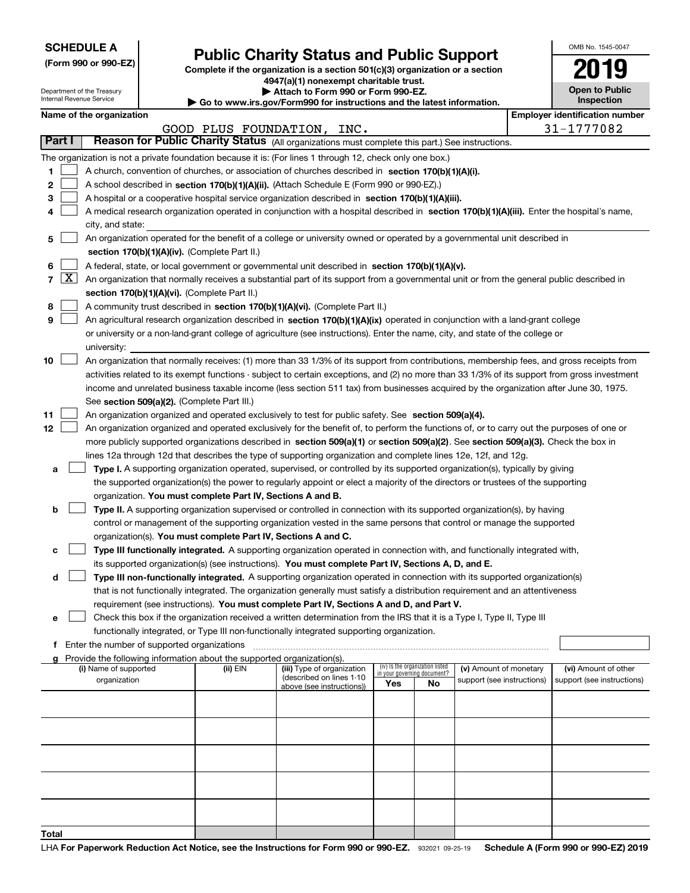**SCHEDULE A**
**(Form 990 or 990-EZ)**

Department of the Treasury
Internal Revenue Service

# Public Charity Status and Public Support

**Complete if the organization is a section 501(c)(3) organization or a section 4947(a)(1) nonexempt charitable trust.**
**▶ Attach to Form 990 or Form 990-EZ.**
**▶ Go to www.irs.gov/Form990 for instructions and the latest information.**

OMB No. 1545-0047

**2019**

**Open to Public Inspection**

**Name of the organization**
GOOD PLUS FOUNDATION, INC.

**Employer identification number**
31-1777082

## Part I — Reason for Public Charity Status (All organizations must complete this part.) See instructions.

The organization is not a private foundation because it is: (For lines 1 through 12, check only one box.)

1. [ ] A church, convention of churches, or association of churches described in **section 170(b)(1)(A)(i).**
2. [ ] A school described in **section 170(b)(1)(A)(ii).** (Attach Schedule E (Form 990 or 990-EZ).)
3. [ ] A hospital or a cooperative hospital service organization described in **section 170(b)(1)(A)(iii).**
4. [ ] A medical research organization operated in conjunction with a hospital described in **section 170(b)(1)(A)(iii).** Enter the hospital's name, city, and state:
5. [ ] An organization operated for the benefit of a college or university owned or operated by a governmental unit described in **section 170(b)(1)(A)(iv).** (Complete Part II.)
6. [ ] A federal, state, or local government or governmental unit described in **section 170(b)(1)(A)(v).**
7. [X] An organization that normally receives a substantial part of its support from a governmental unit or from the general public described in **section 170(b)(1)(A)(vi).** (Complete Part II.)
8. [ ] A community trust described in **section 170(b)(1)(A)(vi).** (Complete Part II.)
9. [ ] An agricultural research organization described in **section 170(b)(1)(A)(ix)** operated in conjunction with a land-grant college or university or a non-land-grant college of agriculture (see instructions). Enter the name, city, and state of the college or university:
10. [ ] An organization that normally receives: (1) more than 33 1/3% of its support from contributions, membership fees, and gross receipts from activities related to its exempt functions - subject to certain exceptions, and (2) no more than 33 1/3% of its support from gross investment income and unrelated business taxable income (less section 511 tax) from businesses acquired by the organization after June 30, 1975. See **section 509(a)(2).** (Complete Part III.)
11. [ ] An organization organized and operated exclusively to test for public safety. See **section 509(a)(4).**
12. [ ] An organization organized and operated exclusively for the benefit of, to perform the functions of, or to carry out the purposes of one or more publicly supported organizations described in **section 509(a)(1)** or **section 509(a)(2).** See **section 509(a)(3).** Check the box in lines 12a through 12d that describes the type of supporting organization and complete lines 12e, 12f, and 12g.
   - **a** [ ] **Type I.** A supporting organization operated, supervised, or controlled by its supported organization(s), typically by giving the supported organization(s) the power to regularly appoint or elect a majority of the directors or trustees of the supporting organization. **You must complete Part IV, Sections A and B.**
   - **b** [ ] **Type II.** A supporting organization supervised or controlled in connection with its supported organization(s), by having control or management of the supporting organization vested in the same persons that control or manage the supported organization(s). **You must complete Part IV, Sections A and C.**
   - **c** [ ] **Type III functionally integrated.** A supporting organization operated in connection with, and functionally integrated with, its supported organization(s) (see instructions). **You must complete Part IV, Sections A, D, and E.**
   - **d** [ ] **Type III non-functionally integrated.** A supporting organization operated in connection with its supported organization(s) that is not functionally integrated. The organization generally must satisfy a distribution requirement and an attentiveness requirement (see instructions). **You must complete Part IV, Sections A and D, and Part V.**
   - **e** [ ] Check this box if the organization received a written determination from the IRS that it is a Type I, Type II, Type III functionally integrated, or Type III non-functionally integrated supporting organization.
   - **f** Enter the number of supported organizations
   - **g** Provide the following information about the supported organization(s).

| (i) Name of supported organization | (ii) EIN | (iii) Type of organization (described on lines 1-10 above (see instructions)) | (iv) Is the organization listed in your governing document? Yes | No | (v) Amount of monetary support (see instructions) | (vi) Amount of other support (see instructions) |
|---|---|---|---|---|---|---|
| | | | | | | |
| | | | | | | |
| | | | | | | |
| | | | | | | |
| | | | | | | |
| **Total** | | | | | | |

LHA **For Paperwork Reduction Act Notice, see the Instructions for Form 990 or 990-EZ.** 932021 09-25-19 **Schedule A (Form 990 or 990-EZ) 2019**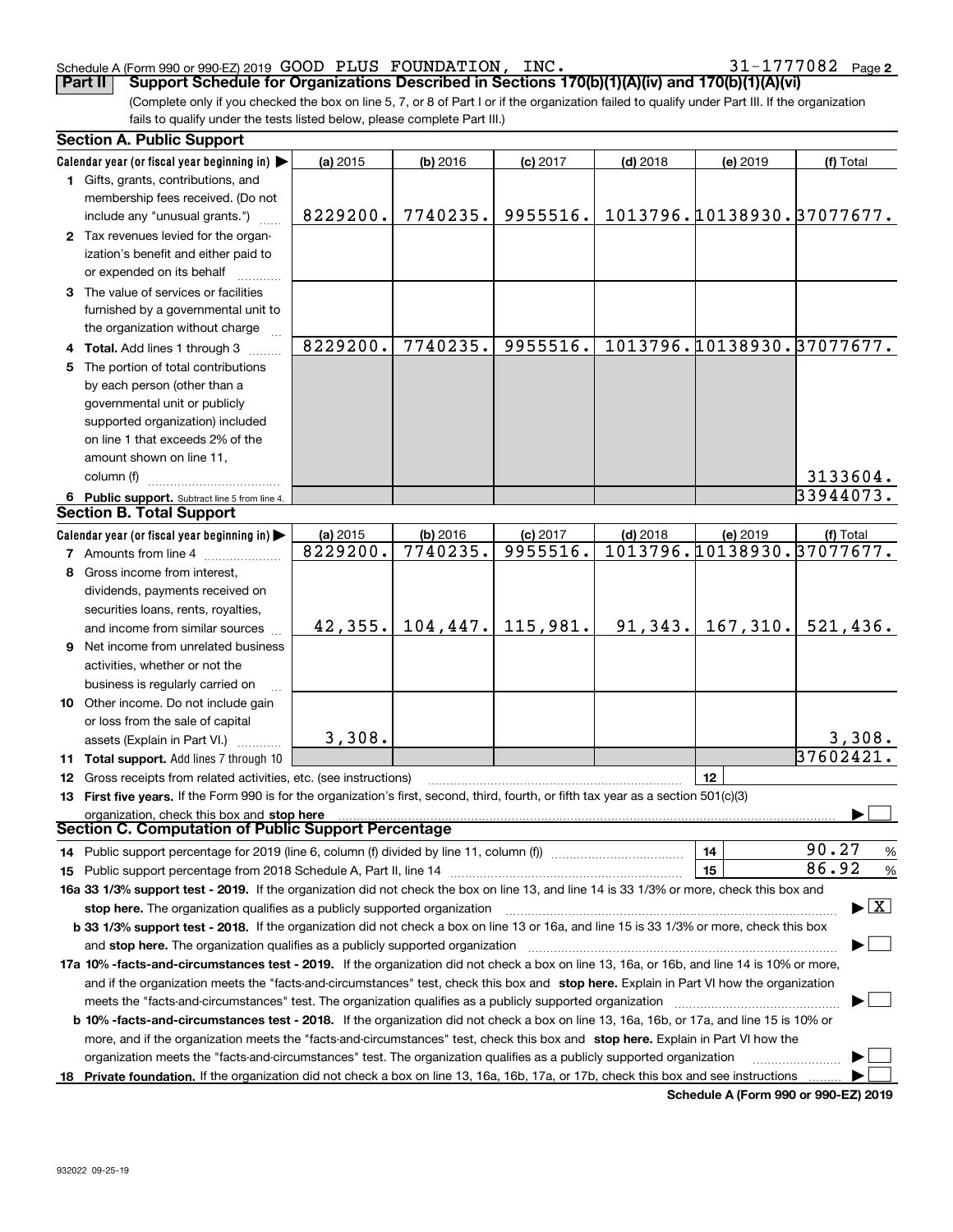Schedule A (Form 990 or 990-EZ) 2019 GOOD PLUS FOUNDATION, INC. 31-1777082

## Part II Support Schedule for Organizations Described in Sections 170(b)(1)(A)(iv) and 170(b)(1)(A)(vi)

(Complete only if you checked the box on line 5, 7, or 8 of Part I or if the organization failed to qualify under Part III. If the organization fails to qualify under the tests listed below, please complete Part III.)

### Section A. Public Support

| Calendar year (or fiscal year beginning in) ▶ | (a) 2015 | (b) 2016 | (c) 2017 | (d) 2018 | (e) 2019 | (f) Total |
|---|---|---|---|---|---|---|
| 1 Gifts, grants, contributions, and membership fees received. (Do not include any "unusual grants.") | 8229200. | 7740235. | 9955516. | 1013796. | 10138930. | 37077677. |
| 2 Tax revenues levied for the organization's benefit and either paid to or expended on its behalf | | | | | | |
| 3 The value of services or facilities furnished by a governmental unit to the organization without charge | | | | | | |
| 4 Total. Add lines 1 through 3 | 8229200. | 7740235. | 9955516. | 1013796. | 10138930. | 37077677. |
| 5 The portion of total contributions by each person (other than a governmental unit or publicly supported organization) included on line 1 that exceeds 2% of the amount shown on line 11, column (f) | | | | | | 3133604. |
| 6 Public support. Subtract line 5 from line 4. | | | | | | 33944073. |

### Section B. Total Support

| Calendar year (or fiscal year beginning in) ▶ | (a) 2015 | (b) 2016 | (c) 2017 | (d) 2018 | (e) 2019 | (f) Total |
|---|---|---|---|---|---|---|
| 7 Amounts from line 4 | 8229200. | 7740235. | 9955516. | 1013796. | 10138930. | 37077677. |
| 8 Gross income from interest, dividends, payments received on securities loans, rents, royalties, and income from similar sources | 42,355. | 104,447. | 115,981. | 91,343. | 167,310. | 521,436. |
| 9 Net income from unrelated business activities, whether or not the business is regularly carried on | | | | | | |
| 10 Other income. Do not include gain or loss from the sale of capital assets (Explain in Part VI.) | 3,308. | | | | | 3,308. |
| 11 Total support. Add lines 7 through 10 | | | | | | 37602421. |

12 Gross receipts from related activities, etc. (see instructions) | 12 |

13 **First five years.** If the Form 990 is for the organization's first, second, third, fourth, or fifth tax year as a section 501(c)(3) organization, check this box and **stop here** ☐

### Section C. Computation of Public Support Percentage

14 Public support percentage for 2019 (line 6, column (f) divided by line 11, column (f)) | 14 | 90.27 %

15 Public support percentage from 2018 Schedule A, Part II, line 14 | 15 | 86.92 %

**16a 33 1/3% support test - 2019.** If the organization did not check the box on line 13, and line 14 is 33 1/3% or more, check this box and **stop here.** The organization qualifies as a publicly supported organization ☒

**b 33 1/3% support test - 2018.** If the organization did not check a box on line 13 or 16a, and line 15 is 33 1/3% or more, check this box and **stop here.** The organization qualifies as a publicly supported organization ☐

**17a 10% -facts-and-circumstances test - 2019.** If the organization did not check a box on line 13, 16a, or 16b, and line 14 is 10% or more, and if the organization meets the "facts-and-circumstances" test, check this box and **stop here.** Explain in Part VI how the organization meets the "facts-and-circumstances" test. The organization qualifies as a publicly supported organization ☐

**b 10% -facts-and-circumstances test - 2018.** If the organization did not check a box on line 13, 16a, 16b, or 17a, and line 15 is 10% or more, and if the organization meets the "facts-and-circumstances" test, check this box and **stop here.** Explain in Part VI how the organization meets the "facts-and-circumstances" test. The organization qualifies as a publicly supported organization ☐

**18 Private foundation.** If the organization did not check a box on line 13, 16a, 16b, 17a, or 17b, check this box and see instructions ☐

**Schedule A (Form 990 or 990-EZ) 2019**

932022 09-25-19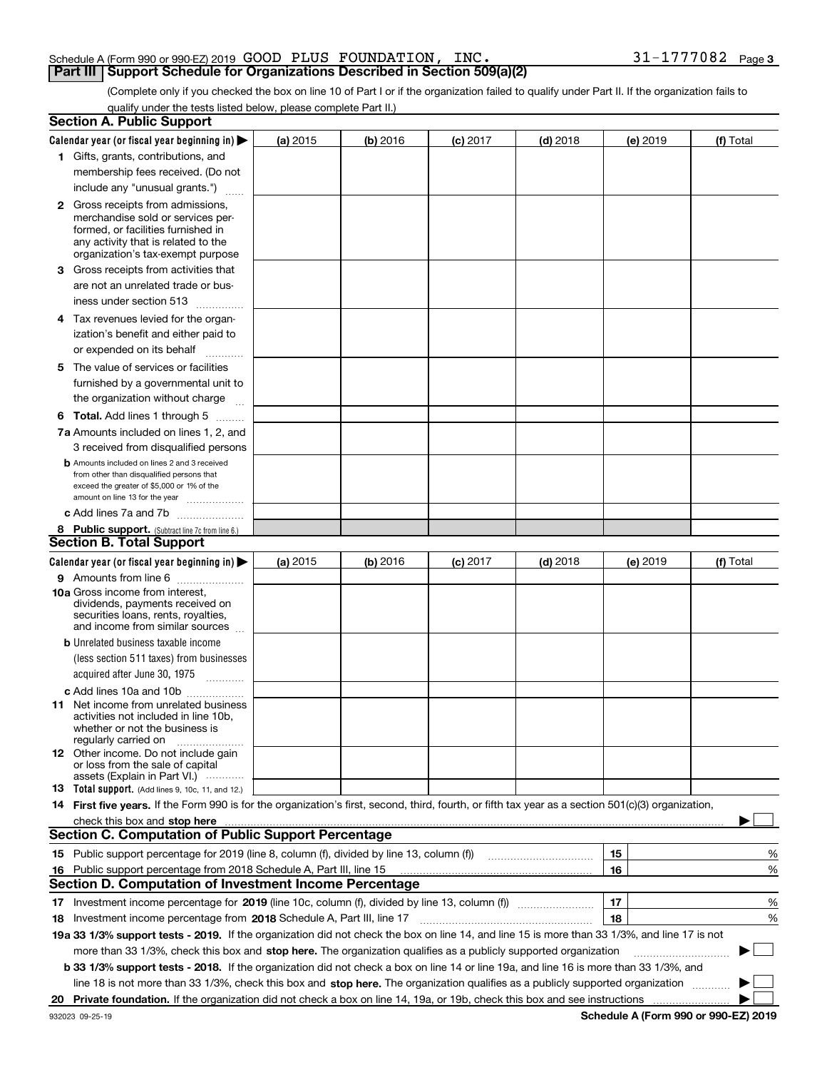Schedule A (Form 990 or 990-EZ) 2019 GOOD PLUS FOUNDATION, INC. 31-1777082 Page 3

## Part III Support Schedule for Organizations Described in Section 509(a)(2)

(Complete only if you checked the box on line 10 of Part I or if the organization failed to qualify under Part II. If the organization fails to qualify under the tests listed below, please complete Part II.)

### Section A. Public Support

| Calendar year (or fiscal year beginning in) ▶ | (a) 2015 | (b) 2016 | (c) 2017 | (d) 2018 | (e) 2019 | (f) Total |
|---|---|---|---|---|---|---|
| 1 Gifts, grants, contributions, and membership fees received. (Do not include any "unusual grants.") | | | | | | |
| 2 Gross receipts from admissions, merchandise sold or services performed, or facilities furnished in any activity that is related to the organization's tax-exempt purpose | | | | | | |
| 3 Gross receipts from activities that are not an unrelated trade or business under section 513 | | | | | | |
| 4 Tax revenues levied for the organization's benefit and either paid to or expended on its behalf | | | | | | |
| 5 The value of services or facilities furnished by a governmental unit to the organization without charge | | | | | | |
| 6 **Total.** Add lines 1 through 5 | | | | | | |
| 7a Amounts included on lines 1, 2, and 3 received from disqualified persons | | | | | | |
| b Amounts included on lines 2 and 3 received from other than disqualified persons that exceed the greater of $5,000 or 1% of the amount on line 13 for the year | | | | | | |
| c Add lines 7a and 7b | | | | | | |
| 8 **Public support.** (Subtract line 7c from line 6.) | | | | | | |

### Section B. Total Support

| Calendar year (or fiscal year beginning in) ▶ | (a) 2015 | (b) 2016 | (c) 2017 | (d) 2018 | (e) 2019 | (f) Total |
|---|---|---|---|---|---|---|
| 9 Amounts from line 6 | | | | | | |
| 10a Gross income from interest, dividends, payments received on securities loans, rents, royalties, and income from similar sources | | | | | | |
| b Unrelated business taxable income (less section 511 taxes) from businesses acquired after June 30, 1975 | | | | | | |
| c Add lines 10a and 10b | | | | | | |
| 11 Net income from unrelated business activities not included in line 10b, whether or not the business is regularly carried on | | | | | | |
| 12 Other income. Do not include gain or loss from the sale of capital assets (Explain in Part VI.) | | | | | | |
| 13 **Total support.** (Add lines 9, 10c, 11, and 12.) | | | | | | |

14 **First five years.** If the Form 990 is for the organization's first, second, third, fourth, or fifth tax year as a section 501(c)(3) organization, check this box and **stop here** ▶ ☐

### Section C. Computation of Public Support Percentage

| | | | |
|---|---|---|---|
| 15 | Public support percentage for 2019 (line 8, column (f), divided by line 13, column (f)) | 15 | % |
| 16 | Public support percentage from 2018 Schedule A, Part III, line 15 | 16 | % |

### Section D. Computation of Investment Income Percentage

| | | | |
|---|---|---|---|
| 17 | Investment income percentage for **2019** (line 10c, column (f), divided by line 13, column (f)) | 17 | % |
| 18 | Investment income percentage from **2018** Schedule A, Part III, line 17 | 18 | % |

**19a 33 1/3% support tests - 2019.** If the organization did not check the box on line 14, and line 15 is more than 33 1/3%, and line 17 is not more than 33 1/3%, check this box and **stop here.** The organization qualifies as a publicly supported organization ▶ ☐

**b 33 1/3% support tests - 2018.** If the organization did not check a box on line 14 or line 19a, and line 16 is more than 33 1/3%, and line 18 is not more than 33 1/3%, check this box and **stop here.** The organization qualifies as a publicly supported organization ▶ ☐

**20 Private foundation.** If the organization did not check a box on line 14, 19a, or 19b, check this box and see instructions ▶ ☐

932023 09-25-19 **Schedule A (Form 990 or 990-EZ) 2019**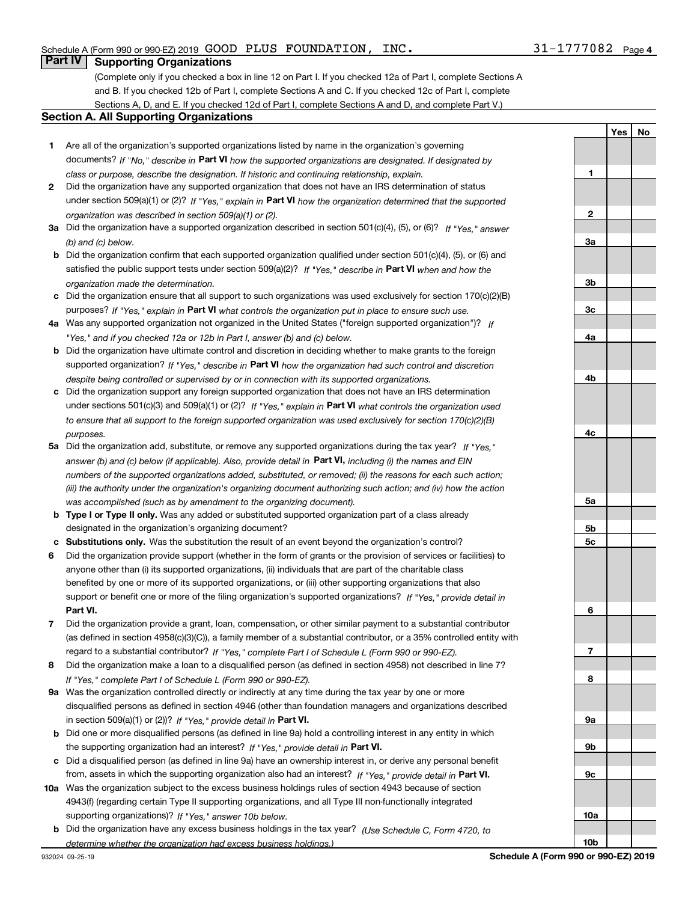Schedule A (Form 990 or 990-EZ) 2019 GOOD PLUS FOUNDATION, INC. 31-1777082 Page 4

## Part IV Supporting Organizations

(Complete only if you checked a box in line 12 on Part I. If you checked 12a of Part I, complete Sections A and B. If you checked 12b of Part I, complete Sections A and C. If you checked 12c of Part I, complete Sections A, D, and E. If you checked 12d of Part I, complete Sections A and D, and complete Part V.)

### Section A. All Supporting Organizations

| | | Line | Yes | No |
|---|---|---|---|---|
| **1** | Are all of the organization's supported organizations listed by name in the organization's governing documents? *If "No," describe in* **Part VI** *how the supported organizations are designated. If designated by class or purpose, describe the designation. If historic and continuing relationship, explain.* | 1 | | |
| **2** | Did the organization have any supported organization that does not have an IRS determination of status under section 509(a)(1) or (2)? *If "Yes," explain in* **Part VI** *how the organization determined that the supported organization was described in section 509(a)(1) or (2).* | 2 | | |
| **3a** | Did the organization have a supported organization described in section 501(c)(4), (5), or (6)? *If "Yes," answer (b) and (c) below.* | 3a | | |
| **b** | Did the organization confirm that each supported organization qualified under section 501(c)(4), (5), or (6) and satisfied the public support tests under section 509(a)(2)? *If "Yes," describe in* **Part VI** *when and how the organization made the determination.* | 3b | | |
| **c** | Did the organization ensure that all support to such organizations was used exclusively for section 170(c)(2)(B) purposes? *If "Yes," explain in* **Part VI** *what controls the organization put in place to ensure such use.* | 3c | | |
| **4a** | Was any supported organization not organized in the United States ("foreign supported organization")? *If "Yes," and if you checked 12a or 12b in Part I, answer (b) and (c) below.* | 4a | | |
| **b** | Did the organization have ultimate control and discretion in deciding whether to make grants to the foreign supported organization? *If "Yes," describe in* **Part VI** *how the organization had such control and discretion despite being controlled or supervised by or in connection with its supported organizations.* | 4b | | |
| **c** | Did the organization support any foreign supported organization that does not have an IRS determination under sections 501(c)(3) and 509(a)(1) or (2)? *If "Yes," explain in* **Part VI** *what controls the organization used to ensure that all support to the foreign supported organization was used exclusively for section 170(c)(2)(B) purposes.* | 4c | | |
| **5a** | Did the organization add, substitute, or remove any supported organizations during the tax year? *If "Yes," answer (b) and (c) below (if applicable). Also, provide detail in* **Part VI,** *including (i) the names and EIN numbers of the supported organizations added, substituted, or removed; (ii) the reasons for each such action; (iii) the authority under the organization's organizing document authorizing such action; and (iv) how the action was accomplished (such as by amendment to the organizing document).* | 5a | | |
| **b** | **Type I or Type II only.** Was any added or substituted supported organization part of a class already designated in the organization's organizing document? | 5b | | |
| **c** | **Substitutions only.** Was the substitution the result of an event beyond the organization's control? | 5c | | |
| **6** | Did the organization provide support (whether in the form of grants or the provision of services or facilities) to anyone other than (i) its supported organizations, (ii) individuals that are part of the charitable class benefited by one or more of its supported organizations, or (iii) other supporting organizations that also support or benefit one or more of the filing organization's supported organizations? *If "Yes," provide detail in* **Part VI.** | 6 | | |
| **7** | Did the organization provide a grant, loan, compensation, or other similar payment to a substantial contributor (as defined in section 4958(c)(3)(C)), a family member of a substantial contributor, or a 35% controlled entity with regard to a substantial contributor? *If "Yes," complete Part I of Schedule L (Form 990 or 990-EZ).* | 7 | | |
| **8** | Did the organization make a loan to a disqualified person (as defined in section 4958) not described in line 7? *If "Yes," complete Part I of Schedule L (Form 990 or 990-EZ).* | 8 | | |
| **9a** | Was the organization controlled directly or indirectly at any time during the tax year by one or more disqualified persons as defined in section 4946 (other than foundation managers and organizations described in section 509(a)(1) or (2))? *If "Yes," provide detail in* **Part VI.** | 9a | | |
| **b** | Did one or more disqualified persons (as defined in line 9a) hold a controlling interest in any entity in which the supporting organization had an interest? *If "Yes," provide detail in* **Part VI.** | 9b | | |
| **c** | Did a disqualified person (as defined in line 9a) have an ownership interest in, or derive any personal benefit from, assets in which the supporting organization also had an interest? *If "Yes," provide detail in* **Part VI.** | 9c | | |
| **10a** | Was the organization subject to the excess business holdings rules of section 4943 because of section 4943(f) (regarding certain Type II supporting organizations, and all Type III non-functionally integrated supporting organizations)? *If "Yes," answer 10b below.* | 10a | | |
| **b** | Did the organization have any excess business holdings in the tax year? *(Use Schedule C, Form 4720, to determine whether the organization had excess business holdings.)* | 10b | | |

932024 09-25-19 **Schedule A (Form 990 or 990-EZ) 2019**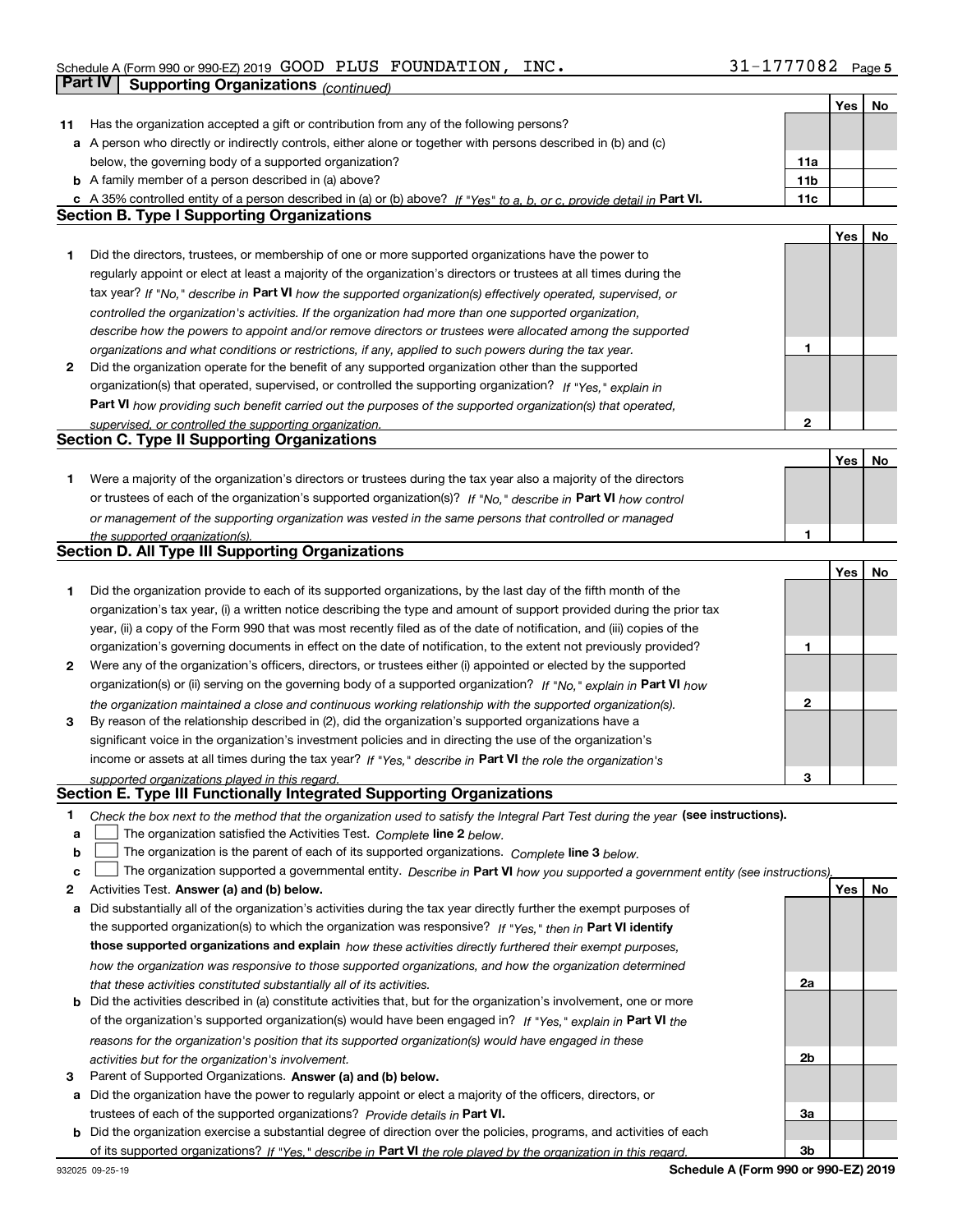Schedule A (Form 990 or 990-EZ) 2019 GOOD PLUS FOUNDATION, INC. 31-1777082

## Part IV Supporting Organizations *(continued)*

| | | | Yes | No |
|---|---|---|---|---|
| **11** | Has the organization accepted a gift or contribution from any of the following persons? | | | |
| **a** | A person who directly or indirectly controls, either alone or together with persons described in (b) and (c) below, the governing body of a supported organization? | **11a** | | |
| **b** | A family member of a person described in (a) above? | **11b** | | |
| **c** | A 35% controlled entity of a person described in (a) or (b) above? *If "Yes" to a, b, or c, provide detail in* **Part VI.** | **11c** | | |

### Section B. Type I Supporting Organizations

| | | | Yes | No |
|---|---|---|---|---|
| **1** | Did the directors, trustees, or membership of one or more supported organizations have the power to regularly appoint or elect at least a majority of the organization's directors or trustees at all times during the tax year? *If "No," describe in* **Part VI** *how the supported organization(s) effectively operated, supervised, or controlled the organization's activities. If the organization had more than one supported organization, describe how the powers to appoint and/or remove directors or trustees were allocated among the supported organizations and what conditions or restrictions, if any, applied to such powers during the tax year.* | **1** | | |
| **2** | Did the organization operate for the benefit of any supported organization other than the supported organization(s) that operated, supervised, or controlled the supporting organization? *If "Yes," explain in* **Part VI** *how providing such benefit carried out the purposes of the supported organization(s) that operated, supervised, or controlled the supporting organization.* | **2** | | |

### Section C. Type II Supporting Organizations

| | | | Yes | No |
|---|---|---|---|---|
| **1** | Were a majority of the organization's directors or trustees during the tax year also a majority of the directors or trustees of each of the organization's supported organization(s)? *If "No," describe in* **Part VI** *how control or management of the supporting organization was vested in the same persons that controlled or managed the supported organization(s).* | **1** | | |

### Section D. All Type III Supporting Organizations

| | | | Yes | No |
|---|---|---|---|---|
| **1** | Did the organization provide to each of its supported organizations, by the last day of the fifth month of the organization's tax year, (i) a written notice describing the type and amount of support provided during the prior tax year, (ii) a copy of the Form 990 that was most recently filed as of the date of notification, and (iii) copies of the organization's governing documents in effect on the date of notification, to the extent not previously provided? | **1** | | |
| **2** | Were any of the organization's officers, directors, or trustees either (i) appointed or elected by the supported organization(s) or (ii) serving on the governing body of a supported organization? *If "No," explain in* **Part VI** *how the organization maintained a close and continuous working relationship with the supported organization(s).* | **2** | | |
| **3** | By reason of the relationship described in (2), did the organization's supported organizations have a significant voice in the organization's investment policies and in directing the use of the organization's income or assets at all times during the tax year? *If "Yes," describe in* **Part VI** *the role the organization's supported organizations played in this regard.* | **3** | | |

### Section E. Type III Functionally Integrated Supporting Organizations

**1** *Check the box next to the method that the organization used to satisfy the Integral Part Test during the year* **(see instructions).**

**a** ☐ The organization satisfied the Activities Test. *Complete* **line 2** *below.*

**b** ☐ The organization is the parent of each of its supported organizations. *Complete* **line 3** *below.*

**c** ☐ The organization supported a governmental entity. *Describe in* **Part VI** *how you supported a government entity (see instructions).*

| | | | Yes | No |
|---|---|---|---|---|
| **2** | Activities Test. **Answer (a) and (b) below.** | | | |
| **a** | Did substantially all of the organization's activities during the tax year directly further the exempt purposes of the supported organization(s) to which the organization was responsive? *If "Yes," then in* **Part VI identify those supported organizations and explain** *how these activities directly furthered their exempt purposes, how the organization was responsive to those supported organizations, and how the organization determined that these activities constituted substantially all of its activities.* | **2a** | | |
| **b** | Did the activities described in (a) constitute activities that, but for the organization's involvement, one or more of the organization's supported organization(s) would have been engaged in? *If "Yes," explain in* **Part VI** *the reasons for the organization's position that its supported organization(s) would have engaged in these activities but for the organization's involvement.* | **2b** | | |
| **3** | Parent of Supported Organizations. **Answer (a) and (b) below.** | | | |
| **a** | Did the organization have the power to regularly appoint or elect a majority of the officers, directors, or trustees of each of the supported organizations? *Provide details in* **Part VI.** | **3a** | | |
| **b** | Did the organization exercise a substantial degree of direction over the policies, programs, and activities of each of its supported organizations? *If "Yes," describe in* **Part VI** *the role played by the organization in this regard.* | **3b** | | |

932025 09-25-19 **Schedule A (Form 990 or 990-EZ) 2019**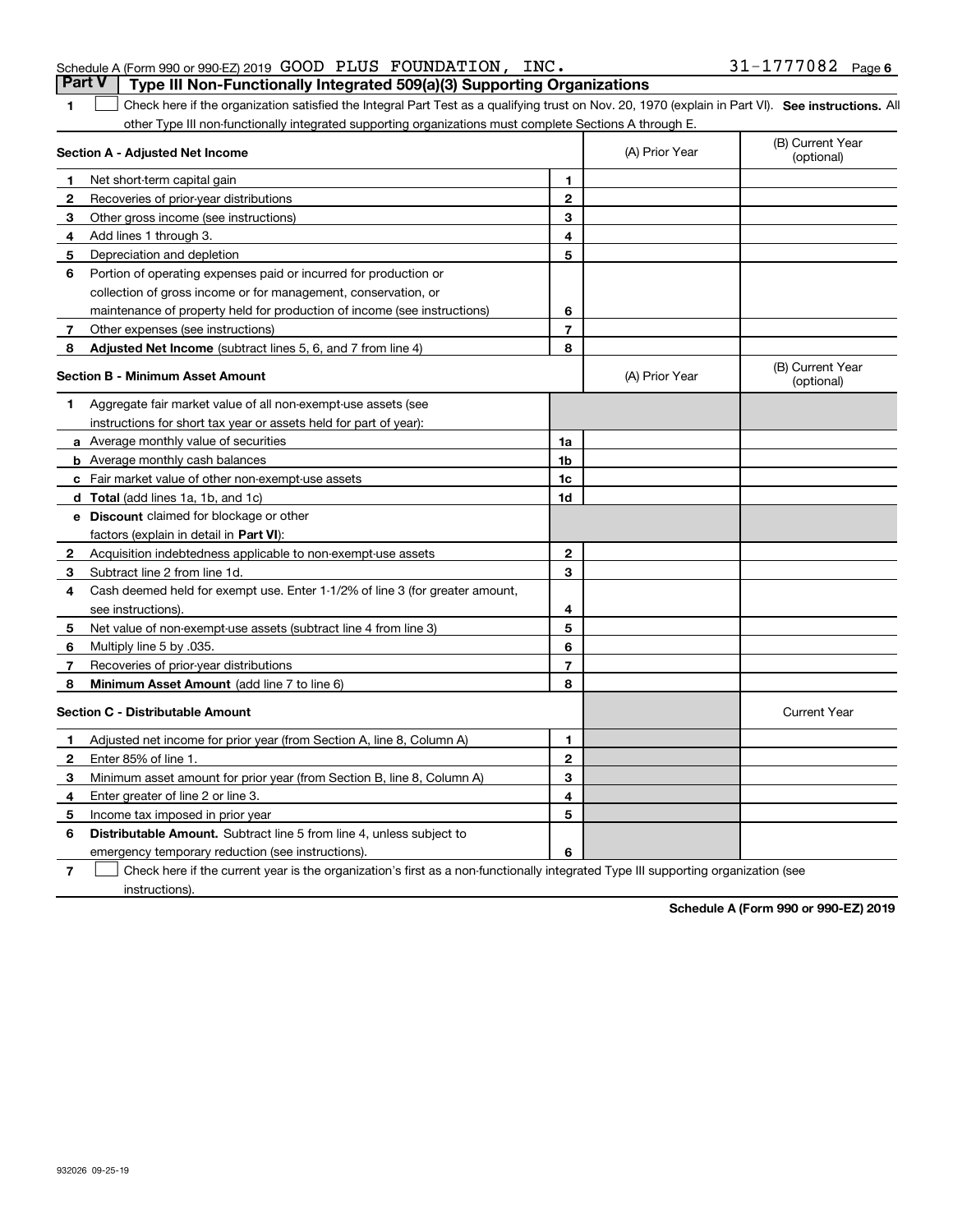## Part V Type III Non-Functionally Integrated 509(a)(3) Supporting Organizations

1 ☐ Check here if the organization satisfied the Integral Part Test as a qualifying trust on Nov. 20, 1970 (explain in Part VI). **See instructions.** All other Type III non-functionally integrated supporting organizations must complete Sections A through E.

| **Section A - Adjusted Net Income** | | (A) Prior Year | (B) Current Year (optional) |
|---|---|---|---|
| **1** Net short-term capital gain | **1** | | |
| **2** Recoveries of prior-year distributions | **2** | | |
| **3** Other gross income (see instructions) | **3** | | |
| **4** Add lines 1 through 3. | **4** | | |
| **5** Depreciation and depletion | **5** | | |
| **6** Portion of operating expenses paid or incurred for production or collection of gross income or for management, conservation, or maintenance of property held for production of income (see instructions) | **6** | | |
| **7** Other expenses (see instructions) | **7** | | |
| **8** **Adjusted Net Income** (subtract lines 5, 6, and 7 from line 4) | **8** | | |

| **Section B - Minimum Asset Amount** | | (A) Prior Year | (B) Current Year (optional) |
|---|---|---|---|
| **1** Aggregate fair market value of all non-exempt-use assets (see instructions for short tax year or assets held for part of year): | | | |
| **a** Average monthly value of securities | **1a** | | |
| **b** Average monthly cash balances | **1b** | | |
| **c** Fair market value of other non-exempt-use assets | **1c** | | |
| **d** **Total** (add lines 1a, 1b, and 1c) | **1d** | | |
| **e** **Discount** claimed for blockage or other factors (explain in detail in **Part VI**): | | | |
| **2** Acquisition indebtedness applicable to non-exempt-use assets | **2** | | |
| **3** Subtract line 2 from line 1d. | **3** | | |
| **4** Cash deemed held for exempt use. Enter 1-1/2% of line 3 (for greater amount, see instructions). | **4** | | |
| **5** Net value of non-exempt-use assets (subtract line 4 from line 3) | **5** | | |
| **6** Multiply line 5 by .035. | **6** | | |
| **7** Recoveries of prior-year distributions | **7** | | |
| **8** **Minimum Asset Amount** (add line 7 to line 6) | **8** | | |

| **Section C - Distributable Amount** | | | Current Year |
|---|---|---|---|
| **1** Adjusted net income for prior year (from Section A, line 8, Column A) | **1** | | |
| **2** Enter 85% of line 1. | **2** | | |
| **3** Minimum asset amount for prior year (from Section B, line 8, Column A) | **3** | | |
| **4** Enter greater of line 2 or line 3. | **4** | | |
| **5** Income tax imposed in prior year | **5** | | |
| **6** **Distributable Amount.** Subtract line 5 from line 4, unless subject to emergency temporary reduction (see instructions). | **6** | | |

7 ☐ Check here if the current year is the organization's first as a non-functionally integrated Type III supporting organization (see instructions).

**Schedule A (Form 990 or 990-EZ) 2019**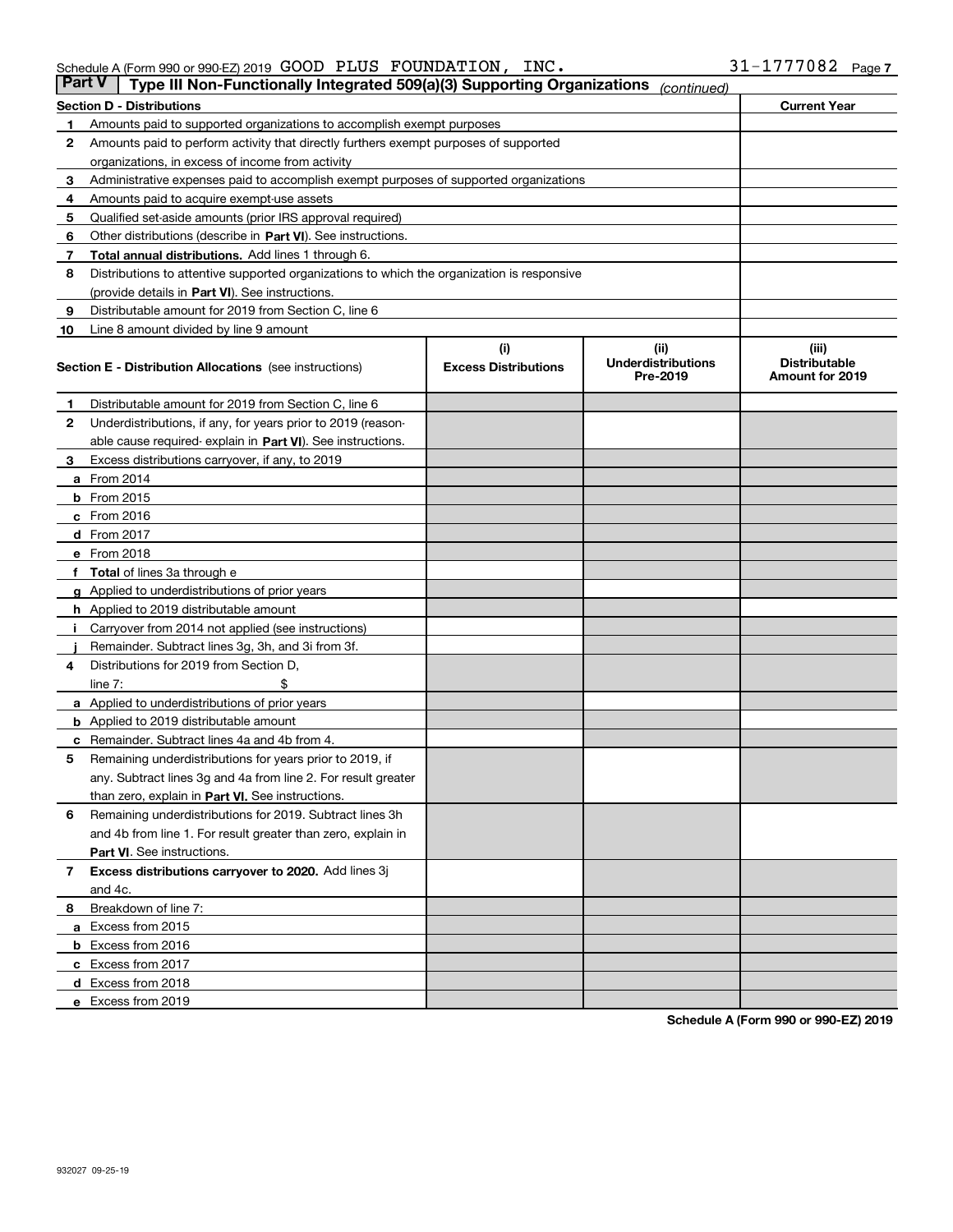Schedule A (Form 990 or 990-EZ) 2019 GOOD PLUS FOUNDATION, INC. 31-1777082

## Part V Type III Non-Functionally Integrated 509(a)(3) Supporting Organizations *(continued)*

| Section D - Distributions | | Current Year |
|---|---|---|
| 1 | Amounts paid to supported organizations to accomplish exempt purposes | |
| 2 | Amounts paid to perform activity that directly furthers exempt purposes of supported organizations, in excess of income from activity | |
| 3 | Administrative expenses paid to accomplish exempt purposes of supported organizations | |
| 4 | Amounts paid to acquire exempt-use assets | |
| 5 | Qualified set-aside amounts (prior IRS approval required) | |
| 6 | Other distributions (describe in **Part VI**). See instructions. | |
| 7 | **Total annual distributions.** Add lines 1 through 6. | |
| 8 | Distributions to attentive supported organizations to which the organization is responsive (provide details in **Part VI**). See instructions. | |
| 9 | Distributable amount for 2019 from Section C, line 6 | |
| 10 | Line 8 amount divided by line 9 amount | |

| **Section E - Distribution Allocations** (see instructions) | (i) Excess Distributions | (ii) Underdistributions Pre-2019 | (iii) Distributable Amount for 2019 |
|---|---|---|---|
| **1** Distributable amount for 2019 from Section C, line 6 | | | |
| **2** Underdistributions, if any, for years prior to 2019 (reasonable cause required- explain in **Part VI**). See instructions. | | | |
| **3** Excess distributions carryover, if any, to 2019 | | | |
| **a** From 2014 | | | |
| **b** From 2015 | | | |
| **c** From 2016 | | | |
| **d** From 2017 | | | |
| **e** From 2018 | | | |
| **f** **Total** of lines 3a through e | | | |
| **g** Applied to underdistributions of prior years | | | |
| **h** Applied to 2019 distributable amount | | | |
| **i** Carryover from 2014 not applied (see instructions) | | | |
| **j** Remainder. Subtract lines 3g, 3h, and 3i from 3f. | | | |
| **4** Distributions for 2019 from Section D, line 7: $ | | | |
| **a** Applied to underdistributions of prior years | | | |
| **b** Applied to 2019 distributable amount | | | |
| **c** Remainder. Subtract lines 4a and 4b from 4. | | | |
| **5** Remaining underdistributions for years prior to 2019, if any. Subtract lines 3g and 4a from line 2. For result greater than zero, explain in **Part VI.** See instructions. | | | |
| **6** Remaining underdistributions for 2019. Subtract lines 3h and 4b from line 1. For result greater than zero, explain in **Part VI**. See instructions. | | | |
| **7** **Excess distributions carryover to 2020.** Add lines 3j and 4c. | | | |
| **8** Breakdown of line 7: | | | |
| **a** Excess from 2015 | | | |
| **b** Excess from 2016 | | | |
| **c** Excess from 2017 | | | |
| **d** Excess from 2018 | | | |
| **e** Excess from 2019 | | | |

**Schedule A (Form 990 or 990-EZ) 2019**

932027 09-25-19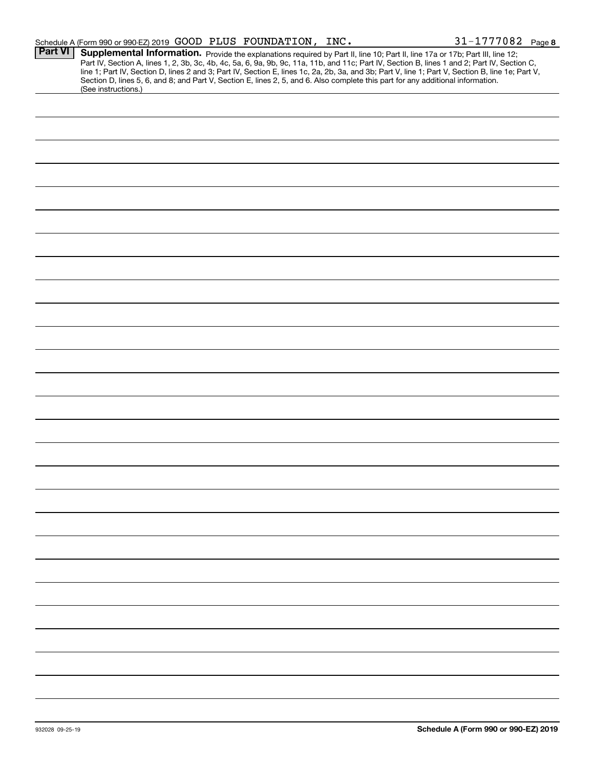Schedule A (Form 990 or 990-EZ) 2019 GOOD PLUS FOUNDATION, INC. 31-1777082 Page 8

**Part VI** **Supplemental Information.** Provide the explanations required by Part II, line 10; Part II, line 17a or 17b; Part III, line 12; Part IV, Section A, lines 1, 2, 3b, 3c, 4b, 4c, 5a, 6, 9a, 9b, 9c, 11a, 11b, and 11c; Part IV, Section B, lines 1 and 2; Part IV, Section C, line 1; Part IV, Section D, lines 2 and 3; Part IV, Section E, lines 1c, 2a, 2b, 3a, and 3b; Part V, line 1; Part V, Section B, line 1e; Part V, Section D, lines 5, 6, and 8; and Part V, Section E, lines 2, 5, and 6. Also complete this part for any additional information. (See instructions.)

932028 09-25-19

**Schedule A (Form 990 or 990-EZ) 2019**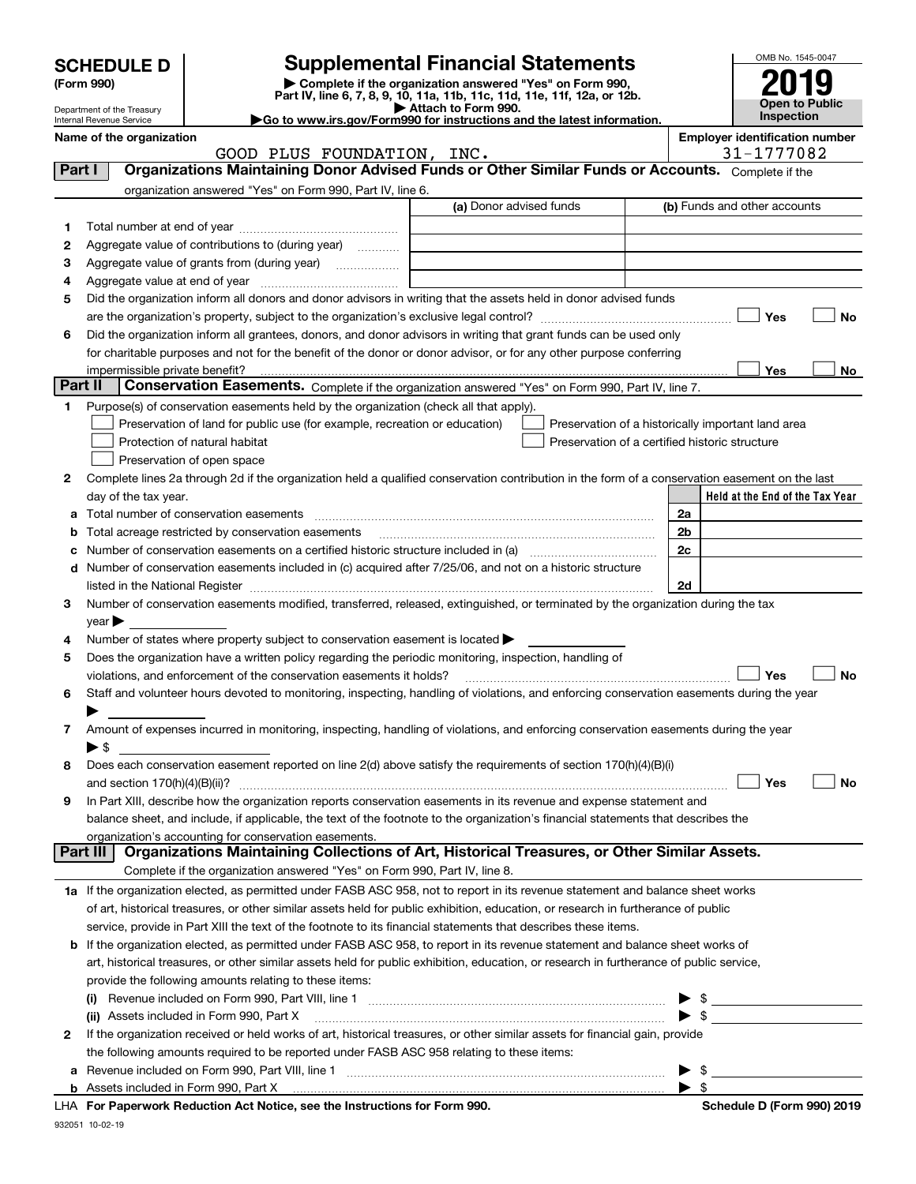# SCHEDULE D (Form 990)

Department of the Treasury
Internal Revenue Service

## Supplemental Financial Statements

▶ Complete if the organization answered "Yes" on Form 990, Part IV, line 6, 7, 8, 9, 10, 11a, 11b, 11c, 11d, 11e, 11f, 12a, or 12b.
▶ Attach to Form 990.
▶Go to www.irs.gov/Form990 for instructions and the latest information.

OMB No. 1545-0047

**2019**

**Open to Public Inspection**

**Name of the organization**
GOOD PLUS FOUNDATION, INC.

**Employer identification number**
31-1777082

## Part I — Organizations Maintaining Donor Advised Funds or Other Similar Funds or Accounts.
Complete if the organization answered "Yes" on Form 990, Part IV, line 6.

| | | (a) Donor advised funds | (b) Funds and other accounts |
|---|---|---|---|
| 1 | Total number at end of year | | |
| 2 | Aggregate value of contributions to (during year) | | |
| 3 | Aggregate value of grants from (during year) | | |
| 4 | Aggregate value at end of year | | |

5 Did the organization inform all donors and donor advisors in writing that the assets held in donor advised funds are the organization's property, subject to the organization's exclusive legal control? ☐ Yes ☐ No

6 Did the organization inform all grantees, donors, and donor advisors in writing that grant funds can be used only for charitable purposes and not for the benefit of the donor or donor advisor, or for any other purpose conferring impermissible private benefit? ☐ Yes ☐ No

## Part II — Conservation Easements.
Complete if the organization answered "Yes" on Form 990, Part IV, line 7.

1 Purpose(s) of conservation easements held by the organization (check all that apply).

- ☐ Preservation of land for public use (for example, recreation or education)
- ☐ Protection of natural habitat
- ☐ Preservation of open space
- ☐ Preservation of a historically important land area
- ☐ Preservation of a certified historic structure

2 Complete lines 2a through 2d if the organization held a qualified conservation contribution in the form of a conservation easement on the last day of the tax year.

| | | | Held at the End of the Tax Year |
|---|---|---|---|
| a | Total number of conservation easements | 2a | |
| b | Total acreage restricted by conservation easements | 2b | |
| c | Number of conservation easements on a certified historic structure included in (a) | 2c | |
| d | Number of conservation easements included in (c) acquired after 7/25/06, and not on a historic structure listed in the National Register | 2d | |

3 Number of conservation easements modified, transferred, released, extinguished, or terminated by the organization during the tax year ▶

4 Number of states where property subject to conservation easement is located ▶

5 Does the organization have a written policy regarding the periodic monitoring, inspection, handling of violations, and enforcement of the conservation easements it holds? ☐ Yes ☐ No

6 Staff and volunteer hours devoted to monitoring, inspecting, handling of violations, and enforcing conservation easements during the year ▶

7 Amount of expenses incurred in monitoring, inspecting, handling of violations, and enforcing conservation easements during the year ▶ $

8 Does each conservation easement reported on line 2(d) above satisfy the requirements of section 170(h)(4)(B)(i) and section 170(h)(4)(B)(ii)? ☐ Yes ☐ No

9 In Part XIII, describe how the organization reports conservation easements in its revenue and expense statement and balance sheet, and include, if applicable, the text of the footnote to the organization's financial statements that describes the organization's accounting for conservation easements.

## Part III — Organizations Maintaining Collections of Art, Historical Treasures, or Other Similar Assets.
Complete if the organization answered "Yes" on Form 990, Part IV, line 8.

1a If the organization elected, as permitted under FASB ASC 958, not to report in its revenue statement and balance sheet works of art, historical treasures, or other similar assets held for public exhibition, education, or research in furtherance of public service, provide in Part XIII the text of the footnote to its financial statements that describes these items.

b If the organization elected, as permitted under FASB ASC 958, to report in its revenue statement and balance sheet works of art, historical treasures, or other similar assets held for public exhibition, education, or research in furtherance of public service, provide the following amounts relating to these items:

(i) Revenue included on Form 990, Part VIII, line 1 ▶ $

(ii) Assets included in Form 990, Part X ▶ $

2 If the organization received or held works of art, historical treasures, or other similar assets for financial gain, provide the following amounts required to be reported under FASB ASC 958 relating to these items:

a Revenue included on Form 990, Part VIII, line 1 ▶ $

b Assets included in Form 990, Part X ▶ $

LHA For Paperwork Reduction Act Notice, see the Instructions for Form 990. Schedule D (Form 990) 2019

932051 10-02-19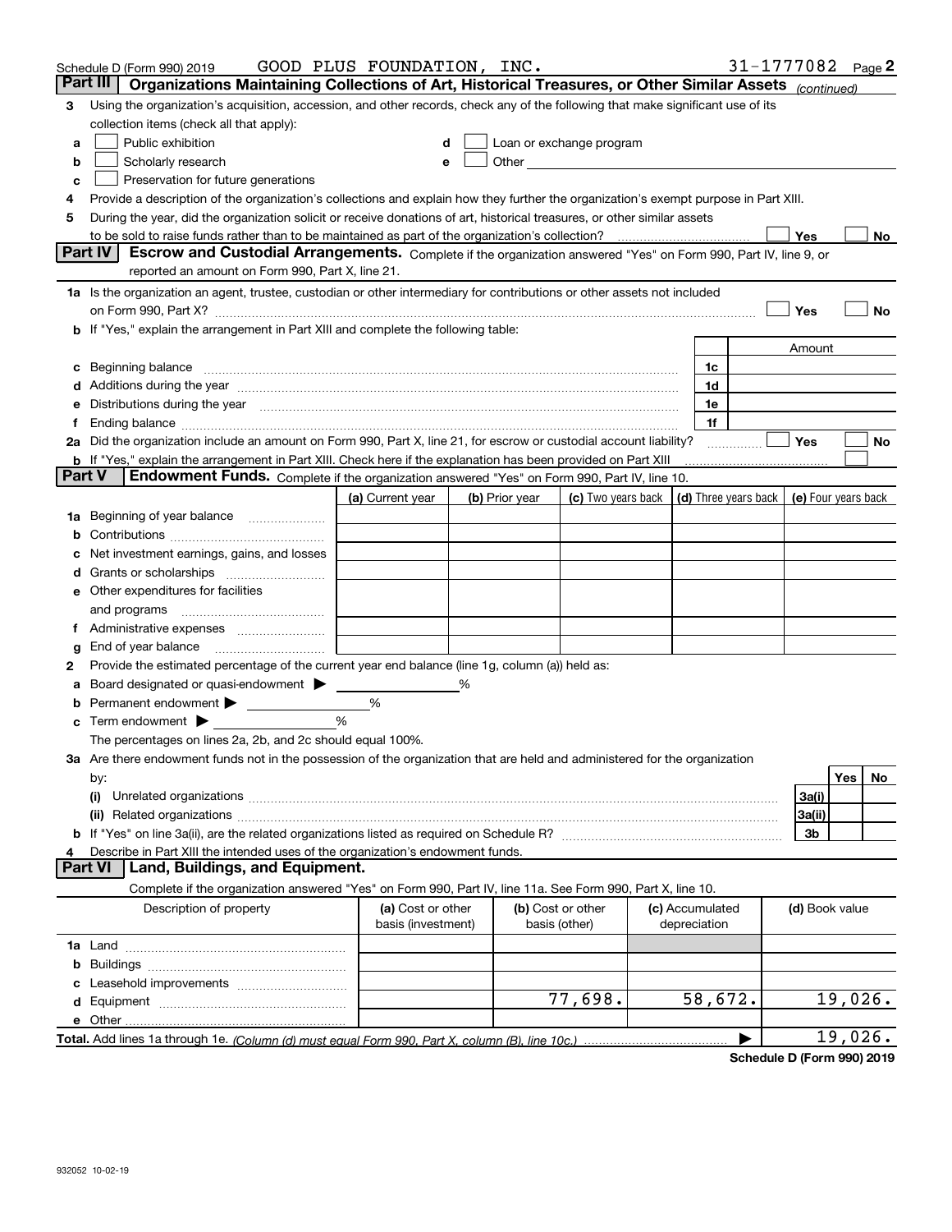Schedule D (Form 990) 2019 GOOD PLUS FOUNDATION, INC. 31-1777082 Page **2**

## Part III Organizations Maintaining Collections of Art, Historical Treasures, or Other Similar Assets *(continued)*

**3** Using the organization's acquisition, accession, and other records, check any of the following that make significant use of its collection items (check all that apply):

- **a** ☐ Public exhibition
- **b** ☐ Scholarly research
- **c** ☐ Preservation for future generations
- **d** ☐ Loan or exchange program
- **e** ☐ Other

**4** Provide a description of the organization's collections and explain how they further the organization's exempt purpose in Part XIII.

**5** During the year, did the organization solicit or receive donations of art, historical treasures, or other similar assets to be sold to raise funds rather than to be maintained as part of the organization's collection? ☐ Yes ☐ No

## Part IV Escrow and Custodial Arrangements.

Complete if the organization answered "Yes" on Form 990, Part IV, line 9, or reported an amount on Form 990, Part X, line 21.

**1a** Is the organization an agent, trustee, custodian or other intermediary for contributions or other assets not included on Form 990, Part X? ☐ Yes ☐ No

**b** If "Yes," explain the arrangement in Part XIII and complete the following table:

| | | Amount |
|---|---|---|
| **c** Beginning balance | 1c | |
| **d** Additions during the year | 1d | |
| **e** Distributions during the year | 1e | |
| **f** Ending balance | 1f | |

**2a** Did the organization include an amount on Form 990, Part X, line 21, for escrow or custodial account liability? ☐ Yes ☐ No

**b** If "Yes," explain the arrangement in Part XIII. Check here if the explanation has been provided on Part XIII ☐

## Part V Endowment Funds.

Complete if the organization answered "Yes" on Form 990, Part IV, line 10.

| | (a) Current year | (b) Prior year | (c) Two years back | (d) Three years back | (e) Four years back |
|---|---|---|---|---|---|
| **1a** Beginning of year balance | | | | | |
| **b** Contributions | | | | | |
| **c** Net investment earnings, gains, and losses | | | | | |
| **d** Grants or scholarships | | | | | |
| **e** Other expenditures for facilities and programs | | | | | |
| **f** Administrative expenses | | | | | |
| **g** End of year balance | | | | | |

**2** Provide the estimated percentage of the current year end balance (line 1g, column (a)) held as:

- **a** Board designated or quasi-endowment ▶ _____ %
- **b** Permanent endowment ▶ _____ %
- **c** Term endowment ▶ _____ %

The percentages on lines 2a, 2b, and 2c should equal 100%.

**3a** Are there endowment funds not in the possession of the organization that are held and administered for the organization by:

| | | Yes | No |
|---|---|---|---|
| **(i)** Unrelated organizations | 3a(i) | | |
| **(ii)** Related organizations | 3a(ii) | | |
| **b** If "Yes" on line 3a(ii), are the related organizations listed as required on Schedule R? | 3b | | |

**4** Describe in Part XIII the intended uses of the organization's endowment funds.

## Part VI Land, Buildings, and Equipment.

Complete if the organization answered "Yes" on Form 990, Part IV, line 11a. See Form 990, Part X, line 10.

| Description of property | (a) Cost or other basis (investment) | (b) Cost or other basis (other) | (c) Accumulated depreciation | (d) Book value |
|---|---|---|---|---|
| **1a** Land | | | | |
| **b** Buildings | | | | |
| **c** Leasehold improvements | | | | |
| **d** Equipment | | 77,698. | 58,672. | 19,026. |
| **e** Other | | | | |

**Total.** Add lines 1a through 1e. *(Column (d) must equal Form 990, Part X, column (B), line 10c.)* ▶ 19,026.

**Schedule D (Form 990) 2019**

932052 10-02-19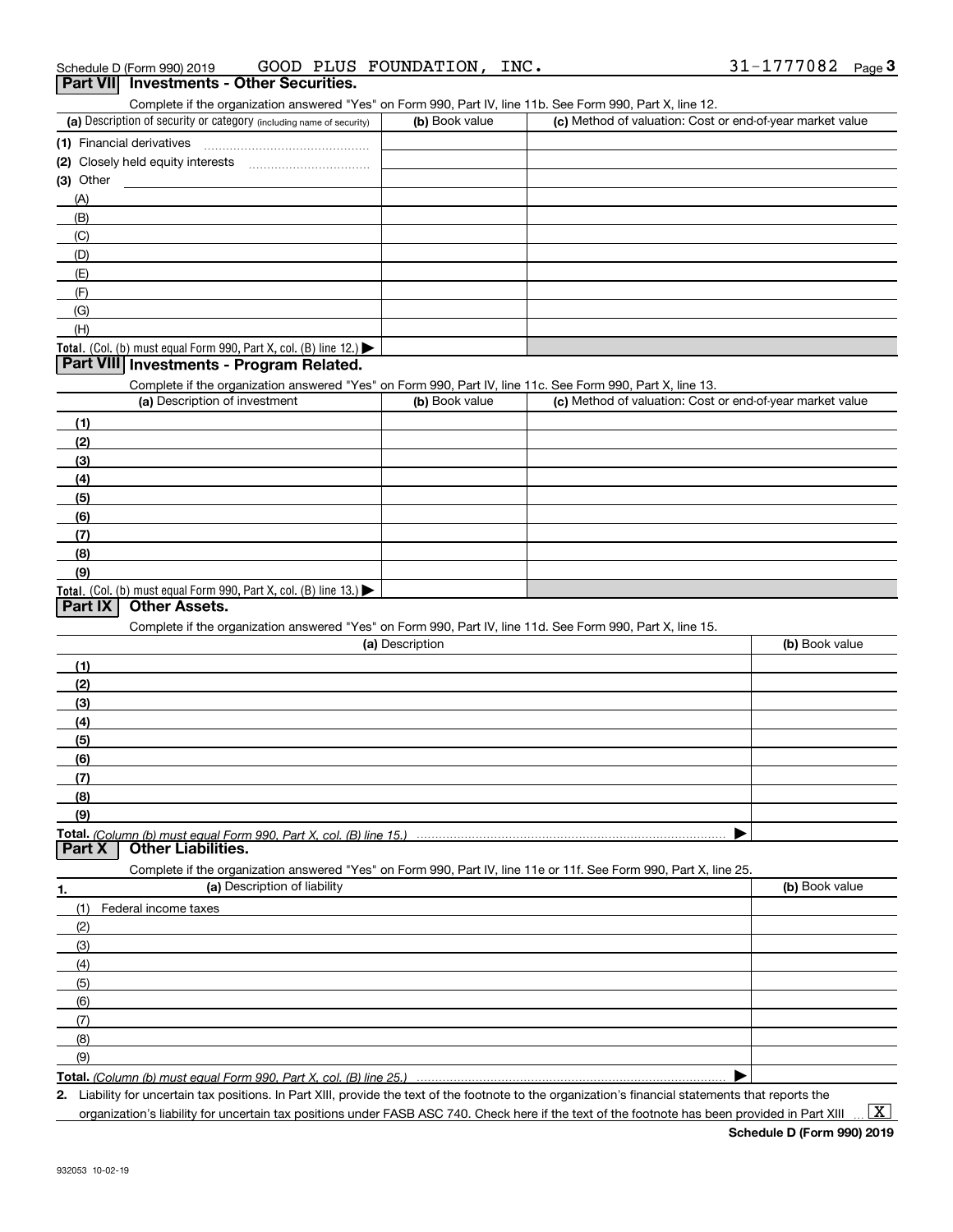Schedule D (Form 990) 2019 GOOD PLUS FOUNDATION, INC. 31-1777082 Page 3

## Part VII Investments - Other Securities.

Complete if the organization answered "Yes" on Form 990, Part IV, line 11b. See Form 990, Part X, line 12.

| (a) Description of security or category (including name of security) | (b) Book value | (c) Method of valuation: Cost or end-of-year market value |
|---|---|---|
| (1) Financial derivatives | | |
| (2) Closely held equity interests | | |
| (3) Other | | |
| (A) | | |
| (B) | | |
| (C) | | |
| (D) | | |
| (E) | | |
| (F) | | |
| (G) | | |
| (H) | | |
| **Total.** (Col. (b) must equal Form 990, Part X, col. (B) line 12.) ▶ | | |

## Part VIII Investments - Program Related.

Complete if the organization answered "Yes" on Form 990, Part IV, line 11c. See Form 990, Part X, line 13.

| (a) Description of investment | (b) Book value | (c) Method of valuation: Cost or end-of-year market value |
|---|---|---|
| (1) | | |
| (2) | | |
| (3) | | |
| (4) | | |
| (5) | | |
| (6) | | |
| (7) | | |
| (8) | | |
| (9) | | |
| **Total.** (Col. (b) must equal Form 990, Part X, col. (B) line 13.) ▶ | | |

## Part IX Other Assets.

Complete if the organization answered "Yes" on Form 990, Part IV, line 11d. See Form 990, Part X, line 15.

| (a) Description | (b) Book value |
|---|---|
| (1) | |
| (2) | |
| (3) | |
| (4) | |
| (5) | |
| (6) | |
| (7) | |
| (8) | |
| (9) | |
| **Total.** *(Column (b) must equal Form 990, Part X, col. (B) line 15.)* ▶ | |

## Part X Other Liabilities.

Complete if the organization answered "Yes" on Form 990, Part IV, line 11e or 11f. See Form 990, Part X, line 25.

| 1. (a) Description of liability | (b) Book value |
|---|---|
| (1) Federal income taxes | |
| (2) | |
| (3) | |
| (4) | |
| (5) | |
| (6) | |
| (7) | |
| (8) | |
| (9) | |
| **Total.** *(Column (b) must equal Form 990, Part X, col. (B) line 25.)* ▶ | |

2. Liability for uncertain tax positions. In Part XIII, provide the text of the footnote to the organization's financial statements that reports the organization's liability for uncertain tax positions under FASB ASC 740. Check here if the text of the footnote has been provided in Part XIII ... [X]

**Schedule D (Form 990) 2019**

932053 10-02-19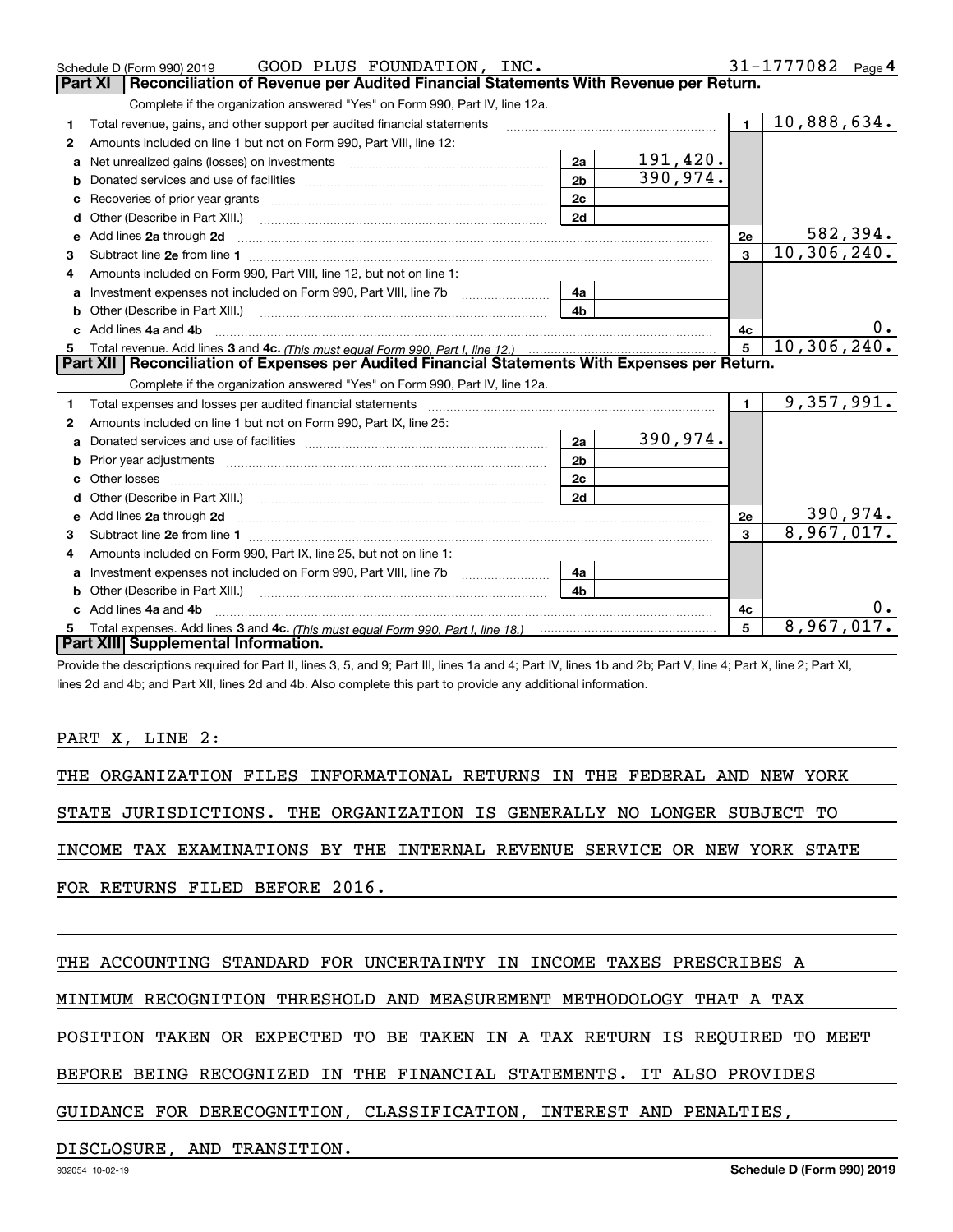Schedule D (Form 990) 2019 GOOD PLUS FOUNDATION, INC. 31-1777082 Page 4

## Part XI Reconciliation of Revenue per Audited Financial Statements With Revenue per Return.

Complete if the organization answered "Yes" on Form 990, Part IV, line 12a.

| | | | | | |
|---|---|---|---|---|---|
| 1 | Total revenue, gains, and other support per audited financial statements | | | 1 | 10,888,634. |
| 2 | Amounts included on line 1 but not on Form 990, Part VIII, line 12: | | | | |
| a | Net unrealized gains (losses) on investments | 2a | 191,420. | | |
| b | Donated services and use of facilities | 2b | 390,974. | | |
| c | Recoveries of prior year grants | 2c | | | |
| d | Other (Describe in Part XIII.) | 2d | | | |
| e | Add lines 2a through 2d | | | 2e | 582,394. |
| 3 | Subtract line 2e from line 1 | | | 3 | 10,306,240. |
| 4 | Amounts included on Form 990, Part VIII, line 12, but not on line 1: | | | | |
| a | Investment expenses not included on Form 990, Part VIII, line 7b | 4a | | | |
| b | Other (Describe in Part XIII.) | 4b | | | |
| c | Add lines 4a and 4b | | | 4c | 0. |
| 5 | Total revenue. Add lines 3 and 4c. *(This must equal Form 990, Part I, line 12.)* | | | 5 | 10,306,240. |

## Part XII Reconciliation of Expenses per Audited Financial Statements With Expenses per Return.

Complete if the organization answered "Yes" on Form 990, Part IV, line 12a.

| | | | | | |
|---|---|---|---|---|---|
| 1 | Total expenses and losses per audited financial statements | | | 1 | 9,357,991. |
| 2 | Amounts included on line 1 but not on Form 990, Part IX, line 25: | | | | |
| a | Donated services and use of facilities | 2a | 390,974. | | |
| b | Prior year adjustments | 2b | | | |
| c | Other losses | 2c | | | |
| d | Other (Describe in Part XIII.) | 2d | | | |
| e | Add lines 2a through 2d | | | 2e | 390,974. |
| 3 | Subtract line 2e from line 1 | | | 3 | 8,967,017. |
| 4 | Amounts included on Form 990, Part IX, line 25, but not on line 1: | | | | |
| a | Investment expenses not included on Form 990, Part VIII, line 7b | 4a | | | |
| b | Other (Describe in Part XIII.) | 4b | | | |
| c | Add lines 4a and 4b | | | 4c | 0. |
| 5 | Total expenses. Add lines 3 and 4c. *(This must equal Form 990, Part I, line 18.)* | | | 5 | 8,967,017. |

## Part XIII Supplemental Information.

Provide the descriptions required for Part II, lines 3, 5, and 9; Part III, lines 1a and 4; Part IV, lines 1b and 2b; Part V, line 4; Part X, line 2; Part XI, lines 2d and 4b; and Part XII, lines 2d and 4b. Also complete this part to provide any additional information.

PART X, LINE 2:

THE ORGANIZATION FILES INFORMATIONAL RETURNS IN THE FEDERAL AND NEW YORK STATE JURISDICTIONS. THE ORGANIZATION IS GENERALLY NO LONGER SUBJECT TO INCOME TAX EXAMINATIONS BY THE INTERNAL REVENUE SERVICE OR NEW YORK STATE FOR RETURNS FILED BEFORE 2016.

THE ACCOUNTING STANDARD FOR UNCERTAINTY IN INCOME TAXES PRESCRIBES A MINIMUM RECOGNITION THRESHOLD AND MEASUREMENT METHODOLOGY THAT A TAX POSITION TAKEN OR EXPECTED TO BE TAKEN IN A TAX RETURN IS REQUIRED TO MEET BEFORE BEING RECOGNIZED IN THE FINANCIAL STATEMENTS. IT ALSO PROVIDES GUIDANCE FOR DERECOGNITION, CLASSIFICATION, INTEREST AND PENALTIES, DISCLOSURE, AND TRANSITION.

932054 10-02-19 **Schedule D (Form 990) 2019**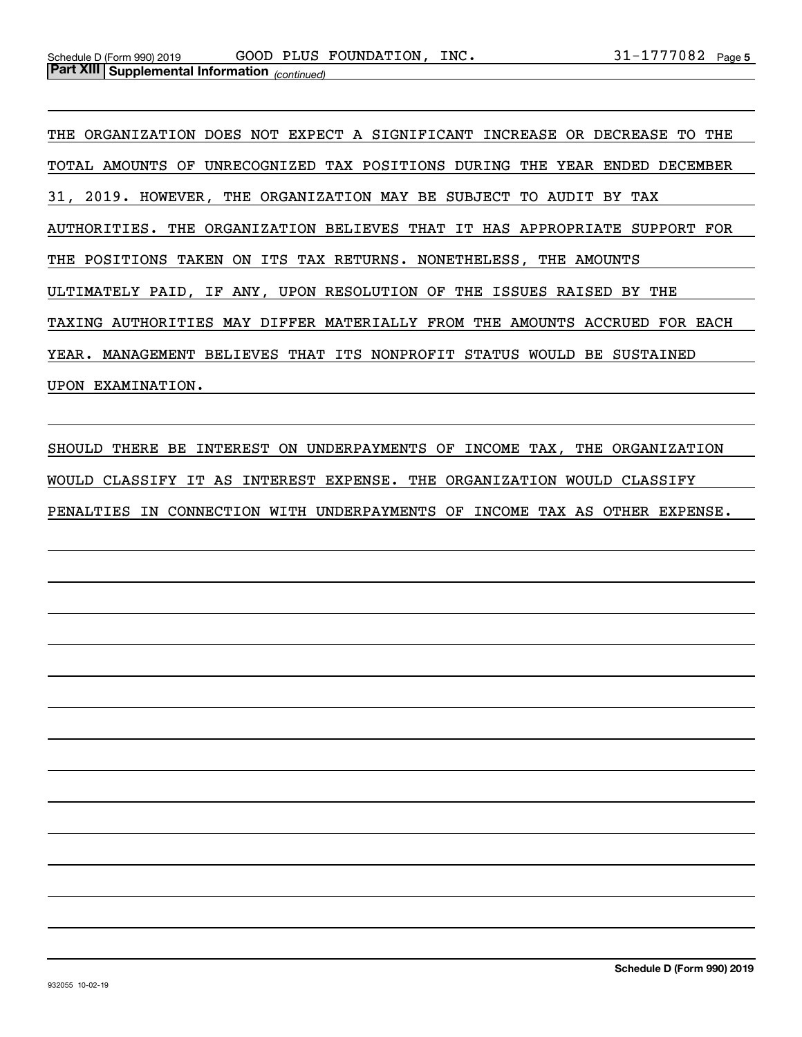**Part XIII** **Supplemental Information** *(continued)*

THE ORGANIZATION DOES NOT EXPECT A SIGNIFICANT INCREASE OR DECREASE TO THE TOTAL AMOUNTS OF UNRECOGNIZED TAX POSITIONS DURING THE YEAR ENDED DECEMBER 31, 2019. HOWEVER, THE ORGANIZATION MAY BE SUBJECT TO AUDIT BY TAX AUTHORITIES. THE ORGANIZATION BELIEVES THAT IT HAS APPROPRIATE SUPPORT FOR THE POSITIONS TAKEN ON ITS TAX RETURNS. NONETHELESS, THE AMOUNTS ULTIMATELY PAID, IF ANY, UPON RESOLUTION OF THE ISSUES RAISED BY THE TAXING AUTHORITIES MAY DIFFER MATERIALLY FROM THE AMOUNTS ACCRUED FOR EACH YEAR. MANAGEMENT BELIEVES THAT ITS NONPROFIT STATUS WOULD BE SUSTAINED UPON EXAMINATION.

SHOULD THERE BE INTEREST ON UNDERPAYMENTS OF INCOME TAX, THE ORGANIZATION WOULD CLASSIFY IT AS INTEREST EXPENSE. THE ORGANIZATION WOULD CLASSIFY PENALTIES IN CONNECTION WITH UNDERPAYMENTS OF INCOME TAX AS OTHER EXPENSE.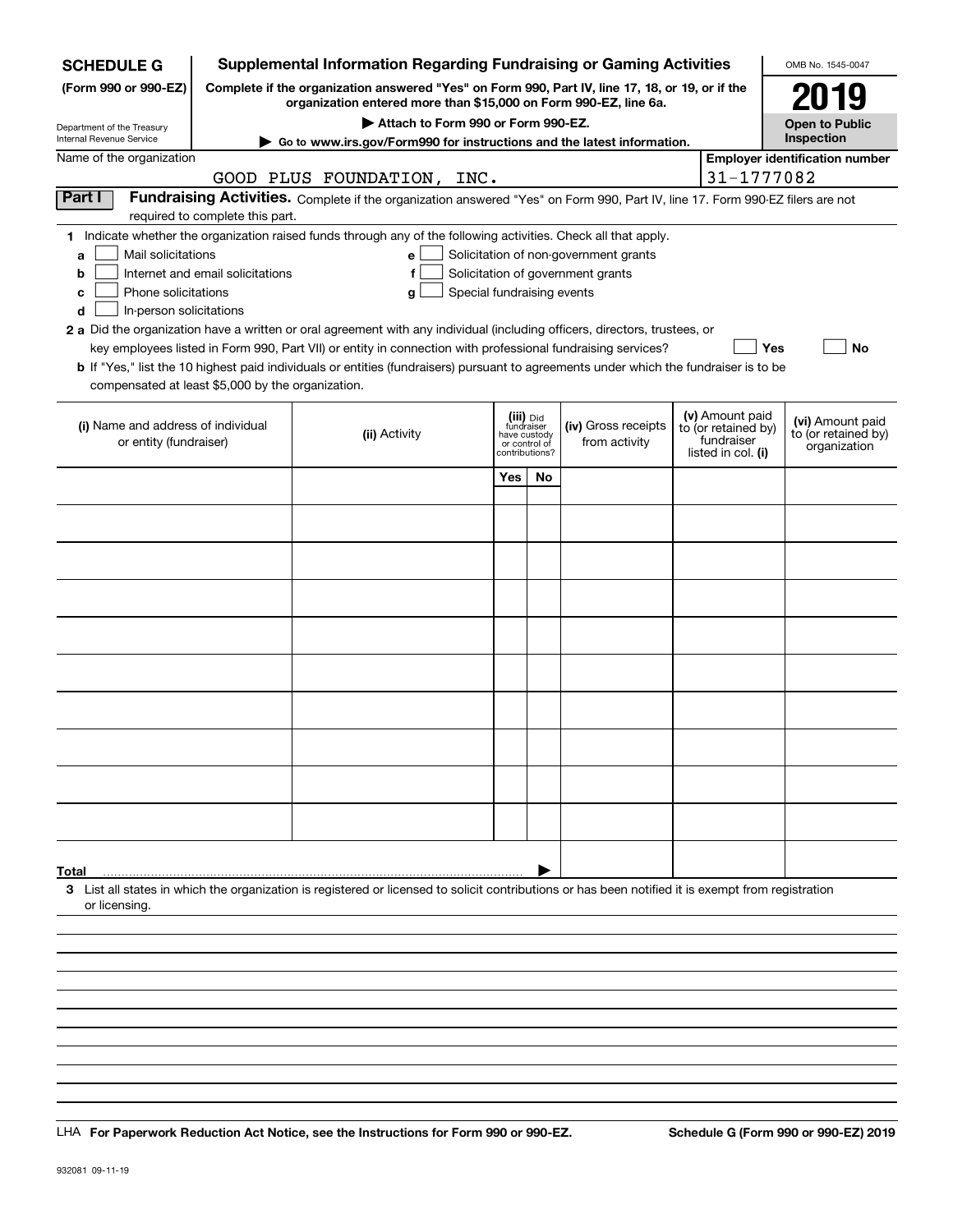**SCHEDULE G** (Form 990 or 990-EZ)

Department of the Treasury Internal Revenue Service

# Supplemental Information Regarding Fundraising or Gaming Activities

**Complete if the organization answered "Yes" on Form 990, Part IV, line 17, 18, or 19, or if the organization entered more than $15,000 on Form 990-EZ, line 6a.**

**▶ Attach to Form 990 or Form 990-EZ.**

**▶ Go to www.irs.gov/Form990 for instructions and the latest information.**

OMB No. 1545-0047

**2019**

**Open to Public Inspection**

Name of the organization: GOOD PLUS FOUNDATION, INC.

Employer identification number: 31-1777082

## Part I Fundraising Activities.

Complete if the organization answered "Yes" on Form 990, Part IV, line 17. Form 990-EZ filers are not required to complete this part.

**1** Indicate whether the organization raised funds through any of the following activities. Check all that apply.

- **a** ☐ Mail solicitations
- **b** ☐ Internet and email solicitations
- **c** ☐ Phone solicitations
- **d** ☐ In-person solicitations
- **e** ☐ Solicitation of non-government grants
- **f** ☐ Solicitation of government grants
- **g** ☐ Special fundraising events

**2 a** Did the organization have a written or oral agreement with any individual (including officers, directors, trustees, or key employees listed in Form 990, Part VII) or entity in connection with professional fundraising services? ☐ **Yes** ☐ **No**

**b** If "Yes," list the 10 highest paid individuals or entities (fundraisers) pursuant to agreements under which the fundraiser is to be compensated at least $5,000 by the organization.

| (i) Name and address of individual or entity (fundraiser) | (ii) Activity | (iii) Did fundraiser have custody or control of contributions? Yes | No | (iv) Gross receipts from activity | (v) Amount paid to (or retained by) fundraiser listed in col. (i) | (vi) Amount paid to (or retained by) organization |
|---|---|---|---|---|---|---|
| | | | | | | |
| | | | | | | |
| | | | | | | |
| | | | | | | |
| | | | | | | |
| | | | | | | |
| | | | | | | |
| | | | | | | |
| | | | | | | |
| | | | | | | |
| **Total** ▶ | | | | | | |

**3** List all states in which the organization is registered or licensed to solicit contributions or has been notified it is exempt from registration or licensing.

LHA **For Paperwork Reduction Act Notice, see the Instructions for Form 990 or 990-EZ.** **Schedule G (Form 990 or 990-EZ) 2019**

932081 09-11-19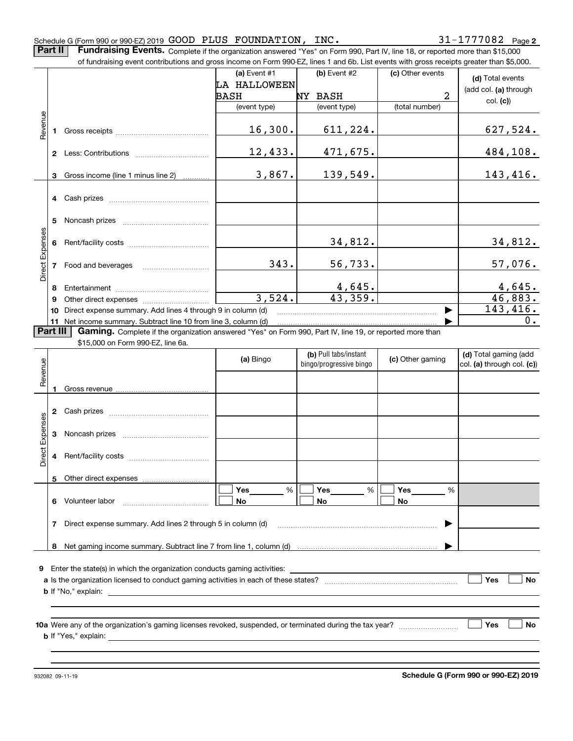Schedule G (Form 990 or 990-EZ) 2019 GOOD PLUS FOUNDATION, INC. 31-1777082 Page **2**

**Part II** **Fundraising Events.** Complete if the organization answered "Yes" on Form 990, Part IV, line 18, or reported more than $15,000 of fundraising event contributions and gross income on Form 990-EZ, lines 1 and 6b. List events with gross receipts greater than $5,000.

| | | | (a) Event #1<br>LA HALLOWEEN BASH<br>(event type) | (b) Event #2<br>NY BASH<br>(event type) | (c) Other events<br>2<br>(total number) | (d) Total events (add col. (a) through col. (c)) |
|---|---|---|---|---|---|---|
| Revenue | 1 | Gross receipts | 16,300. | 611,224. | | 627,524. |
| | 2 | Less: Contributions | 12,433. | 471,675. | | 484,108. |
| | 3 | Gross income (line 1 minus line 2) | 3,867. | 139,549. | | 143,416. |
| Direct Expenses | 4 | Cash prizes | | | | |
| | 5 | Noncash prizes | | | | |
| | 6 | Rent/facility costs | | 34,812. | | 34,812. |
| | 7 | Food and beverages | 343. | 56,733. | | 57,076. |
| | 8 | Entertainment | | 4,645. | | 4,645. |
| | 9 | Other direct expenses | 3,524. | 43,359. | | 46,883. |
| | 10 | Direct expense summary. Add lines 4 through 9 in column (d) | | | ▶ | 143,416. |
| | 11 | Net income summary. Subtract line 10 from line 3, column (d) | | | ▶ | 0. |

**Part III** **Gaming.** Complete if the organization answered "Yes" on Form 990, Part IV, line 19, or reported more than $15,000 on Form 990-EZ, line 6a.

| | | | (a) Bingo | (b) Pull tabs/instant bingo/progressive bingo | (c) Other gaming | (d) Total gaming (add col. (a) through col. (c)) |
|---|---|---|---|---|---|---|
| Revenue | 1 | Gross revenue | | | | |
| Direct Expenses | 2 | Cash prizes | | | | |
| | 3 | Noncash prizes | | | | |
| | 4 | Rent/facility costs | | | | |
| | 5 | Other direct expenses | | | | |
| | 6 | Volunteer labor | ☐ Yes ___ %<br>☐ No | ☐ Yes ___ %<br>☐ No | ☐ Yes ___ %<br>☐ No | |
| | 7 | Direct expense summary. Add lines 2 through 5 in column (d) | | | ▶ | |
| | 8 | Net gaming income summary. Subtract line 7 from line 1, column (d) | | | ▶ | |

**9** Enter the state(s) in which the organization conducts gaming activities: ______

**a** Is the organization licensed to conduct gaming activities in each of these states? ☐ Yes ☐ No

**b** If "No," explain: ______

**10a** Were any of the organization's gaming licenses revoked, suspended, or terminated during the tax year? ☐ Yes ☐ No

**b** If "Yes," explain: ______

932082 09-11-19 **Schedule G (Form 990 or 990-EZ) 2019**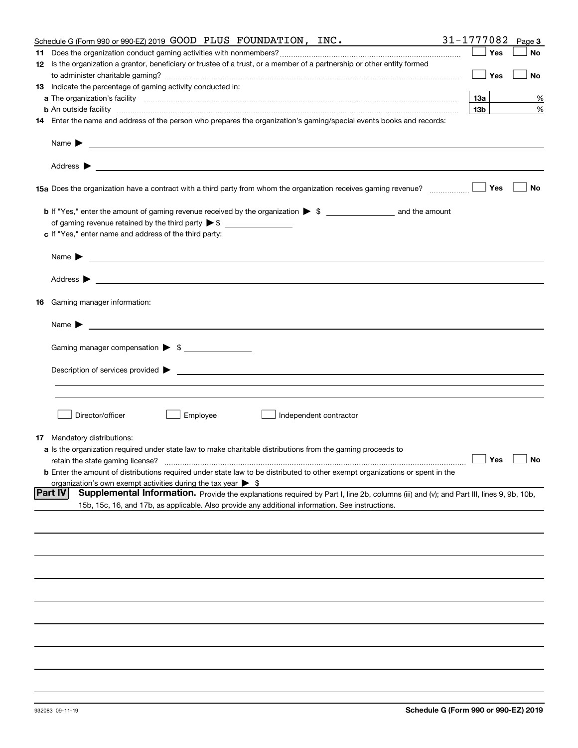Schedule G (Form 990 or 990-EZ) 2019 GOOD PLUS FOUNDATION, INC. 31-1777082 Page **3**

**11** Does the organization conduct gaming activities with nonmembers? ☐ Yes ☐ No

**12** Is the organization a grantor, beneficiary or trustee of a trust, or a member of a partnership or other entity formed to administer charitable gaming? ☐ Yes ☐ No

**13** Indicate the percentage of gaming activity conducted in:

**a** The organization's facility **13a** %

**b** An outside facility **13b** %

**14** Enter the name and address of the person who prepares the organization's gaming/special events books and records:

Name ▶

Address ▶

**15a** Does the organization have a contract with a third party from whom the organization receives gaming revenue? ☐ Yes ☐ No

**b** If "Yes," enter the amount of gaming revenue received by the organization ▶ $ ______ and the amount of gaming revenue retained by the third party ▶ $ ______

**c** If "Yes," enter name and address of the third party:

Name ▶

Address ▶

**16** Gaming manager information:

Name ▶

Gaming manager compensation ▶ $ ______

Description of services provided ▶

☐ Director/officer ☐ Employee ☐ Independent contractor

**17** Mandatory distributions:

**a** Is the organization required under state law to make charitable distributions from the gaming proceeds to retain the state gaming license? ☐ Yes ☐ No

**b** Enter the amount of distributions required under state law to be distributed to other exempt organizations or spent in the organization's own exempt activities during the tax year ▶ $

**Part IV** **Supplemental Information.** Provide the explanations required by Part I, line 2b, columns (iii) and (v); and Part III, lines 9, 9b, 10b, 15b, 15c, 16, and 17b, as applicable. Also provide any additional information. See instructions.

932083 09-11-19 **Schedule G (Form 990 or 990-EZ) 2019**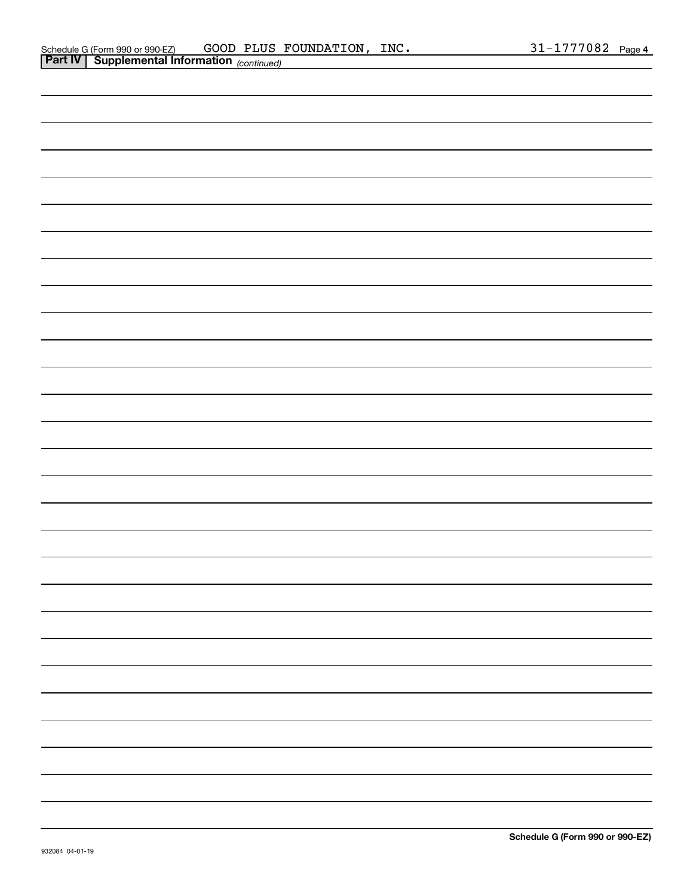Schedule G (Form 990 or 990-EZ) GOOD PLUS FOUNDATION, INC. 31-1777082 Page 4

**Part IV | Supplemental Information** *(continued)*

**Schedule G (Form 990 or 990-EZ)**

932084 04-01-19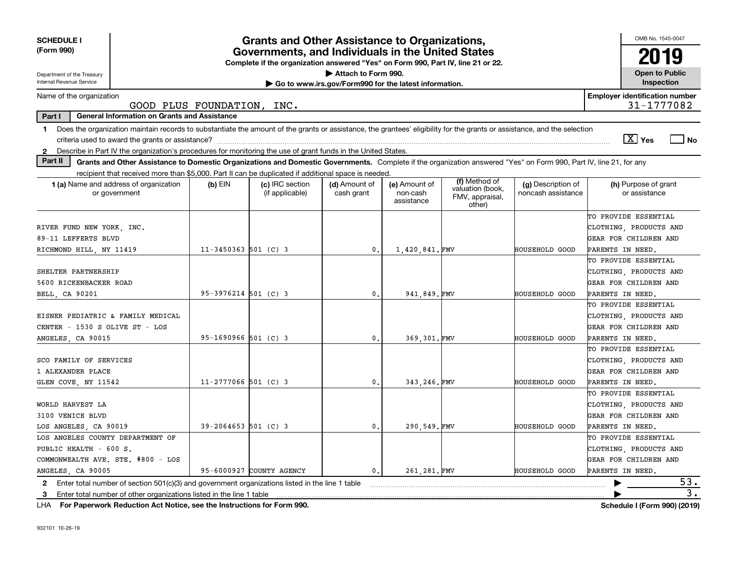**SCHEDULE I**
**(Form 990)**

Department of the Treasury
Internal Revenue Service

# Grants and Other Assistance to Organizations, Governments, and Individuals in the United States

**Complete if the organization answered "Yes" on Form 990, Part IV, line 21 or 22.**
**▶ Attach to Form 990.**
**▶ Go to www.irs.gov/Form990 for the latest information.**

OMB No. 1545-0047

**2019**

**Open to Public Inspection**

Name of the organization: GOOD PLUS FOUNDATION, INC.

**Employer identification number** 31-1777082

**Part I — General Information on Grants and Assistance**

1 Does the organization maintain records to substantiate the amount of the grants or assistance, the grantees' eligibility for the grants or assistance, and the selection criteria used to award the grants or assistance? [X] Yes [ ] No

2 Describe in Part IV the organization's procedures for monitoring the use of grant funds in the United States.

**Part II — Grants and Other Assistance to Domestic Organizations and Domestic Governments.** Complete if the organization answered "Yes" on Form 990, Part IV, line 21, for any recipient that received more than $5,000. Part II can be duplicated if additional space is needed.

| 1 (a) Name and address of organization or government | (b) EIN | (c) IRC section (if applicable) | (d) Amount of cash grant | (e) Amount of non-cash assistance | (f) Method of valuation (book, FMV, appraisal, other) | (g) Description of noncash assistance | (h) Purpose of grant or assistance |
|---|---|---|---|---|---|---|---|
| RIVER FUND NEW YORK, INC. 89-11 LEFFERTS BLVD RICHMOND HILL, NY 11419 | 11-3450363 | 501 (C) 3 | 0. | 1,420,841. | FMV | HOUSEHOLD GOOD | TO PROVIDE ESSENTIAL CLOTHING, PRODUCTS AND GEAR FOR CHILDREN AND PARENTS IN NEED. |
| SHELTER PARTNERSHIP 5600 RICKENBACKER ROAD BELL, CA 90201 | 95-3976214 | 501 (C) 3 | 0. | 941,849. | FMV | HOUSEHOLD GOOD | TO PROVIDE ESSENTIAL CLOTHING, PRODUCTS AND GEAR FOR CHILDREN AND PARENTS IN NEED. |
| EISNER PEDIATRIC & FAMILY MEDICAL CENTER - 1530 S OLIVE ST - LOS ANGELES, CA 90015 | 95-1690966 | 501 (C) 3 | 0. | 369,301. | FMV | HOUSEHOLD GOOD | TO PROVIDE ESSENTIAL CLOTHING, PRODUCTS AND GEAR FOR CHILDREN AND PARENTS IN NEED. |
| SCO FAMILY OF SERVICES 1 ALEXANDER PLACE GLEN COVE, NY 11542 | 11-2777066 | 501 (C) 3 | 0. | 343,246. | FMV | HOUSEHOLD GOOD | TO PROVIDE ESSENTIAL CLOTHING, PRODUCTS AND GEAR FOR CHILDREN AND PARENTS IN NEED. |
| WORLD HARVEST LA 3100 VENICE BLVD LOS ANGELES, CA 90019 | 39-2064653 | 501 (C) 3 | 0. | 290,549. | FMV | HOUSEHOLD GOOD | TO PROVIDE ESSENTIAL CLOTHING, PRODUCTS AND GEAR FOR CHILDREN AND PARENTS IN NEED. |
| LOS ANGELES COUNTY DEPARTMENT OF PUBLIC HEALTH - 600 S. COMMONWEALTH AVE. STE. #800 - LOS ANGELES, CA 90005 | 95-6000927 | COUNTY AGENCY | 0. | 261,281. | FMV | HOUSEHOLD GOOD | TO PROVIDE ESSENTIAL CLOTHING, PRODUCTS AND GEAR FOR CHILDREN AND PARENTS IN NEED. |

2 Enter total number of section 501(c)(3) and government organizations listed in the line 1 table ▶ 53.

3 Enter total number of other organizations listed in the line 1 table ▶ 3.

LHA **For Paperwork Reduction Act Notice, see the Instructions for Form 990.** **Schedule I (Form 990) (2019)**

932101 10-26-19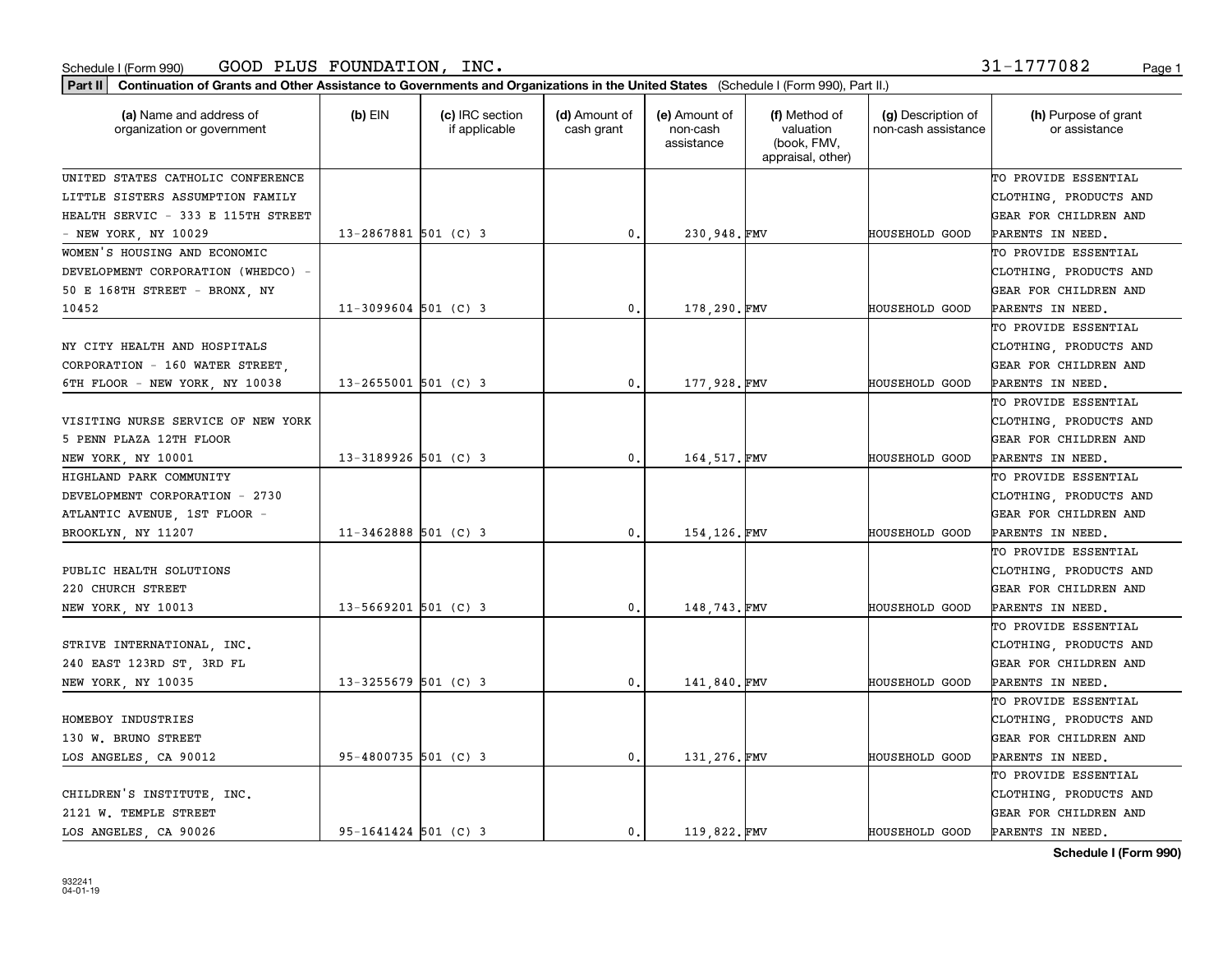Schedule I (Form 990) GOOD PLUS FOUNDATION, INC. 31-1777082

**Part II** **Continuation of Grants and Other Assistance to Governments and Organizations in the United States** (Schedule I (Form 990), Part II.)

| (a) Name and address of organization or government | (b) EIN | (c) IRC section if applicable | (d) Amount of cash grant | (e) Amount of non-cash assistance | (f) Method of valuation (book, FMV, appraisal, other) | (g) Description of non-cash assistance | (h) Purpose of grant or assistance |
|---|---|---|---|---|---|---|---|
| UNITED STATES CATHOLIC CONFERENCE LITTLE SISTERS ASSUMPTION FAMILY HEALTH SERVIC - 333 E 115TH STREET - NEW YORK, NY 10029 | 13-2867881 | 501 (C) 3 | 0. | 230,948. | FMV | HOUSEHOLD GOOD | TO PROVIDE ESSENTIAL CLOTHING, PRODUCTS AND GEAR FOR CHILDREN AND PARENTS IN NEED. |
| WOMEN'S HOUSING AND ECONOMIC DEVELOPMENT CORPORATION (WHEDCO) - 50 E 168TH STREET - BRONX, NY 10452 | 11-3099604 | 501 (C) 3 | 0. | 178,290. | FMV | HOUSEHOLD GOOD | TO PROVIDE ESSENTIAL CLOTHING, PRODUCTS AND GEAR FOR CHILDREN AND PARENTS IN NEED. |
| NY CITY HEALTH AND HOSPITALS CORPORATION - 160 WATER STREET, 6TH FLOOR - NEW YORK, NY 10038 | 13-2655001 | 501 (C) 3 | 0. | 177,928. | FMV | HOUSEHOLD GOOD | TO PROVIDE ESSENTIAL CLOTHING, PRODUCTS AND GEAR FOR CHILDREN AND PARENTS IN NEED. |
| VISITING NURSE SERVICE OF NEW YORK 5 PENN PLAZA 12TH FLOOR NEW YORK, NY 10001 | 13-3189926 | 501 (C) 3 | 0. | 164,517. | FMV | HOUSEHOLD GOOD | TO PROVIDE ESSENTIAL CLOTHING, PRODUCTS AND GEAR FOR CHILDREN AND PARENTS IN NEED. |
| HIGHLAND PARK COMMUNITY DEVELOPMENT CORPORATION - 2730 ATLANTIC AVENUE, 1ST FLOOR - BROOKLYN, NY 11207 | 11-3462888 | 501 (C) 3 | 0. | 154,126. | FMV | HOUSEHOLD GOOD | TO PROVIDE ESSENTIAL CLOTHING, PRODUCTS AND GEAR FOR CHILDREN AND PARENTS IN NEED. |
| PUBLIC HEALTH SOLUTIONS 220 CHURCH STREET NEW YORK, NY 10013 | 13-5669201 | 501 (C) 3 | 0. | 148,743. | FMV | HOUSEHOLD GOOD | TO PROVIDE ESSENTIAL CLOTHING, PRODUCTS AND GEAR FOR CHILDREN AND PARENTS IN NEED. |
| STRIVE INTERNATIONAL, INC. 240 EAST 123RD ST, 3RD FL NEW YORK, NY 10035 | 13-3255679 | 501 (C) 3 | 0. | 141,840. | FMV | HOUSEHOLD GOOD | TO PROVIDE ESSENTIAL CLOTHING, PRODUCTS AND GEAR FOR CHILDREN AND PARENTS IN NEED. |
| HOMEBOY INDUSTRIES 130 W. BRUNO STREET LOS ANGELES, CA 90012 | 95-4800735 | 501 (C) 3 | 0. | 131,276. | FMV | HOUSEHOLD GOOD | TO PROVIDE ESSENTIAL CLOTHING, PRODUCTS AND GEAR FOR CHILDREN AND PARENTS IN NEED. |
| CHILDREN'S INSTITUTE, INC. 2121 W. TEMPLE STREET LOS ANGELES, CA 90026 | 95-1641424 | 501 (C) 3 | 0. | 119,822. | FMV | HOUSEHOLD GOOD | TO PROVIDE ESSENTIAL CLOTHING, PRODUCTS AND GEAR FOR CHILDREN AND PARENTS IN NEED. |

**Schedule I (Form 990)**

932241
04-01-19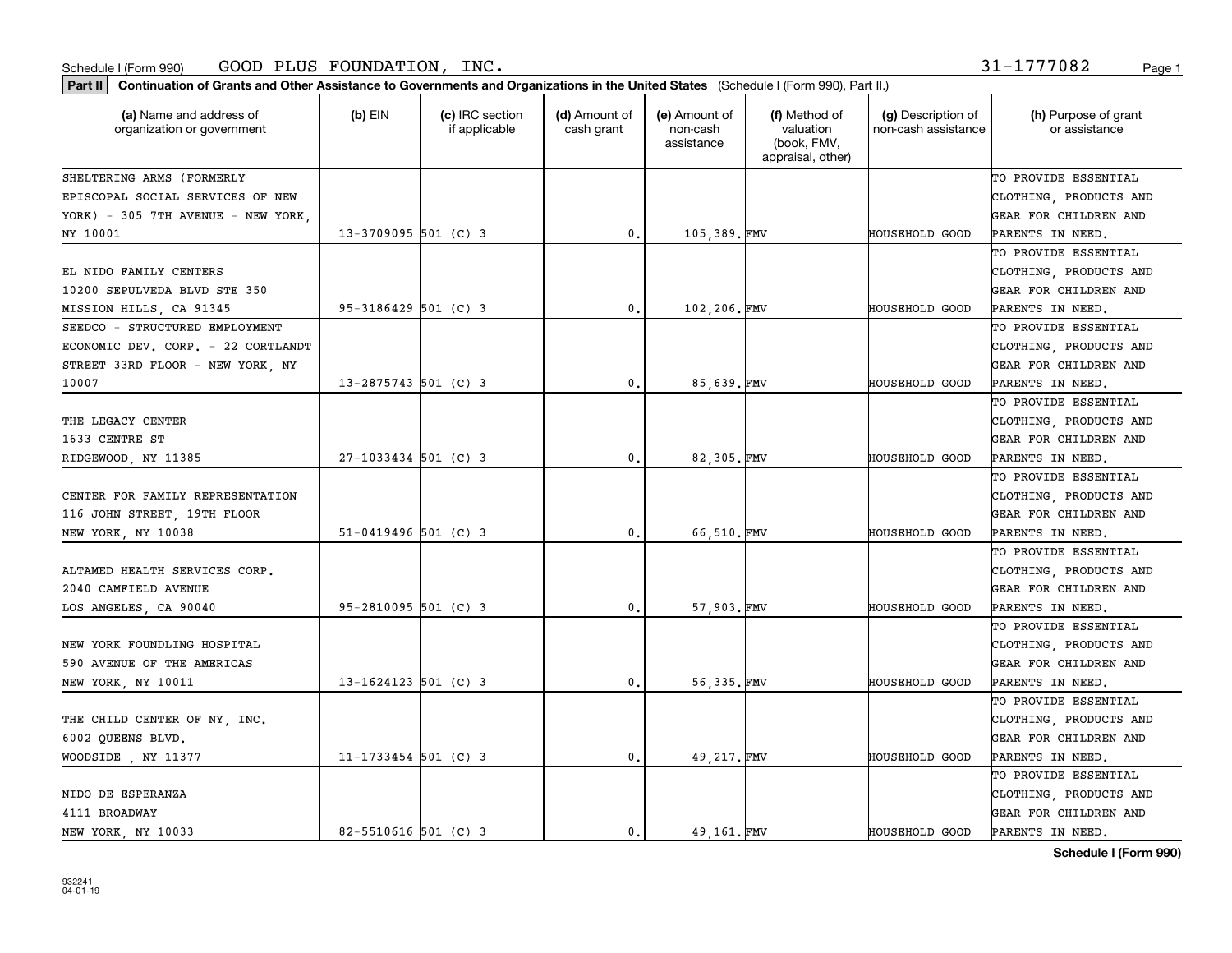Schedule I (Form 990) GOOD PLUS FOUNDATION, INC. 31-1777082

**Part II** **Continuation of Grants and Other Assistance to Governments and Organizations in the United States** (Schedule I (Form 990), Part II.)

| (a) Name and address of organization or government | (b) EIN | (c) IRC section if applicable | (d) Amount of cash grant | (e) Amount of non-cash assistance | (f) Method of valuation (book, FMV, appraisal, other) | (g) Description of non-cash assistance | (h) Purpose of grant or assistance |
|---|---|---|---|---|---|---|---|
| SHELTERING ARMS (FORMERLY EPISCOPAL SOCIAL SERVICES OF NEW YORK) - 305 7TH AVENUE - NEW YORK, NY 10001 | 13-3709095 | 501 (C) 3 | 0. | 105,389. | FMV | HOUSEHOLD GOOD | TO PROVIDE ESSENTIAL CLOTHING, PRODUCTS AND GEAR FOR CHILDREN AND PARENTS IN NEED. |
| EL NIDO FAMILY CENTERS 10200 SEPULVEDA BLVD STE 350 MISSION HILLS, CA 91345 | 95-3186429 | 501 (C) 3 | 0. | 102,206. | FMV | HOUSEHOLD GOOD | TO PROVIDE ESSENTIAL CLOTHING, PRODUCTS AND GEAR FOR CHILDREN AND PARENTS IN NEED. |
| SEEDCO - STRUCTURED EMPLOYMENT ECONOMIC DEV. CORP. - 22 CORTLANDT STREET 33RD FLOOR - NEW YORK, NY 10007 | 13-2875743 | 501 (C) 3 | 0. | 85,639. | FMV | HOUSEHOLD GOOD | TO PROVIDE ESSENTIAL CLOTHING, PRODUCTS AND GEAR FOR CHILDREN AND PARENTS IN NEED. |
| THE LEGACY CENTER 1633 CENTRE ST RIDGEWOOD, NY 11385 | 27-1033434 | 501 (C) 3 | 0. | 82,305. | FMV | HOUSEHOLD GOOD | TO PROVIDE ESSENTIAL CLOTHING, PRODUCTS AND GEAR FOR CHILDREN AND PARENTS IN NEED. |
| CENTER FOR FAMILY REPRESENTATION 116 JOHN STREET, 19TH FLOOR NEW YORK, NY 10038 | 51-0419496 | 501 (C) 3 | 0. | 66,510. | FMV | HOUSEHOLD GOOD | TO PROVIDE ESSENTIAL CLOTHING, PRODUCTS AND GEAR FOR CHILDREN AND PARENTS IN NEED. |
| ALTAMED HEALTH SERVICES CORP. 2040 CAMFIELD AVENUE LOS ANGELES, CA 90040 | 95-2810095 | 501 (C) 3 | 0. | 57,903. | FMV | HOUSEHOLD GOOD | TO PROVIDE ESSENTIAL CLOTHING, PRODUCTS AND GEAR FOR CHILDREN AND PARENTS IN NEED. |
| NEW YORK FOUNDLING HOSPITAL 590 AVENUE OF THE AMERICAS NEW YORK, NY 10011 | 13-1624123 | 501 (C) 3 | 0. | 56,335. | FMV | HOUSEHOLD GOOD | TO PROVIDE ESSENTIAL CLOTHING, PRODUCTS AND GEAR FOR CHILDREN AND PARENTS IN NEED. |
| THE CHILD CENTER OF NY, INC. 6002 QUEENS BLVD. WOODSIDE , NY 11377 | 11-1733454 | 501 (C) 3 | 0. | 49,217. | FMV | HOUSEHOLD GOOD | TO PROVIDE ESSENTIAL CLOTHING, PRODUCTS AND GEAR FOR CHILDREN AND PARENTS IN NEED. |
| NIDO DE ESPERANZA 4111 BROADWAY NEW YORK, NY 10033 | 82-5510616 | 501 (C) 3 | 0. | 49,161. | FMV | HOUSEHOLD GOOD | TO PROVIDE ESSENTIAL CLOTHING, PRODUCTS AND GEAR FOR CHILDREN AND PARENTS IN NEED. |

**Schedule I (Form 990)**

932241
04-01-19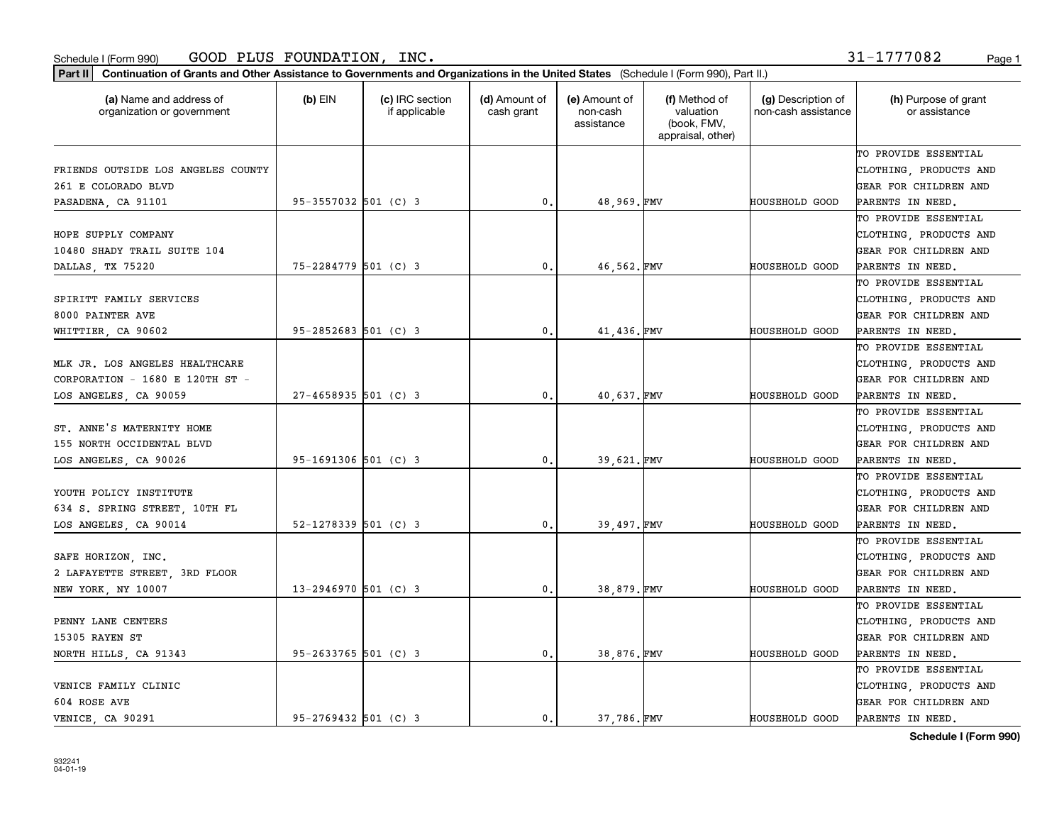Schedule I (Form 990) GOOD PLUS FOUNDATION, INC. 31-1777082

**Part II** **Continuation of Grants and Other Assistance to Governments and Organizations in the United States** (Schedule I (Form 990), Part II.)

| (a) Name and address of organization or government | (b) EIN | (c) IRC section if applicable | (d) Amount of cash grant | (e) Amount of non-cash assistance | (f) Method of valuation (book, FMV, appraisal, other) | (g) Description of non-cash assistance | (h) Purpose of grant or assistance |
|---|---|---|---|---|---|---|---|
| FRIENDS OUTSIDE LOS ANGELES COUNTY 261 E COLORADO BLVD PASADENA, CA 91101 | 95-3557032 | 501 (C) 3 | 0. | 48,969. | FMV | HOUSEHOLD GOOD | TO PROVIDE ESSENTIAL CLOTHING, PRODUCTS AND GEAR FOR CHILDREN AND PARENTS IN NEED. |
| HOPE SUPPLY COMPANY 10480 SHADY TRAIL SUITE 104 DALLAS, TX 75220 | 75-2284779 | 501 (C) 3 | 0. | 46,562. | FMV | HOUSEHOLD GOOD | TO PROVIDE ESSENTIAL CLOTHING, PRODUCTS AND GEAR FOR CHILDREN AND PARENTS IN NEED. |
| SPIRITT FAMILY SERVICES 8000 PAINTER AVE WHITTIER, CA 90602 | 95-2852683 | 501 (C) 3 | 0. | 41,436. | FMV | HOUSEHOLD GOOD | TO PROVIDE ESSENTIAL CLOTHING, PRODUCTS AND GEAR FOR CHILDREN AND PARENTS IN NEED. |
| MLK JR. LOS ANGELES HEALTHCARE CORPORATION - 1680 E 120TH ST - LOS ANGELES, CA 90059 | 27-4658935 | 501 (C) 3 | 0. | 40,637. | FMV | HOUSEHOLD GOOD | TO PROVIDE ESSENTIAL CLOTHING, PRODUCTS AND GEAR FOR CHILDREN AND PARENTS IN NEED. |
| ST. ANNE'S MATERNITY HOME 155 NORTH OCCIDENTAL BLVD LOS ANGELES, CA 90026 | 95-1691306 | 501 (C) 3 | 0. | 39,621. | FMV | HOUSEHOLD GOOD | TO PROVIDE ESSENTIAL CLOTHING, PRODUCTS AND GEAR FOR CHILDREN AND PARENTS IN NEED. |
| YOUTH POLICY INSTITUTE 634 S. SPRING STREET, 10TH FL LOS ANGELES, CA 90014 | 52-1278339 | 501 (C) 3 | 0. | 39,497. | FMV | HOUSEHOLD GOOD | TO PROVIDE ESSENTIAL CLOTHING, PRODUCTS AND GEAR FOR CHILDREN AND PARENTS IN NEED. |
| SAFE HORIZON, INC. 2 LAFAYETTE STREET, 3RD FLOOR NEW YORK, NY 10007 | 13-2946970 | 501 (C) 3 | 0. | 38,879. | FMV | HOUSEHOLD GOOD | TO PROVIDE ESSENTIAL CLOTHING, PRODUCTS AND GEAR FOR CHILDREN AND PARENTS IN NEED. |
| PENNY LANE CENTERS 15305 RAYEN ST NORTH HILLS, CA 91343 | 95-2633765 | 501 (C) 3 | 0. | 38,876. | FMV | HOUSEHOLD GOOD | TO PROVIDE ESSENTIAL CLOTHING, PRODUCTS AND GEAR FOR CHILDREN AND PARENTS IN NEED. |
| VENICE FAMILY CLINIC 604 ROSE AVE VENICE, CA 90291 | 95-2769432 | 501 (C) 3 | 0. | 37,786. | FMV | HOUSEHOLD GOOD | TO PROVIDE ESSENTIAL CLOTHING, PRODUCTS AND GEAR FOR CHILDREN AND PARENTS IN NEED. |

932241
04-01-19

**Schedule I (Form 990)**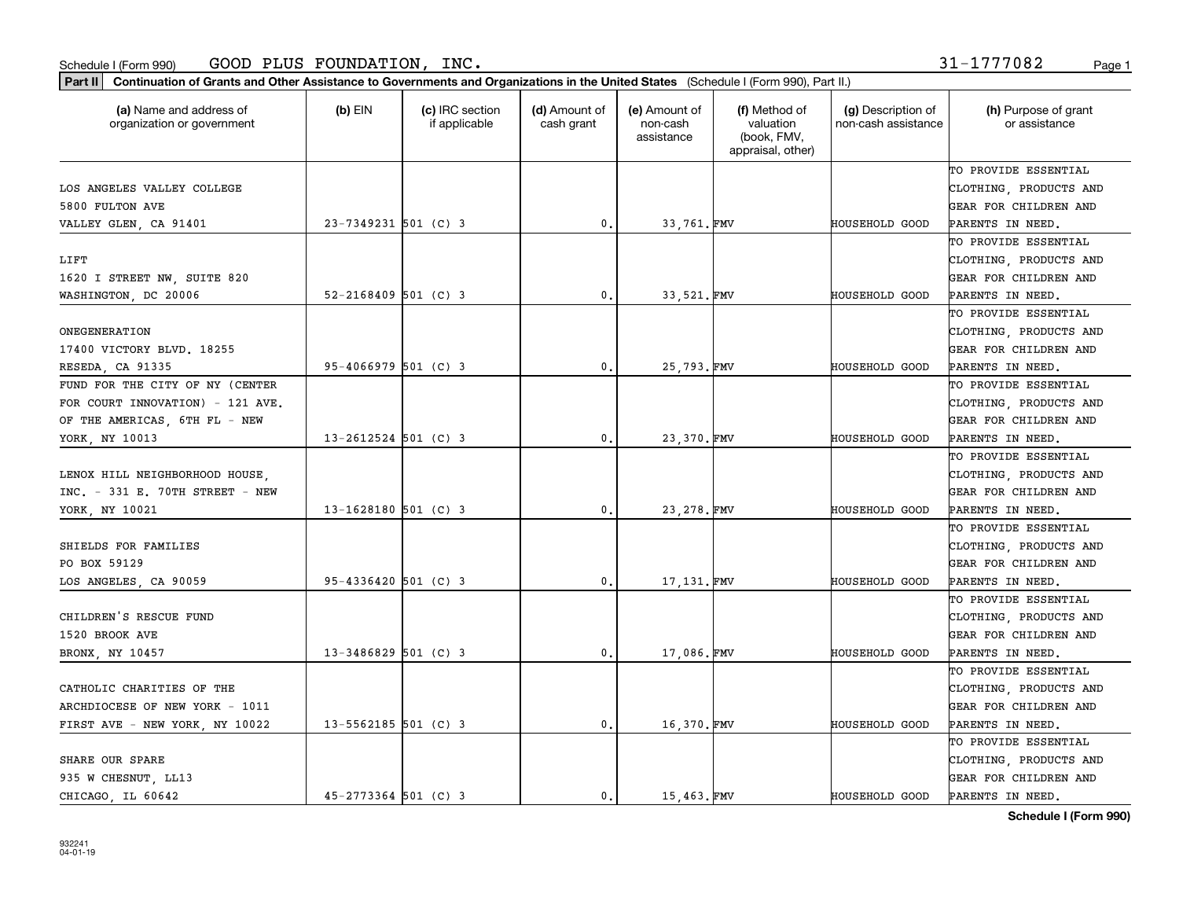Schedule I (Form 990) GOOD PLUS FOUNDATION, INC. 31-1777082

**Part II** **Continuation of Grants and Other Assistance to Governments and Organizations in the United States** (Schedule I (Form 990), Part II.)

| (a) Name and address of organization or government | (b) EIN | (c) IRC section if applicable | (d) Amount of cash grant | (e) Amount of non-cash assistance | (f) Method of valuation (book, FMV, appraisal, other) | (g) Description of non-cash assistance | (h) Purpose of grant or assistance |
|---|---|---|---|---|---|---|---|
| LOS ANGELES VALLEY COLLEGE 5800 FULTON AVE VALLEY GLEN, CA 91401 | 23-7349231 | 501 (C) 3 | 0. | 33,761. | FMV | HOUSEHOLD GOOD | TO PROVIDE ESSENTIAL CLOTHING, PRODUCTS AND GEAR FOR CHILDREN AND PARENTS IN NEED. |
| LIFT 1620 I STREET NW, SUITE 820 WASHINGTON, DC 20006 | 52-2168409 | 501 (C) 3 | 0. | 33,521. | FMV | HOUSEHOLD GOOD | TO PROVIDE ESSENTIAL CLOTHING, PRODUCTS AND GEAR FOR CHILDREN AND PARENTS IN NEED. |
| ONEGENERATION 17400 VICTORY BLVD. 18255 RESEDA, CA 91335 | 95-4066979 | 501 (C) 3 | 0. | 25,793. | FMV | HOUSEHOLD GOOD | TO PROVIDE ESSENTIAL CLOTHING, PRODUCTS AND GEAR FOR CHILDREN AND PARENTS IN NEED. |
| FUND FOR THE CITY OF NY (CENTER FOR COURT INNOVATION) - 121 AVE. OF THE AMERICAS, 6TH FL - NEW YORK, NY 10013 | 13-2612524 | 501 (C) 3 | 0. | 23,370. | FMV | HOUSEHOLD GOOD | TO PROVIDE ESSENTIAL CLOTHING, PRODUCTS AND GEAR FOR CHILDREN AND PARENTS IN NEED. |
| LENOX HILL NEIGHBORHOOD HOUSE, INC. - 331 E. 70TH STREET - NEW YORK, NY 10021 | 13-1628180 | 501 (C) 3 | 0. | 23,278. | FMV | HOUSEHOLD GOOD | TO PROVIDE ESSENTIAL CLOTHING, PRODUCTS AND GEAR FOR CHILDREN AND PARENTS IN NEED. |
| SHIELDS FOR FAMILIES PO BOX 59129 LOS ANGELES, CA 90059 | 95-4336420 | 501 (C) 3 | 0. | 17,131. | FMV | HOUSEHOLD GOOD | TO PROVIDE ESSENTIAL CLOTHING, PRODUCTS AND GEAR FOR CHILDREN AND PARENTS IN NEED. |
| CHILDREN'S RESCUE FUND 1520 BROOK AVE BRONX, NY 10457 | 13-3486829 | 501 (C) 3 | 0. | 17,086. | FMV | HOUSEHOLD GOOD | TO PROVIDE ESSENTIAL CLOTHING, PRODUCTS AND GEAR FOR CHILDREN AND PARENTS IN NEED. |
| CATHOLIC CHARITIES OF THE ARCHDIOCESE OF NEW YORK - 1011 FIRST AVE - NEW YORK, NY 10022 | 13-5562185 | 501 (C) 3 | 0. | 16,370. | FMV | HOUSEHOLD GOOD | TO PROVIDE ESSENTIAL CLOTHING, PRODUCTS AND GEAR FOR CHILDREN AND PARENTS IN NEED. |
| SHARE OUR SPARE 935 W CHESNUT, LL13 CHICAGO, IL 60642 | 45-2773364 | 501 (C) 3 | 0. | 15,463. | FMV | HOUSEHOLD GOOD | TO PROVIDE ESSENTIAL CLOTHING, PRODUCTS AND GEAR FOR CHILDREN AND PARENTS IN NEED. |

**Schedule I (Form 990)**

932241
04-01-19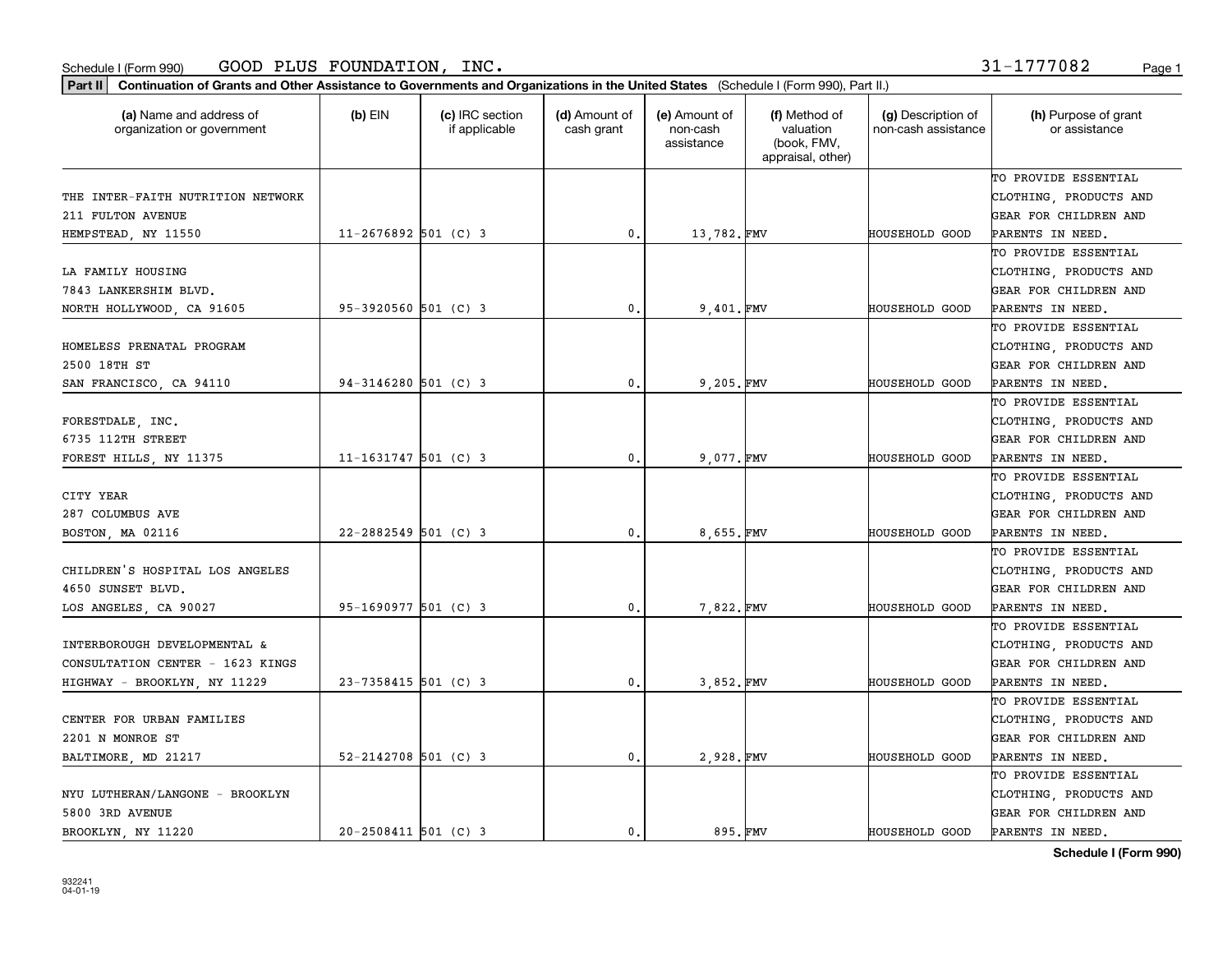Schedule I (Form 990) GOOD PLUS FOUNDATION, INC. 31-1777082

**Part II** **Continuation of Grants and Other Assistance to Governments and Organizations in the United States** (Schedule I (Form 990), Part II.)

| (a) Name and address of organization or government | (b) EIN | (c) IRC section if applicable | (d) Amount of cash grant | (e) Amount of non-cash assistance | (f) Method of valuation (book, FMV, appraisal, other) | (g) Description of non-cash assistance | (h) Purpose of grant or assistance |
|---|---|---|---|---|---|---|---|
| THE INTER-FAITH NUTRITION NETWORK 211 FULTON AVENUE HEMPSTEAD, NY 11550 | 11-2676892 | 501 (C) 3 | 0. | 13,782. | FMV | HOUSEHOLD GOOD | TO PROVIDE ESSENTIAL CLOTHING, PRODUCTS AND GEAR FOR CHILDREN AND PARENTS IN NEED. |
| LA FAMILY HOUSING 7843 LANKERSHIM BLVD. NORTH HOLLYWOOD, CA 91605 | 95-3920560 | 501 (C) 3 | 0. | 9,401. | FMV | HOUSEHOLD GOOD | TO PROVIDE ESSENTIAL CLOTHING, PRODUCTS AND GEAR FOR CHILDREN AND PARENTS IN NEED. |
| HOMELESS PRENATAL PROGRAM 2500 18TH ST SAN FRANCISCO, CA 94110 | 94-3146280 | 501 (C) 3 | 0. | 9,205. | FMV | HOUSEHOLD GOOD | TO PROVIDE ESSENTIAL CLOTHING, PRODUCTS AND GEAR FOR CHILDREN AND PARENTS IN NEED. |
| FORESTDALE, INC. 6735 112TH STREET FOREST HILLS, NY 11375 | 11-1631747 | 501 (C) 3 | 0. | 9,077. | FMV | HOUSEHOLD GOOD | TO PROVIDE ESSENTIAL CLOTHING, PRODUCTS AND GEAR FOR CHILDREN AND PARENTS IN NEED. |
| CITY YEAR 287 COLUMBUS AVE BOSTON, MA 02116 | 22-2882549 | 501 (C) 3 | 0. | 8,655. | FMV | HOUSEHOLD GOOD | TO PROVIDE ESSENTIAL CLOTHING, PRODUCTS AND GEAR FOR CHILDREN AND PARENTS IN NEED. |
| CHILDREN'S HOSPITAL LOS ANGELES 4650 SUNSET BLVD. LOS ANGELES, CA 90027 | 95-1690977 | 501 (C) 3 | 0. | 7,822. | FMV | HOUSEHOLD GOOD | TO PROVIDE ESSENTIAL CLOTHING, PRODUCTS AND GEAR FOR CHILDREN AND PARENTS IN NEED. |
| INTERBOROUGH DEVELOPMENTAL & CONSULTATION CENTER - 1623 KINGS HIGHWAY - BROOKLYN, NY 11229 | 23-7358415 | 501 (C) 3 | 0. | 3,852. | FMV | HOUSEHOLD GOOD | TO PROVIDE ESSENTIAL CLOTHING, PRODUCTS AND GEAR FOR CHILDREN AND PARENTS IN NEED. |
| CENTER FOR URBAN FAMILIES 2201 N MONROE ST BALTIMORE, MD 21217 | 52-2142708 | 501 (C) 3 | 0. | 2,928. | FMV | HOUSEHOLD GOOD | TO PROVIDE ESSENTIAL CLOTHING, PRODUCTS AND GEAR FOR CHILDREN AND PARENTS IN NEED. |
| NYU LUTHERAN/LANGONE - BROOKLYN 5800 3RD AVENUE BROOKLYN, NY 11220 | 20-2508411 | 501 (C) 3 | 0. | 895. | FMV | HOUSEHOLD GOOD | TO PROVIDE ESSENTIAL CLOTHING, PRODUCTS AND GEAR FOR CHILDREN AND PARENTS IN NEED. |

932241 04-01-19

**Schedule I (Form 990)**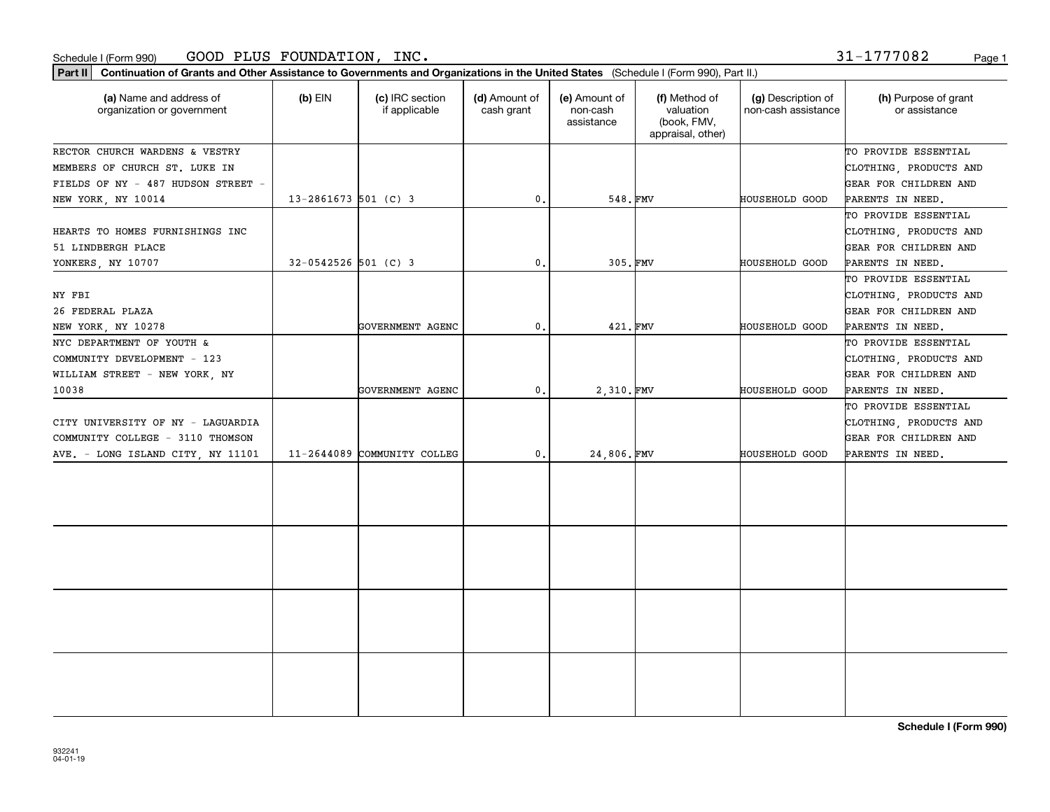Schedule I (Form 990) GOOD PLUS FOUNDATION, INC. 31-1777082

**Part II** **Continuation of Grants and Other Assistance to Governments and Organizations in the United States** (Schedule I (Form 990), Part II.)

| (a) Name and address of organization or government | (b) EIN | (c) IRC section if applicable | (d) Amount of cash grant | (e) Amount of non-cash assistance | (f) Method of valuation (book, FMV, appraisal, other) | (g) Description of non-cash assistance | (h) Purpose of grant or assistance |
|---|---|---|---|---|---|---|---|
| RECTOR CHURCH WARDENS & VESTRY MEMBERS OF CHURCH ST. LUKE IN FIELDS OF NY - 487 HUDSON STREET - NEW YORK, NY 10014 | 13-2861673 | 501 (C) 3 | 0. | 548. | FMV | HOUSEHOLD GOOD | TO PROVIDE ESSENTIAL CLOTHING, PRODUCTS AND GEAR FOR CHILDREN AND PARENTS IN NEED. |
| HEARTS TO HOMES FURNISHINGS INC 51 LINDBERGH PLACE YONKERS, NY 10707 | 32-0542526 | 501 (C) 3 | 0. | 305. | FMV | HOUSEHOLD GOOD | TO PROVIDE ESSENTIAL CLOTHING, PRODUCTS AND GEAR FOR CHILDREN AND PARENTS IN NEED. |
| NY FBI 26 FEDERAL PLAZA NEW YORK, NY 10278 | | GOVERNMENT AGENC | 0. | 421. | FMV | HOUSEHOLD GOOD | TO PROVIDE ESSENTIAL CLOTHING, PRODUCTS AND GEAR FOR CHILDREN AND PARENTS IN NEED. |
| NYC DEPARTMENT OF YOUTH & COMMUNITY DEVELOPMENT - 123 WILLIAM STREET - NEW YORK, NY 10038 | | GOVERNMENT AGENC | 0. | 2,310. | FMV | HOUSEHOLD GOOD | TO PROVIDE ESSENTIAL CLOTHING, PRODUCTS AND GEAR FOR CHILDREN AND PARENTS IN NEED. |
| CITY UNIVERSITY OF NY - LAGUARDIA COMMUNITY COLLEGE - 3110 THOMSON AVE. - LONG ISLAND CITY, NY 11101 | 11-2644089 | COMMUNITY COLLEG | 0. | 24,806. | FMV | HOUSEHOLD GOOD | TO PROVIDE ESSENTIAL CLOTHING, PRODUCTS AND GEAR FOR CHILDREN AND PARENTS IN NEED. |
| | | | | | | | |
| | | | | | | | |
| | | | | | | | |
| | | | | | | | |

**Schedule I (Form 990)**

932241 04-01-19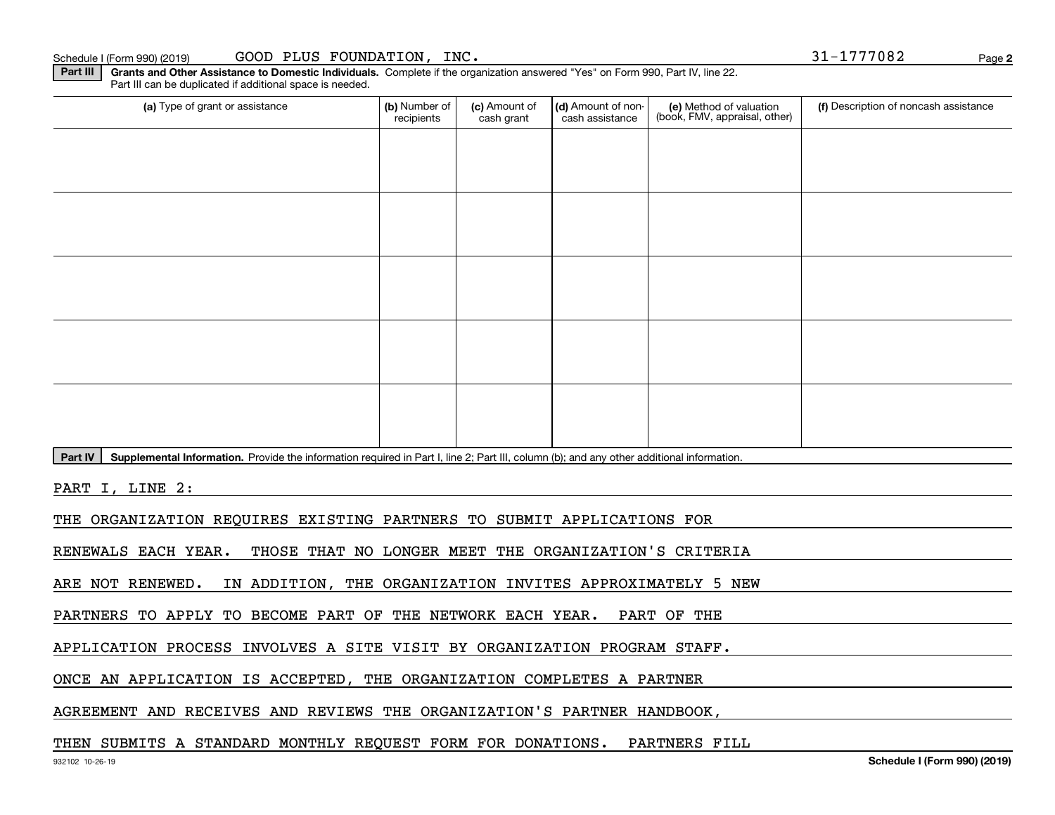Schedule I (Form 990) (2019) GOOD PLUS FOUNDATION, INC. 31-1777082

**Part III** **Grants and Other Assistance to Domestic Individuals.** Complete if the organization answered "Yes" on Form 990, Part IV, line 22. Part III can be duplicated if additional space is needed.

| (a) Type of grant or assistance | (b) Number of recipients | (c) Amount of cash grant | (d) Amount of non-cash assistance | (e) Method of valuation (book, FMV, appraisal, other) | (f) Description of noncash assistance |
|---|---|---|---|---|---|
| | | | | | |
| | | | | | |
| | | | | | |
| | | | | | |
| | | | | | |

**Part IV** **Supplemental Information.** Provide the information required in Part I, line 2; Part III, column (b); and any other additional information.

PART I, LINE 2:

THE ORGANIZATION REQUIRES EXISTING PARTNERS TO SUBMIT APPLICATIONS FOR RENEWALS EACH YEAR. THOSE THAT NO LONGER MEET THE ORGANIZATION'S CRITERIA ARE NOT RENEWED. IN ADDITION, THE ORGANIZATION INVITES APPROXIMATELY 5 NEW PARTNERS TO APPLY TO BECOME PART OF THE NETWORK EACH YEAR. PART OF THE APPLICATION PROCESS INVOLVES A SITE VISIT BY ORGANIZATION PROGRAM STAFF. ONCE AN APPLICATION IS ACCEPTED, THE ORGANIZATION COMPLETES A PARTNER AGREEMENT AND RECEIVES AND REVIEWS THE ORGANIZATION'S PARTNER HANDBOOK, THEN SUBMITS A STANDARD MONTHLY REQUEST FORM FOR DONATIONS. PARTNERS FILL

932102 10-26-19 **Schedule I (Form 990) (2019)**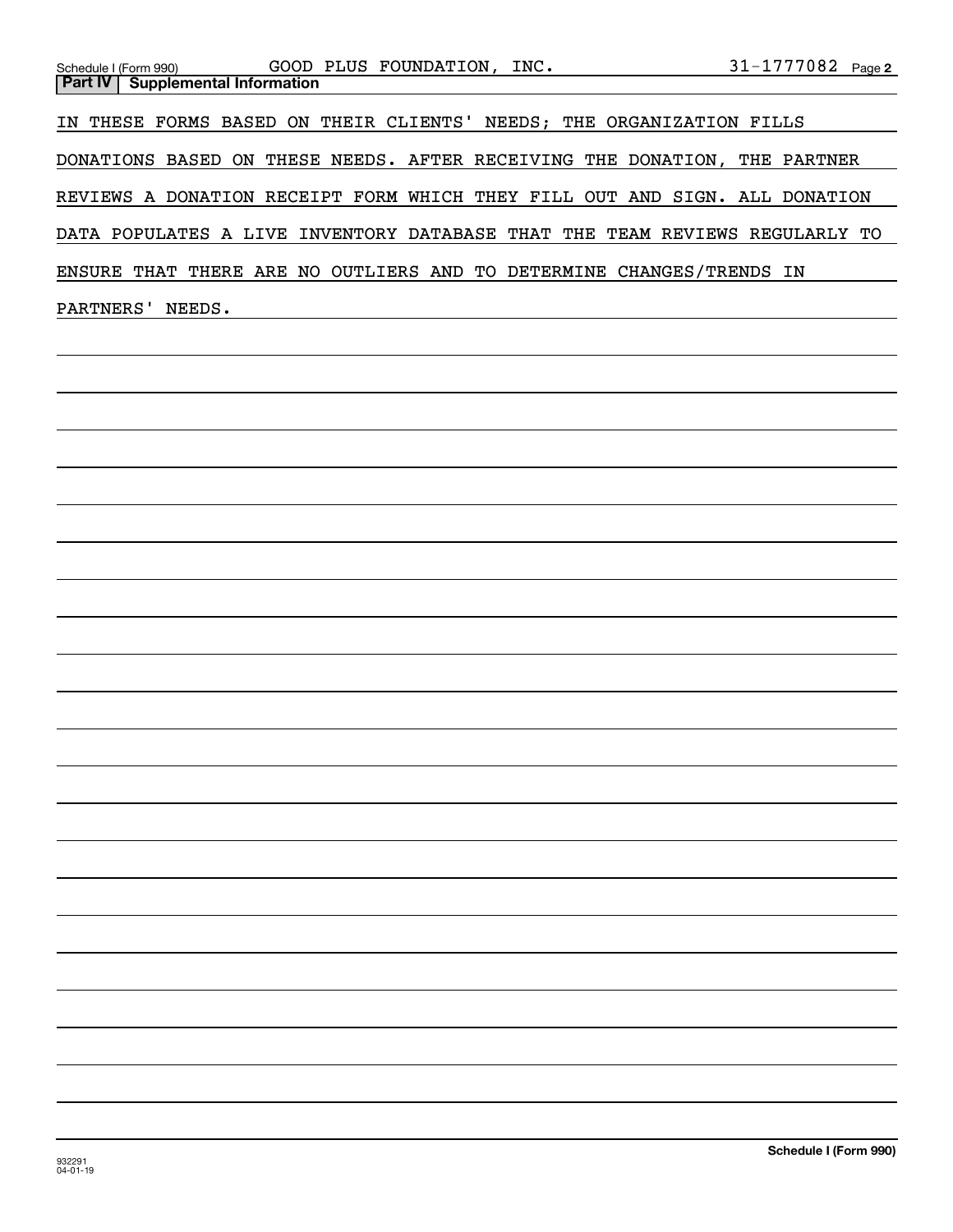## Part IV | Supplemental Information

IN THESE FORMS BASED ON THEIR CLIENTS' NEEDS; THE ORGANIZATION FILLS DONATIONS BASED ON THESE NEEDS. AFTER RECEIVING THE DONATION, THE PARTNER REVIEWS A DONATION RECEIPT FORM WHICH THEY FILL OUT AND SIGN. ALL DONATION DATA POPULATES A LIVE INVENTORY DATABASE THAT THE TEAM REVIEWS REGULARLY TO ENSURE THAT THERE ARE NO OUTLIERS AND TO DETERMINE CHANGES/TRENDS IN PARTNERS' NEEDS.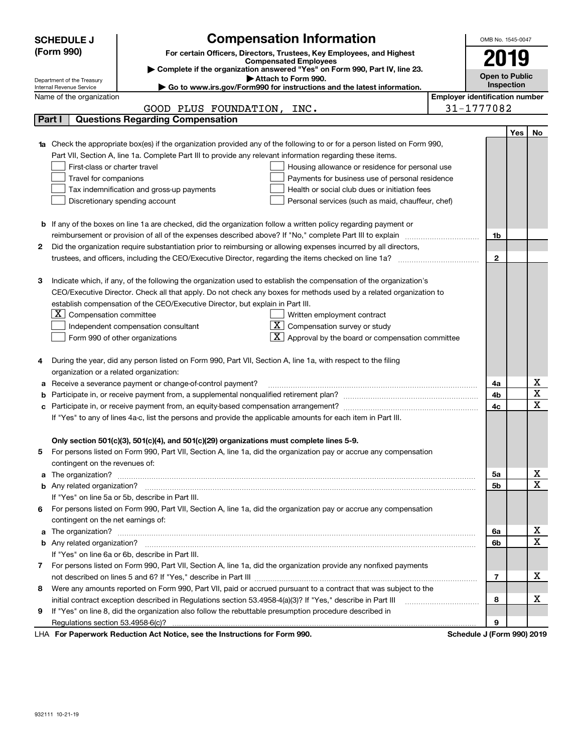# SCHEDULE J (Form 990)

## Compensation Information

**For certain Officers, Directors, Trustees, Key Employees, and Highest Compensated Employees**

▶ Complete if the organization answered "Yes" on Form 990, Part IV, line 23.

▶ Attach to Form 990.

▶ Go to www.irs.gov/Form990 for instructions and the latest information.

Department of the Treasury
Internal Revenue Service

OMB No. 1545-0047

**2019**

**Open to Public Inspection**

Name of the organization: GOOD PLUS FOUNDATION, INC.

Employer identification number: 31-1777082

## Part I Questions Regarding Compensation

| | | | Yes | No |
|---|---|---|---|---|
| **1a** | Check the appropriate box(es) if the organization provided any of the following to or for a person listed on Form 990, Part VII, Section A, line 1a. Complete Part III to provide any relevant information regarding these items.<br>☐ First-class or charter travel ☐ Housing allowance or residence for personal use<br>☐ Travel for companions ☐ Payments for business use of personal residence<br>☐ Tax indemnification and gross-up payments ☐ Health or social club dues or initiation fees<br>☐ Discretionary spending account ☐ Personal services (such as maid, chauffeur, chef) | | | |
| **b** | If any of the boxes on line 1a are checked, did the organization follow a written policy regarding payment or reimbursement or provision of all of the expenses described above? If "No," complete Part III to explain | 1b | | |
| **2** | Did the organization require substantiation prior to reimbursing or allowing expenses incurred by all directors, trustees, and officers, including the CEO/Executive Director, regarding the items checked on line 1a? | 2 | | |
| **3** | Indicate which, if any, of the following the organization used to establish the compensation of the organization's CEO/Executive Director. Check all that apply. Do not check any boxes for methods used by a related organization to establish compensation of the CEO/Executive Director, but explain in Part III.<br>☒ Compensation committee ☐ Written employment contract<br>☐ Independent compensation consultant ☒ Compensation survey or study<br>☐ Form 990 of other organizations ☒ Approval by the board or compensation committee | | | |
| **4** | During the year, did any person listed on Form 990, Part VII, Section A, line 1a, with respect to the filing organization or a related organization: | | | |
| **a** | Receive a severance payment or change-of-control payment? | 4a | | X |
| **b** | Participate in, or receive payment from, a supplemental nonqualified retirement plan? | 4b | | X |
| **c** | Participate in, or receive payment from, an equity-based compensation arrangement? | 4c | | X |
| | If "Yes" to any of lines 4a-c, list the persons and provide the applicable amounts for each item in Part III. | | | |
| | **Only section 501(c)(3), 501(c)(4), and 501(c)(29) organizations must complete lines 5-9.** | | | |
| **5** | For persons listed on Form 990, Part VII, Section A, line 1a, did the organization pay or accrue any compensation contingent on the revenues of: | | | |
| **a** | The organization? | 5a | | X |
| **b** | Any related organization? | 5b | | X |
| | If "Yes" on line 5a or 5b, describe in Part III. | | | |
| **6** | For persons listed on Form 990, Part VII, Section A, line 1a, did the organization pay or accrue any compensation contingent on the net earnings of: | | | |
| **a** | The organization? | 6a | | X |
| **b** | Any related organization? | 6b | | X |
| | If "Yes" on line 6a or 6b, describe in Part III. | | | |
| **7** | For persons listed on Form 990, Part VII, Section A, line 1a, did the organization provide any nonfixed payments not described on lines 5 and 6? If "Yes," describe in Part III | 7 | | X |
| **8** | Were any amounts reported on Form 990, Part VII, paid or accrued pursuant to a contract that was subject to the initial contract exception described in Regulations section 53.4958-4(a)(3)? If "Yes," describe in Part III | 8 | | X |
| **9** | If "Yes" on line 8, did the organization also follow the rebuttable presumption procedure described in Regulations section 53.4958-6(c)? | 9 | | |

LHA **For Paperwork Reduction Act Notice, see the Instructions for Form 990.** **Schedule J (Form 990) 2019**

932111 10-21-19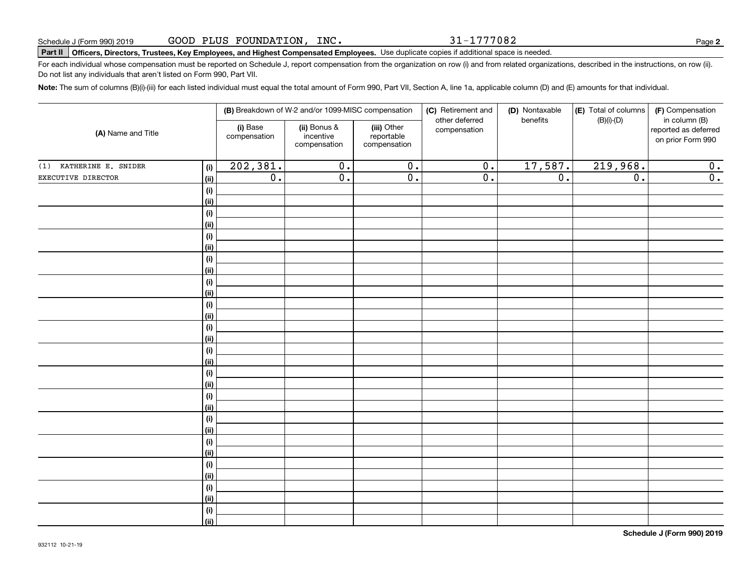Schedule J (Form 990) 2019 GOOD PLUS FOUNDATION, INC. 31-1777082

**Part II** **Officers, Directors, Trustees, Key Employees, and Highest Compensated Employees.** Use duplicate copies if additional space is needed.

For each individual whose compensation must be reported on Schedule J, report compensation from the organization on row (i) and from related organizations, described in the instructions, on row (ii). Do not list any individuals that aren't listed on Form 990, Part VII.

**Note:** The sum of columns (B)(i)-(iii) for each listed individual must equal the total amount of Form 990, Part VII, Section A, line 1a, applicable column (D) and (E) amounts for that individual.

| (A) Name and Title | | (B) Breakdown of W-2 and/or 1099-MISC compensation | | | (C) Retirement and other deferred compensation | (D) Nontaxable benefits | (E) Total of columns (B)(i)-(D) | (F) Compensation in column (B) reported as deferred on prior Form 990 |
|---|---|---|---|---|---|---|---|---|
| | | (i) Base compensation | (ii) Bonus & incentive compensation | (iii) Other reportable compensation | | | | |
| (1) KATHERINE E. SNIDER | (i) | 202,381. | 0. | 0. | 0. | 17,587. | 219,968. | 0. |
| EXECUTIVE DIRECTOR | (ii) | 0. | 0. | 0. | 0. | 0. | 0. | 0. |
| | (i) | | | | | | | |
| | (ii) | | | | | | | |
| | (i) | | | | | | | |
| | (ii) | | | | | | | |
| | (i) | | | | | | | |
| | (ii) | | | | | | | |
| | (i) | | | | | | | |
| | (ii) | | | | | | | |
| | (i) | | | | | | | |
| | (ii) | | | | | | | |
| | (i) | | | | | | | |
| | (ii) | | | | | | | |
| | (i) | | | | | | | |
| | (ii) | | | | | | | |
| | (i) | | | | | | | |
| | (ii) | | | | | | | |
| | (i) | | | | | | | |
| | (ii) | | | | | | | |
| | (i) | | | | | | | |
| | (ii) | | | | | | | |
| | (i) | | | | | | | |
| | (ii) | | | | | | | |
| | (i) | | | | | | | |
| | (ii) | | | | | | | |
| | (i) | | | | | | | |
| | (ii) | | | | | | | |
| | (i) | | | | | | | |
| | (ii) | | | | | | | |
| | (i) | | | | | | | |
| | (ii) | | | | | | | |

932112 10-21-19

**Schedule J (Form 990) 2019**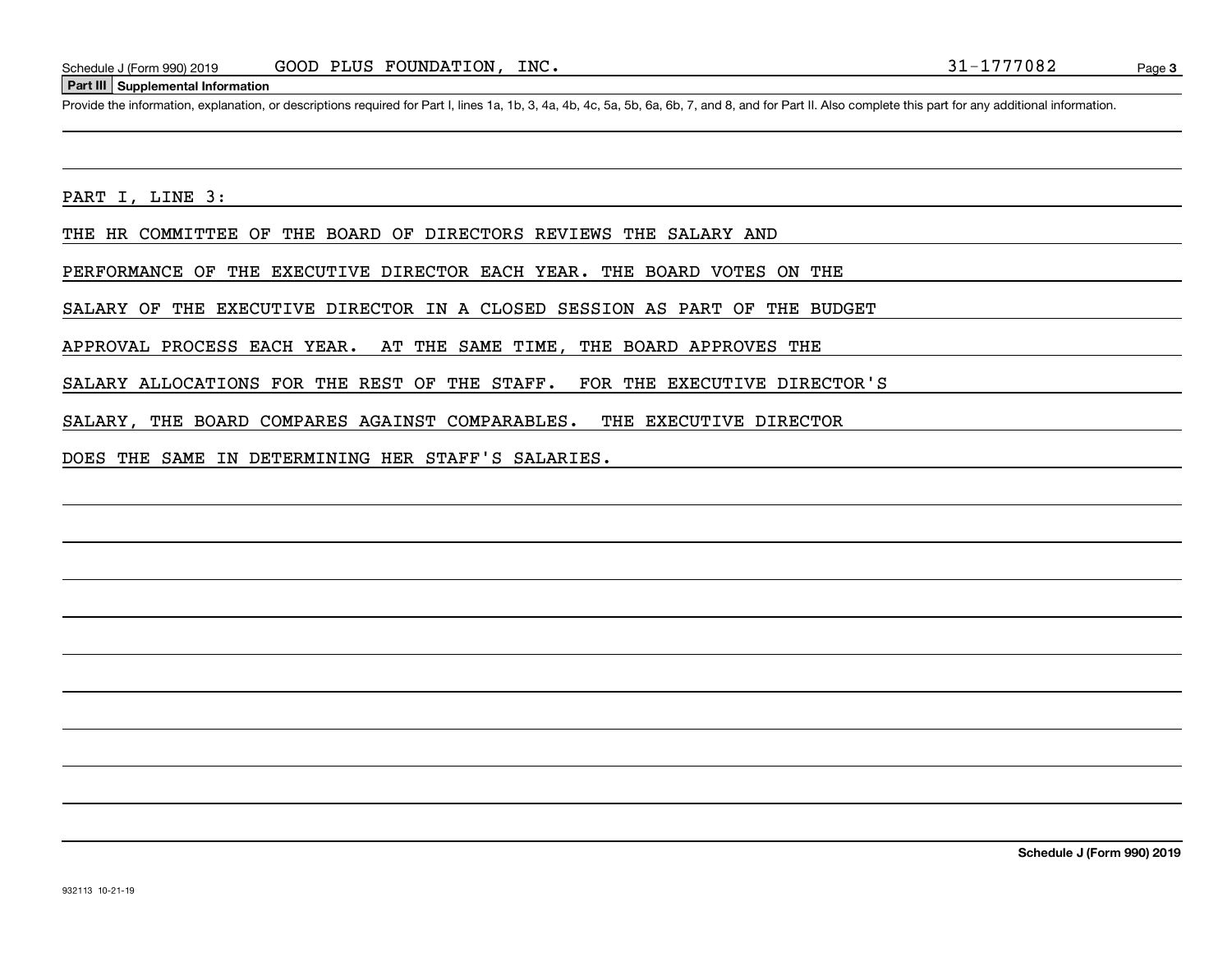## Part III Supplemental Information

Provide the information, explanation, or descriptions required for Part I, lines 1a, 1b, 3, 4a, 4b, 4c, 5a, 5b, 6a, 6b, 7, and 8, and for Part II. Also complete this part for any additional information.

PART I, LINE 3:

THE HR COMMITTEE OF THE BOARD OF DIRECTORS REVIEWS THE SALARY AND PERFORMANCE OF THE EXECUTIVE DIRECTOR EACH YEAR. THE BOARD VOTES ON THE SALARY OF THE EXECUTIVE DIRECTOR IN A CLOSED SESSION AS PART OF THE BUDGET APPROVAL PROCESS EACH YEAR. AT THE SAME TIME, THE BOARD APPROVES THE SALARY ALLOCATIONS FOR THE REST OF THE STAFF. FOR THE EXECUTIVE DIRECTOR'S SALARY, THE BOARD COMPARES AGAINST COMPARABLES. THE EXECUTIVE DIRECTOR DOES THE SAME IN DETERMINING HER STAFF'S SALARIES.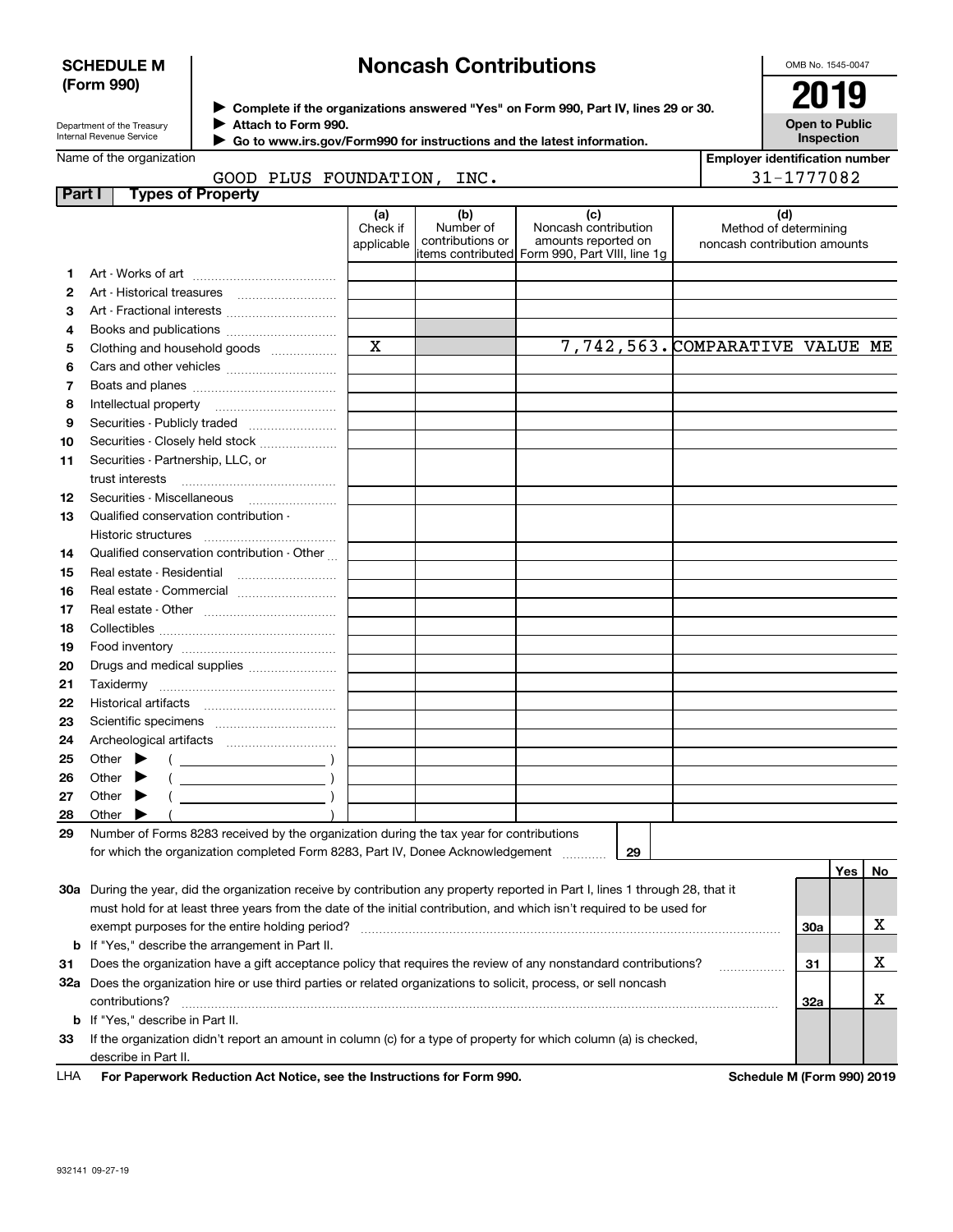**SCHEDULE M (Form 990)**

Department of the Treasury
Internal Revenue Service

# Noncash Contributions

▶ Complete if the organizations answered "Yes" on Form 990, Part IV, lines 29 or 30.
▶ Attach to Form 990.
▶ Go to www.irs.gov/Form990 for instructions and the latest information.

OMB No. 1545-0047

**2019**

**Open to Public Inspection**

Name of the organization: GOOD PLUS FOUNDATION, INC.

Employer identification number: 31-1777082

## Part I Types of Property

| | | (a) Check if applicable | (b) Number of contributions or items contributed | (c) Noncash contribution amounts reported on Form 990, Part VIII, line 1g | (d) Method of determining noncash contribution amounts |
|---|---|---|---|---|---|
| 1 | Art - Works of art | | | | |
| 2 | Art - Historical treasures | | | | |
| 3 | Art - Fractional interests | | | | |
| 4 | Books and publications | | | | |
| 5 | Clothing and household goods | X | | 7,742,563. | COMPARATIVE VALUE ME |
| 6 | Cars and other vehicles | | | | |
| 7 | Boats and planes | | | | |
| 8 | Intellectual property | | | | |
| 9 | Securities - Publicly traded | | | | |
| 10 | Securities - Closely held stock | | | | |
| 11 | Securities - Partnership, LLC, or trust interests | | | | |
| 12 | Securities - Miscellaneous | | | | |
| 13 | Qualified conservation contribution - Historic structures | | | | |
| 14 | Qualified conservation contribution - Other | | | | |
| 15 | Real estate - Residential | | | | |
| 16 | Real estate - Commercial | | | | |
| 17 | Real estate - Other | | | | |
| 18 | Collectibles | | | | |
| 19 | Food inventory | | | | |
| 20 | Drugs and medical supplies | | | | |
| 21 | Taxidermy | | | | |
| 22 | Historical artifacts | | | | |
| 23 | Scientific specimens | | | | |
| 24 | Archeological artifacts | | | | |
| 25 | Other ▶ ( ) | | | | |
| 26 | Other ▶ ( ) | | | | |
| 27 | Other ▶ ( ) | | | | |
| 28 | Other ▶ ( ) | | | | |

29 Number of Forms 8283 received by the organization during the tax year for contributions for which the organization completed Form 8283, Part IV, Donee Acknowledgement ..... 29

| | | | Yes | No |
|---|---|---|---|---|
| 30a | During the year, did the organization receive by contribution any property reported in Part I, lines 1 through 28, that it must hold for at least three years from the date of the initial contribution, and which isn't required to be used for exempt purposes for the entire holding period? | 30a | | X |
| b | If "Yes," describe the arrangement in Part II. | | | |
| 31 | Does the organization have a gift acceptance policy that requires the review of any nonstandard contributions? | 31 | | X |
| 32a | Does the organization hire or use third parties or related organizations to solicit, process, or sell noncash contributions? | 32a | | X |
| b | If "Yes," describe in Part II. | | | |
| 33 | If the organization didn't report an amount in column (c) for a type of property for which column (a) is checked, describe in Part II. | | | |

LHA **For Paperwork Reduction Act Notice, see the Instructions for Form 990.** **Schedule M (Form 990) 2019**

932141 09-27-19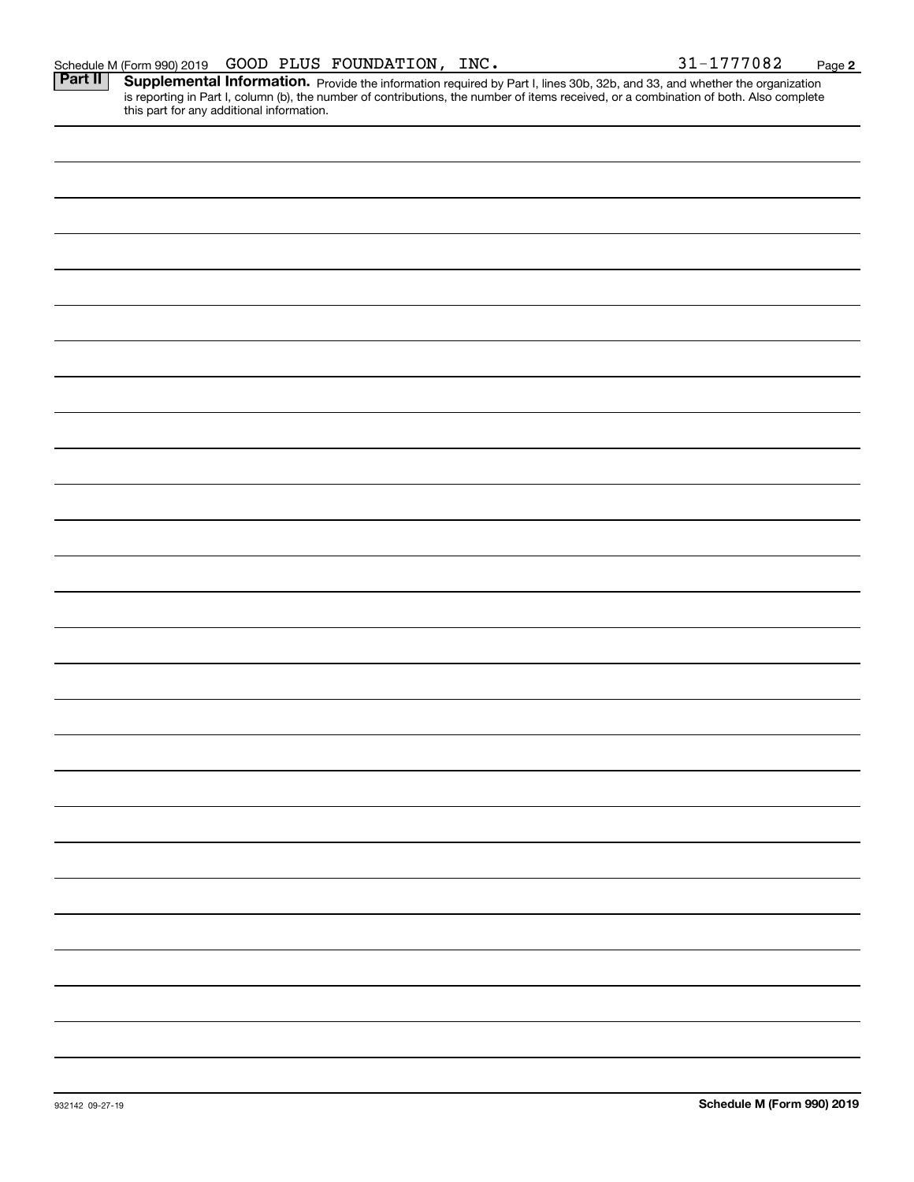Schedule M (Form 990) 2019 GOOD PLUS FOUNDATION, INC. 31-1777082

**Part II** **Supplemental Information.** Provide the information required by Part I, lines 30b, 32b, and 33, and whether the organization is reporting in Part I, column (b), the number of contributions, the number of items received, or a combination of both. Also complete this part for any additional information.

932142 09-27-19 **Schedule M (Form 990) 2019**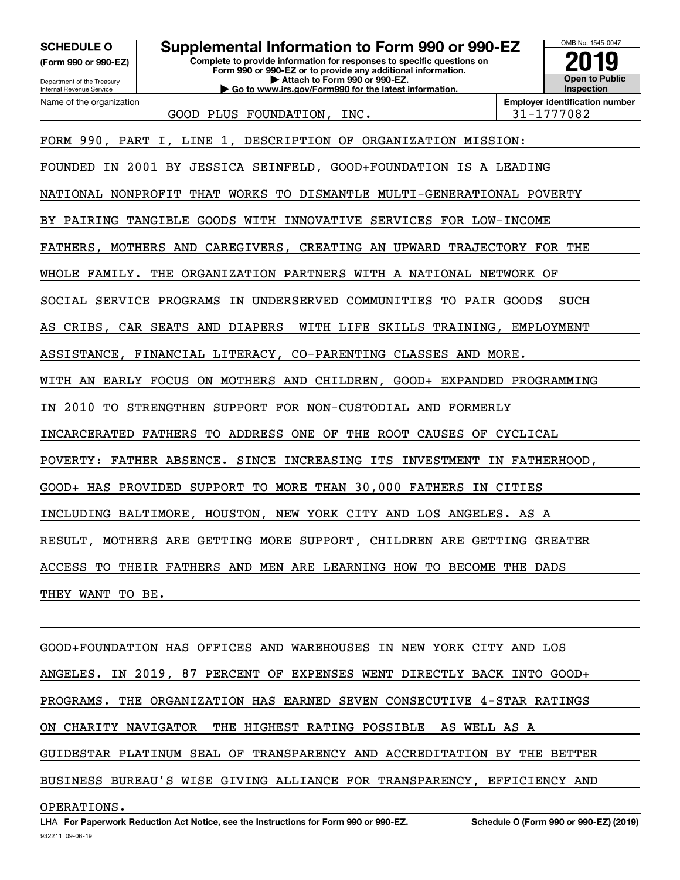**SCHEDULE O**
**(Form 990 or 990-EZ)**

Department of the Treasury
Internal Revenue Service

# Supplemental Information to Form 990 or 990-EZ

**Complete to provide information for responses to specific questions on Form 990 or 990-EZ or to provide any additional information.**
**▶ Attach to Form 990 or 990-EZ.**
**▶ Go to www.irs.gov/Form990 for the latest information.**

OMB No. 1545-0047
**2019**
**Open to Public Inspection**

| Name of the organization | Employer identification number |
|---|---|
| GOOD PLUS FOUNDATION, INC. | 31-1777082 |

FORM 990, PART I, LINE 1, DESCRIPTION OF ORGANIZATION MISSION:

FOUNDED IN 2001 BY JESSICA SEINFELD, GOOD+FOUNDATION IS A LEADING NATIONAL NONPROFIT THAT WORKS TO DISMANTLE MULTI-GENERATIONAL POVERTY BY PAIRING TANGIBLE GOODS WITH INNOVATIVE SERVICES FOR LOW-INCOME FATHERS, MOTHERS AND CAREGIVERS, CREATING AN UPWARD TRAJECTORY FOR THE WHOLE FAMILY. THE ORGANIZATION PARTNERS WITH A NATIONAL NETWORK OF SOCIAL SERVICE PROGRAMS IN UNDERSERVED COMMUNITIES TO PAIR GOODS SUCH AS CRIBS, CAR SEATS AND DIAPERS WITH LIFE SKILLS TRAINING, EMPLOYMENT ASSISTANCE, FINANCIAL LITERACY, CO-PARENTING CLASSES AND MORE. WITH AN EARLY FOCUS ON MOTHERS AND CHILDREN, GOOD+ EXPANDED PROGRAMMING IN 2010 TO STRENGTHEN SUPPORT FOR NON-CUSTODIAL AND FORMERLY INCARCERATED FATHERS TO ADDRESS ONE OF THE ROOT CAUSES OF CYCLICAL POVERTY: FATHER ABSENCE. SINCE INCREASING ITS INVESTMENT IN FATHERHOOD, GOOD+ HAS PROVIDED SUPPORT TO MORE THAN 30,000 FATHERS IN CITIES INCLUDING BALTIMORE, HOUSTON, NEW YORK CITY AND LOS ANGELES. AS A RESULT, MOTHERS ARE GETTING MORE SUPPORT, CHILDREN ARE GETTING GREATER ACCESS TO THEIR FATHERS AND MEN ARE LEARNING HOW TO BECOME THE DADS THEY WANT TO BE.

GOOD+FOUNDATION HAS OFFICES AND WAREHOUSES IN NEW YORK CITY AND LOS ANGELES. IN 2019, 87 PERCENT OF EXPENSES WENT DIRECTLY BACK INTO GOOD+ PROGRAMS. THE ORGANIZATION HAS EARNED SEVEN CONSECUTIVE 4-STAR RATINGS ON CHARITY NAVIGATOR THE HIGHEST RATING POSSIBLE AS WELL AS A GUIDESTAR PLATINUM SEAL OF TRANSPARENCY AND ACCREDITATION BY THE BETTER BUSINESS BUREAU'S WISE GIVING ALLIANCE FOR TRANSPARENCY, EFFICIENCY AND OPERATIONS.

LHA **For Paperwork Reduction Act Notice, see the Instructions for Form 990 or 990-EZ.** **Schedule O (Form 990 or 990-EZ) (2019)**
932211 09-06-19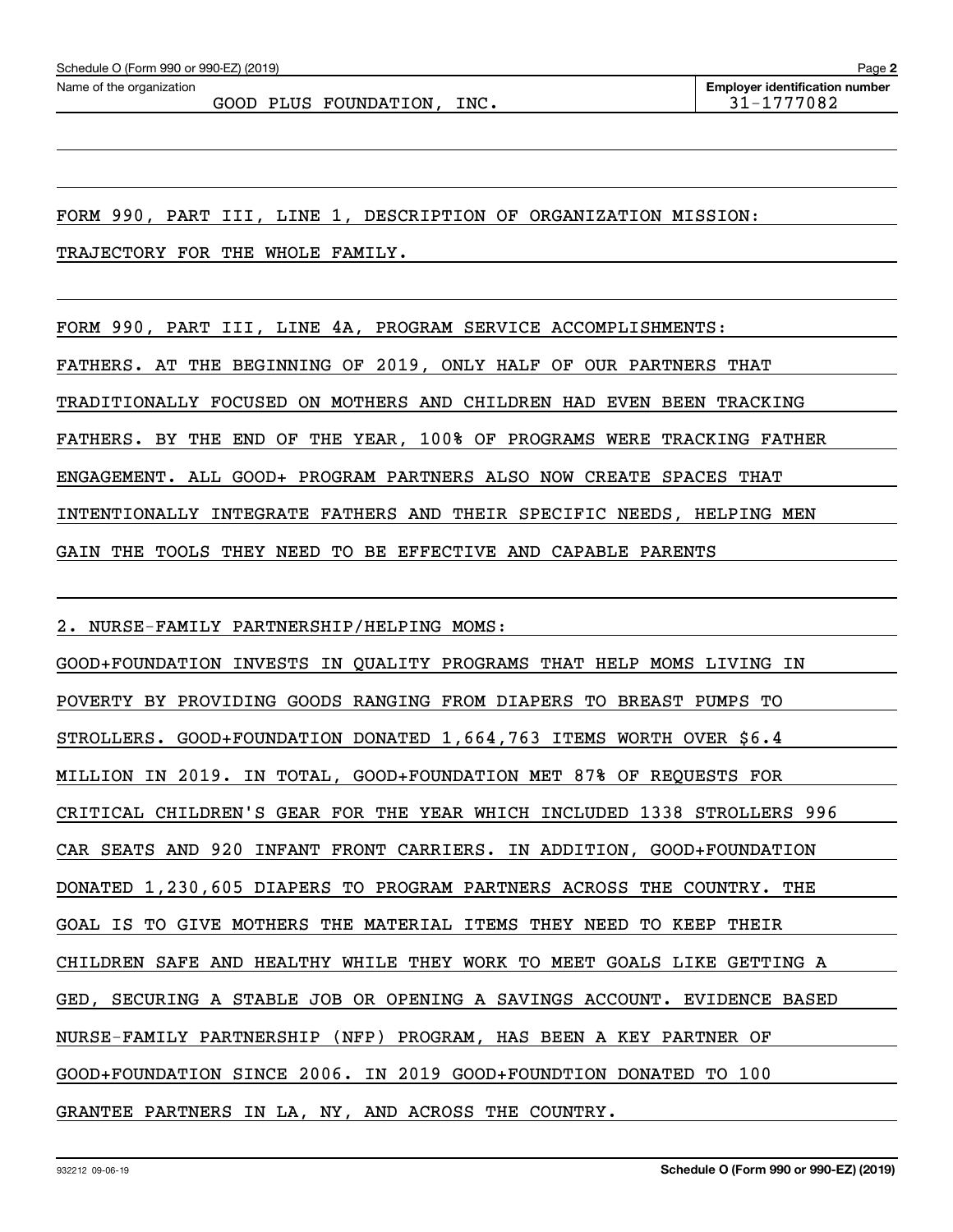Name of the organization: GOOD PLUS FOUNDATION, INC.

Employer identification number: 31-1777082

FORM 990, PART III, LINE 1, DESCRIPTION OF ORGANIZATION MISSION:

TRAJECTORY FOR THE WHOLE FAMILY.

FORM 990, PART III, LINE 4A, PROGRAM SERVICE ACCOMPLISHMENTS:

FATHERS. AT THE BEGINNING OF 2019, ONLY HALF OF OUR PARTNERS THAT TRADITIONALLY FOCUSED ON MOTHERS AND CHILDREN HAD EVEN BEEN TRACKING FATHERS. BY THE END OF THE YEAR, 100% OF PROGRAMS WERE TRACKING FATHER ENGAGEMENT. ALL GOOD+ PROGRAM PARTNERS ALSO NOW CREATE SPACES THAT INTENTIONALLY INTEGRATE FATHERS AND THEIR SPECIFIC NEEDS, HELPING MEN GAIN THE TOOLS THEY NEED TO BE EFFECTIVE AND CAPABLE PARENTS

2. NURSE-FAMILY PARTNERSHIP/HELPING MOMS:

GOOD+FOUNDATION INVESTS IN QUALITY PROGRAMS THAT HELP MOMS LIVING IN POVERTY BY PROVIDING GOODS RANGING FROM DIAPERS TO BREAST PUMPS TO STROLLERS. GOOD+FOUNDATION DONATED 1,664,763 ITEMS WORTH OVER $6.4 MILLION IN 2019. IN TOTAL, GOOD+FOUNDATION MET 87% OF REQUESTS FOR CRITICAL CHILDREN'S GEAR FOR THE YEAR WHICH INCLUDED 1338 STROLLERS 996 CAR SEATS AND 920 INFANT FRONT CARRIERS. IN ADDITION, GOOD+FOUNDATION DONATED 1,230,605 DIAPERS TO PROGRAM PARTNERS ACROSS THE COUNTRY. THE GOAL IS TO GIVE MOTHERS THE MATERIAL ITEMS THEY NEED TO KEEP THEIR CHILDREN SAFE AND HEALTHY WHILE THEY WORK TO MEET GOALS LIKE GETTING A GED, SECURING A STABLE JOB OR OPENING A SAVINGS ACCOUNT. EVIDENCE BASED NURSE-FAMILY PARTNERSHIP (NFP) PROGRAM, HAS BEEN A KEY PARTNER OF GOOD+FOUNDATION SINCE 2006. IN 2019 GOOD+FOUNDTION DONATED TO 100 GRANTEE PARTNERS IN LA, NY, AND ACROSS THE COUNTRY.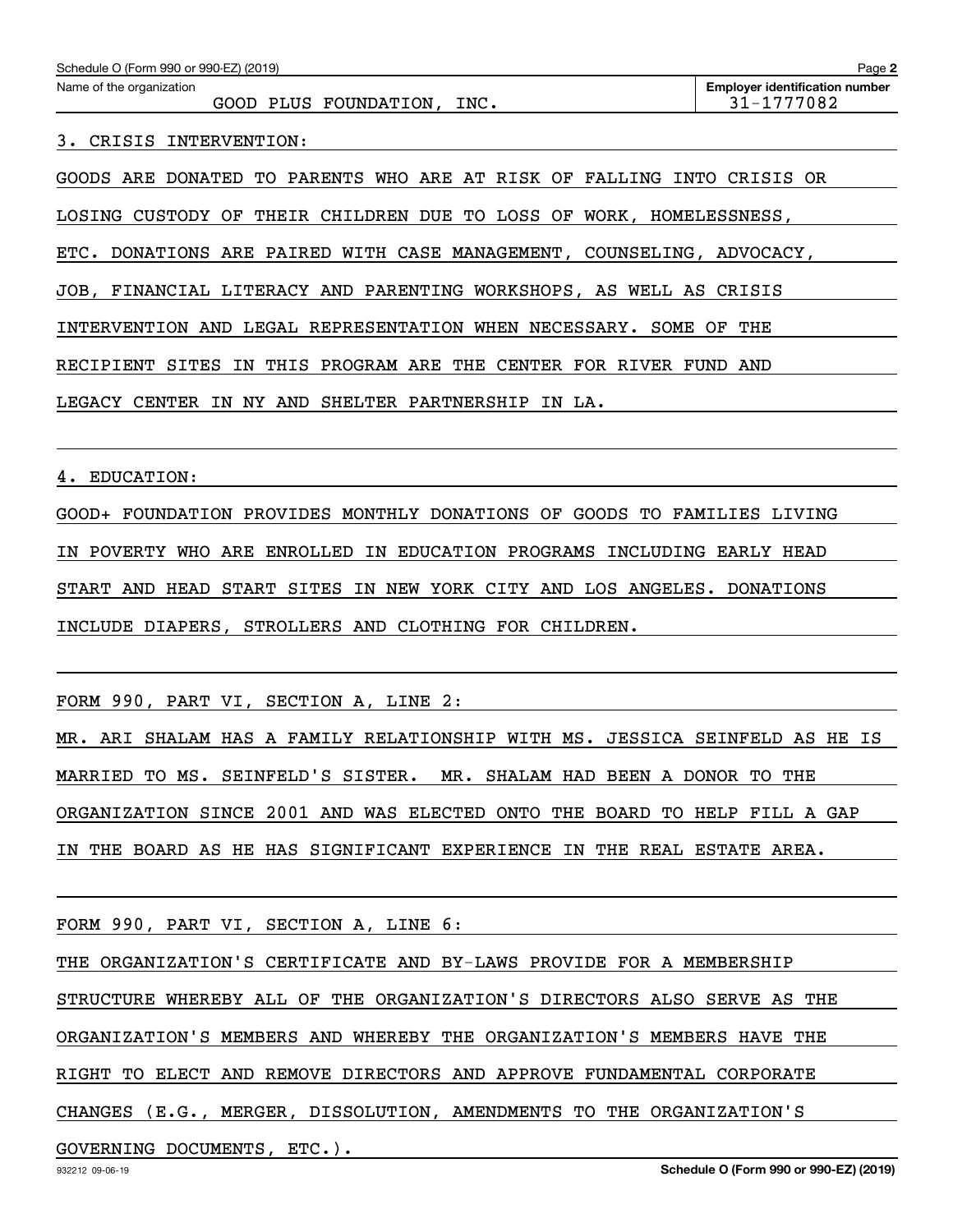Name of the organization: GOOD PLUS FOUNDATION, INC.

Employer identification number: 31-1777082

3. CRISIS INTERVENTION:

GOODS ARE DONATED TO PARENTS WHO ARE AT RISK OF FALLING INTO CRISIS OR LOSING CUSTODY OF THEIR CHILDREN DUE TO LOSS OF WORK, HOMELESSNESS, ETC. DONATIONS ARE PAIRED WITH CASE MANAGEMENT, COUNSELING, ADVOCACY, JOB, FINANCIAL LITERACY AND PARENTING WORKSHOPS, AS WELL AS CRISIS INTERVENTION AND LEGAL REPRESENTATION WHEN NECESSARY. SOME OF THE RECIPIENT SITES IN THIS PROGRAM ARE THE CENTER FOR RIVER FUND AND LEGACY CENTER IN NY AND SHELTER PARTNERSHIP IN LA.

4. EDUCATION:

GOOD+ FOUNDATION PROVIDES MONTHLY DONATIONS OF GOODS TO FAMILIES LIVING IN POVERTY WHO ARE ENROLLED IN EDUCATION PROGRAMS INCLUDING EARLY HEAD START AND HEAD START SITES IN NEW YORK CITY AND LOS ANGELES. DONATIONS INCLUDE DIAPERS, STROLLERS AND CLOTHING FOR CHILDREN.

FORM 990, PART VI, SECTION A, LINE 2:

MR. ARI SHALAM HAS A FAMILY RELATIONSHIP WITH MS. JESSICA SEINFELD AS HE IS MARRIED TO MS. SEINFELD'S SISTER. MR. SHALAM HAD BEEN A DONOR TO THE ORGANIZATION SINCE 2001 AND WAS ELECTED ONTO THE BOARD TO HELP FILL A GAP IN THE BOARD AS HE HAS SIGNIFICANT EXPERIENCE IN THE REAL ESTATE AREA.

FORM 990, PART VI, SECTION A, LINE 6:

THE ORGANIZATION'S CERTIFICATE AND BY-LAWS PROVIDE FOR A MEMBERSHIP STRUCTURE WHEREBY ALL OF THE ORGANIZATION'S DIRECTORS ALSO SERVE AS THE ORGANIZATION'S MEMBERS AND WHEREBY THE ORGANIZATION'S MEMBERS HAVE THE RIGHT TO ELECT AND REMOVE DIRECTORS AND APPROVE FUNDAMENTAL CORPORATE CHANGES (E.G., MERGER, DISSOLUTION, AMENDMENTS TO THE ORGANIZATION'S GOVERNING DOCUMENTS, ETC.).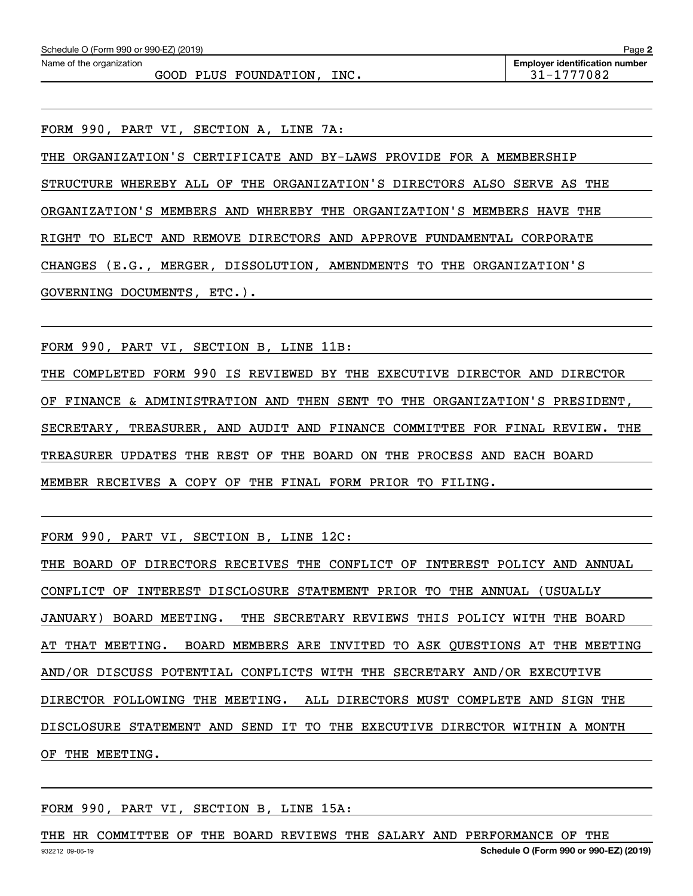Name of the organization: GOOD PLUS FOUNDATION, INC.

Employer identification number: 31-1777082

FORM 990, PART VI, SECTION A, LINE 7A:

THE ORGANIZATION'S CERTIFICATE AND BY-LAWS PROVIDE FOR A MEMBERSHIP STRUCTURE WHEREBY ALL OF THE ORGANIZATION'S DIRECTORS ALSO SERVE AS THE ORGANIZATION'S MEMBERS AND WHEREBY THE ORGANIZATION'S MEMBERS HAVE THE RIGHT TO ELECT AND REMOVE DIRECTORS AND APPROVE FUNDAMENTAL CORPORATE CHANGES (E.G., MERGER, DISSOLUTION, AMENDMENTS TO THE ORGANIZATION'S GOVERNING DOCUMENTS, ETC.).

FORM 990, PART VI, SECTION B, LINE 11B:

THE COMPLETED FORM 990 IS REVIEWED BY THE EXECUTIVE DIRECTOR AND DIRECTOR OF FINANCE & ADMINISTRATION AND THEN SENT TO THE ORGANIZATION'S PRESIDENT, SECRETARY, TREASURER, AND AUDIT AND FINANCE COMMITTEE FOR FINAL REVIEW. THE TREASURER UPDATES THE REST OF THE BOARD ON THE PROCESS AND EACH BOARD MEMBER RECEIVES A COPY OF THE FINAL FORM PRIOR TO FILING.

FORM 990, PART VI, SECTION B, LINE 12C:

THE BOARD OF DIRECTORS RECEIVES THE CONFLICT OF INTEREST POLICY AND ANNUAL CONFLICT OF INTEREST DISCLOSURE STATEMENT PRIOR TO THE ANNUAL (USUALLY JANUARY) BOARD MEETING. THE SECRETARY REVIEWS THIS POLICY WITH THE BOARD AT THAT MEETING. BOARD MEMBERS ARE INVITED TO ASK QUESTIONS AT THE MEETING AND/OR DISCUSS POTENTIAL CONFLICTS WITH THE SECRETARY AND/OR EXECUTIVE DIRECTOR FOLLOWING THE MEETING. ALL DIRECTORS MUST COMPLETE AND SIGN THE DISCLOSURE STATEMENT AND SEND IT TO THE EXECUTIVE DIRECTOR WITHIN A MONTH OF THE MEETING.

FORM 990, PART VI, SECTION B, LINE 15A:

THE HR COMMITTEE OF THE BOARD REVIEWS THE SALARY AND PERFORMANCE OF THE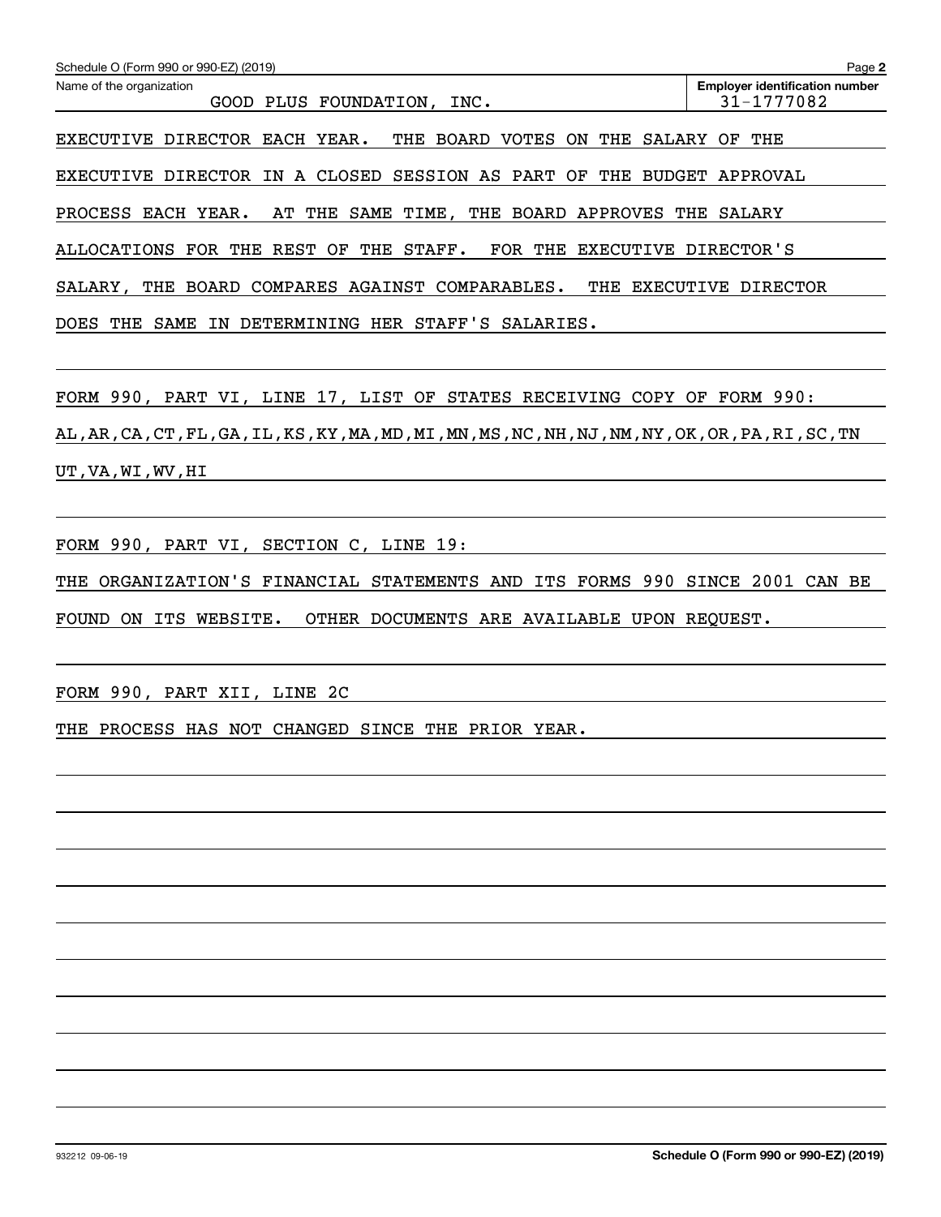Name of the organization: GOOD PLUS FOUNDATION, INC.

Employer identification number: 31-1777082

EXECUTIVE DIRECTOR EACH YEAR. THE BOARD VOTES ON THE SALARY OF THE EXECUTIVE DIRECTOR IN A CLOSED SESSION AS PART OF THE BUDGET APPROVAL PROCESS EACH YEAR. AT THE SAME TIME, THE BOARD APPROVES THE SALARY ALLOCATIONS FOR THE REST OF THE STAFF. FOR THE EXECUTIVE DIRECTOR'S SALARY, THE BOARD COMPARES AGAINST COMPARABLES. THE EXECUTIVE DIRECTOR DOES THE SAME IN DETERMINING HER STAFF'S SALARIES.

FORM 990, PART VI, LINE 17, LIST OF STATES RECEIVING COPY OF FORM 990:

AL,AR,CA,CT,FL,GA,IL,KS,KY,MA,MD,MI,MN,MS,NC,NH,NJ,NM,NY,OK,OR,PA,RI,SC,TN UT,VA,WI,WV,HI

FORM 990, PART VI, SECTION C, LINE 19:

THE ORGANIZATION'S FINANCIAL STATEMENTS AND ITS FORMS 990 SINCE 2001 CAN BE FOUND ON ITS WEBSITE. OTHER DOCUMENTS ARE AVAILABLE UPON REQUEST.

FORM 990, PART XII, LINE 2C

THE PROCESS HAS NOT CHANGED SINCE THE PRIOR YEAR.